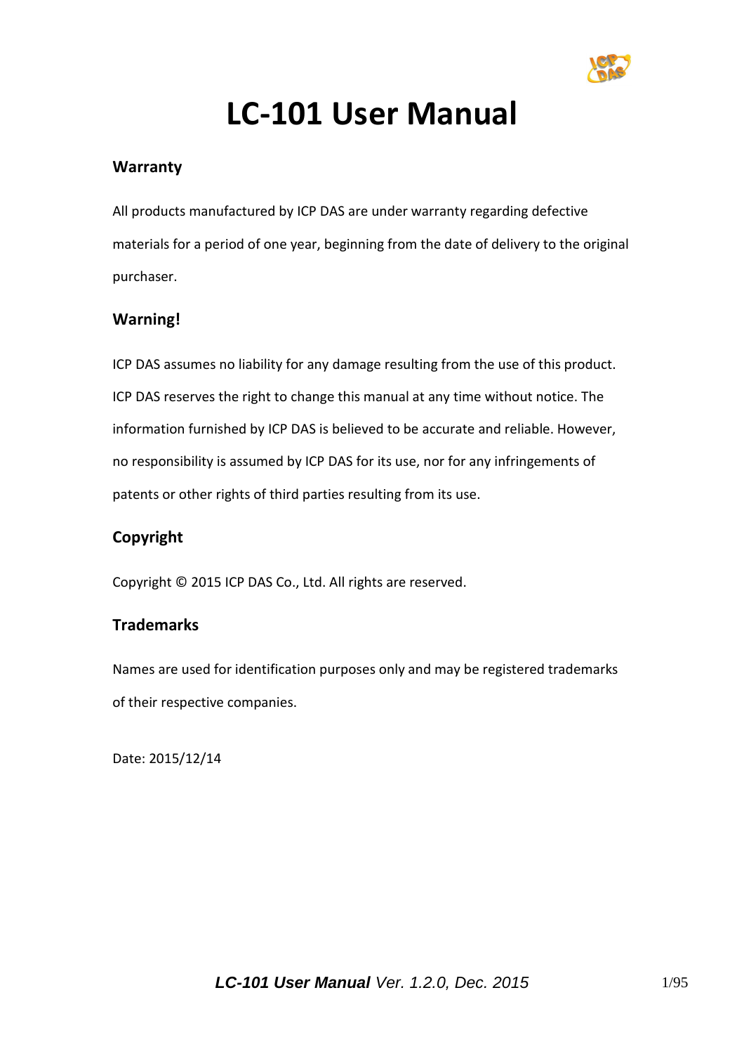# LC-101 User Manual

## Warranty

All products manufactured by ICP DAS are under warranty regarding defective materials for a period of one year, beginning from the date of delivery to the original purchaser.

## Warning!

ICP DAS assumes no liability for any damage resulting from the use of this product. ICP DAS reserves the right to change this manual at any time without notice. The information furnished by ICP DAS is believed to be accurate and reliable. However, no responsibility is assumed by ICP DAS for its use, nor for any infringements of patents or other rights of third parties resulting from its use.

## Copyright

Copyright © 2015 ICP DAS Co., Ltd. All rights are reserved.

## Trademarks

Names are used for identification purposes only and may be registered trademarks of their respective companies.

Date: 2015/12/14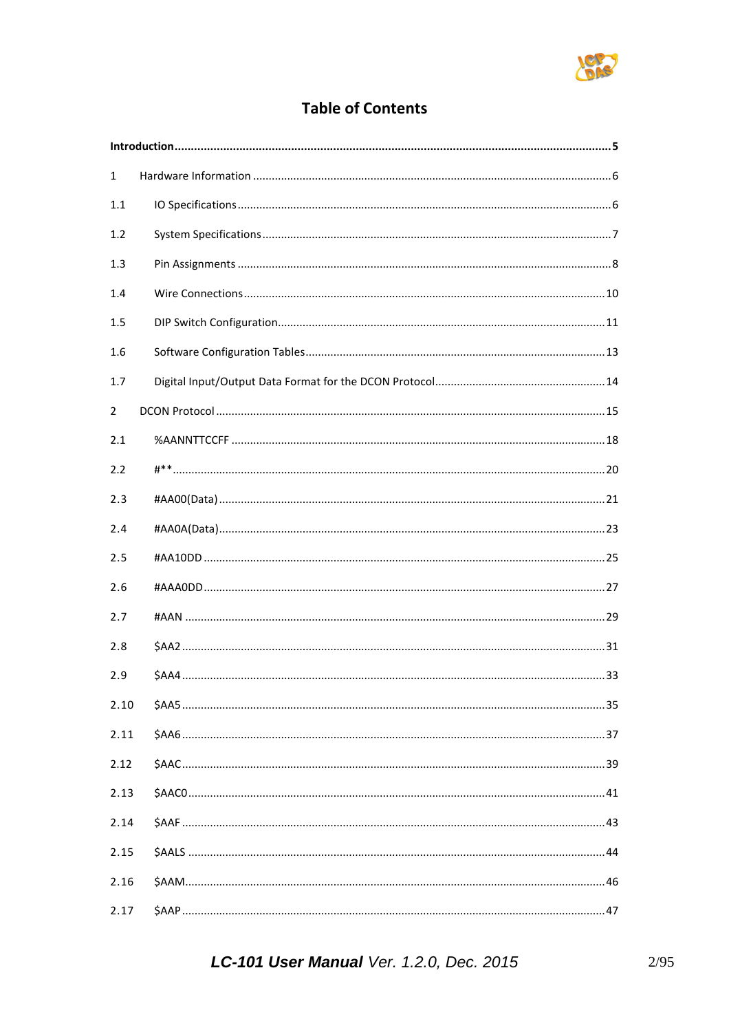# Table of Contents

**Introduction** .................................................................. **5**

1 Hardware Information .................................................................. 6

1.1 IO Specifications .................................................................. 6

1.2 System Specifications .................................................................. 7

1.3 Pin Assignments .................................................................. 8

1.4 Wire Connections .................................................................. 10

1.5 DIP Switch Configuration .................................................................. 11

1.6 Software Configuration Tables .................................................................. 13

1.7 Digital Input/Output Data Format for the DCON Protocol .................................................................. 14

2 DCON Protocol .................................................................. 15

2.1 %AANNTTCCFF .................................................................. 18

2.2 #** .................................................................. 20

2.3 #AA00(Data) .................................................................. 21

2.4 #AA0A(Data) .................................................................. 23

2.5 #AA10DD .................................................................. 25

2.6 #AAA0DD .................................................................. 27

2.7 #AAN .................................................................. 29

2.8 $AA2 .................................................................. 31

2.9 $AA4 .................................................................. 33

2.10 $AA5 .................................................................. 35

2.11 $AA6 .................................................................. 37

2.12 $AAC .................................................................. 39

2.13 $AAC0 .................................................................. 41

2.14 $AAF .................................................................. 43

2.15 $AALS .................................................................. 44

2.16 $AAM .................................................................. 46

2.17 $AAP .................................................................. 47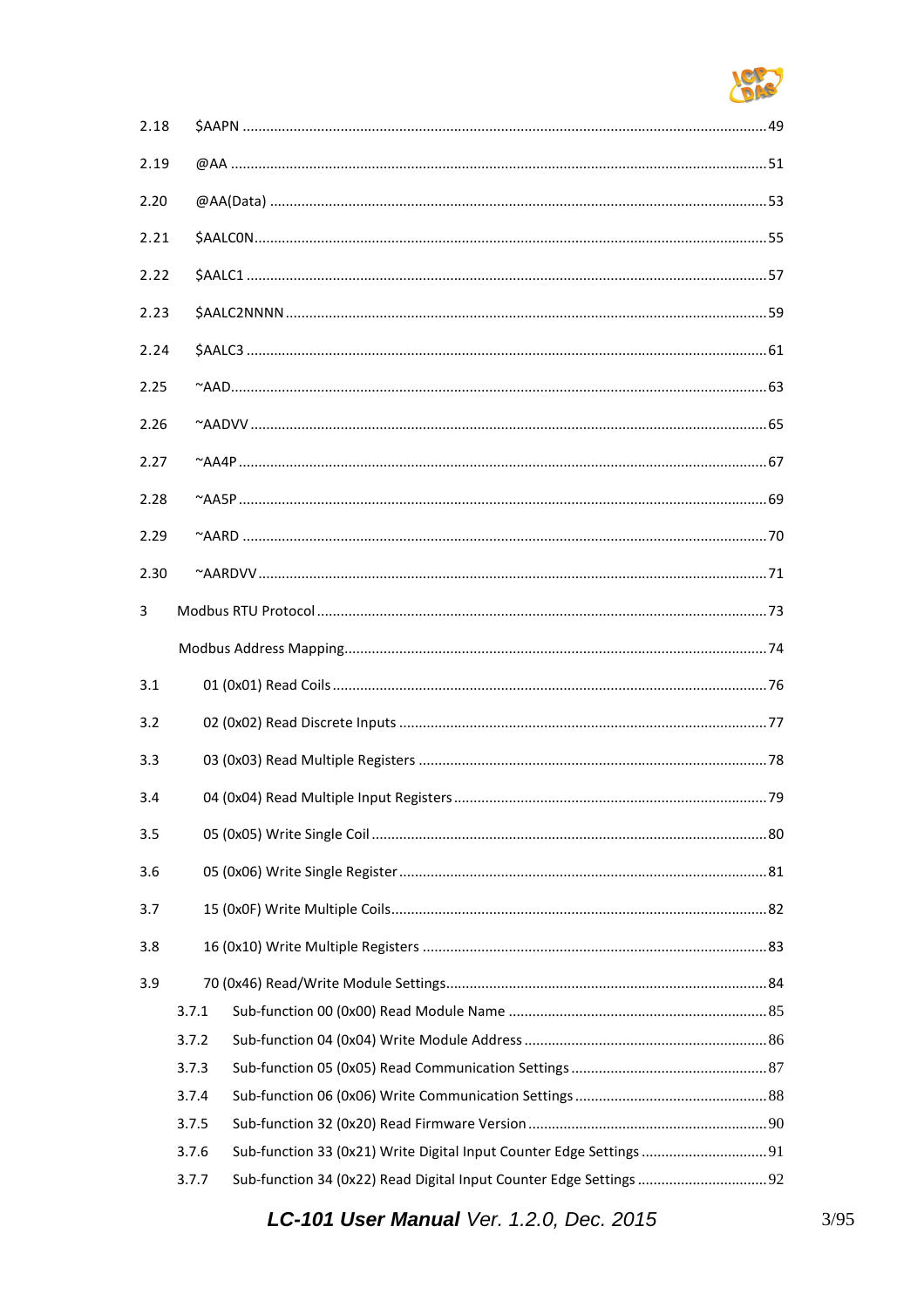2.18 $AAPN ........................................................................................................ 49

2.19 @AA ........................................................................................................ 51

2.20 @AA(Data) ........................................................................................................ 53

2.21 $AALC0N ........................................................................................................ 55

2.22 $AALC1 ........................................................................................................ 57

2.23 $AALC2NNNN ........................................................................................................ 59

2.24 $AALC3 ........................................................................................................ 61

2.25 ~AAD ........................................................................................................ 63

2.26 ~AADVV ........................................................................................................ 65

2.27 ~AA4P ........................................................................................................ 67

2.28 ~AA5P ........................................................................................................ 69

2.29 ~AARD ........................................................................................................ 70

2.30 ~AARDVV ........................................................................................................ 71

3 Modbus RTU Protocol ........................................................................................................ 73

Modbus Address Mapping ........................................................................................................ 74

3.1 01 (0x01) Read Coils ........................................................................................................ 76

3.2 02 (0x02) Read Discrete Inputs ........................................................................................................ 77

3.3 03 (0x03) Read Multiple Registers ........................................................................................................ 78

3.4 04 (0x04) Read Multiple Input Registers ........................................................................................................ 79

3.5 05 (0x05) Write Single Coil ........................................................................................................ 80

3.6 05 (0x06) Write Single Register ........................................................................................................ 81

3.7 15 (0x0F) Write Multiple Coils ........................................................................................................ 82

3.8 16 (0x10) Write Multiple Registers ........................................................................................................ 83

3.9 70 (0x46) Read/Write Module Settings ........................................................................................................ 84

- 3.7.1 Sub-function 00 (0x00) Read Module Name ........................................................................................................ 85
- 3.7.2 Sub-function 04 (0x04) Write Module Address ........................................................................................................ 86
- 3.7.3 Sub-function 05 (0x05) Read Communication Settings ........................................................................................................ 87
- 3.7.4 Sub-function 06 (0x06) Write Communication Settings ........................................................................................................ 88
- 3.7.5 Sub-function 32 (0x20) Read Firmware Version ........................................................................................................ 90
- 3.7.6 Sub-function 33 (0x21) Write Digital Input Counter Edge Settings ........................................................................................................ 91
- 3.7.7 Sub-function 34 (0x22) Read Digital Input Counter Edge Settings ........................................................................................................ 92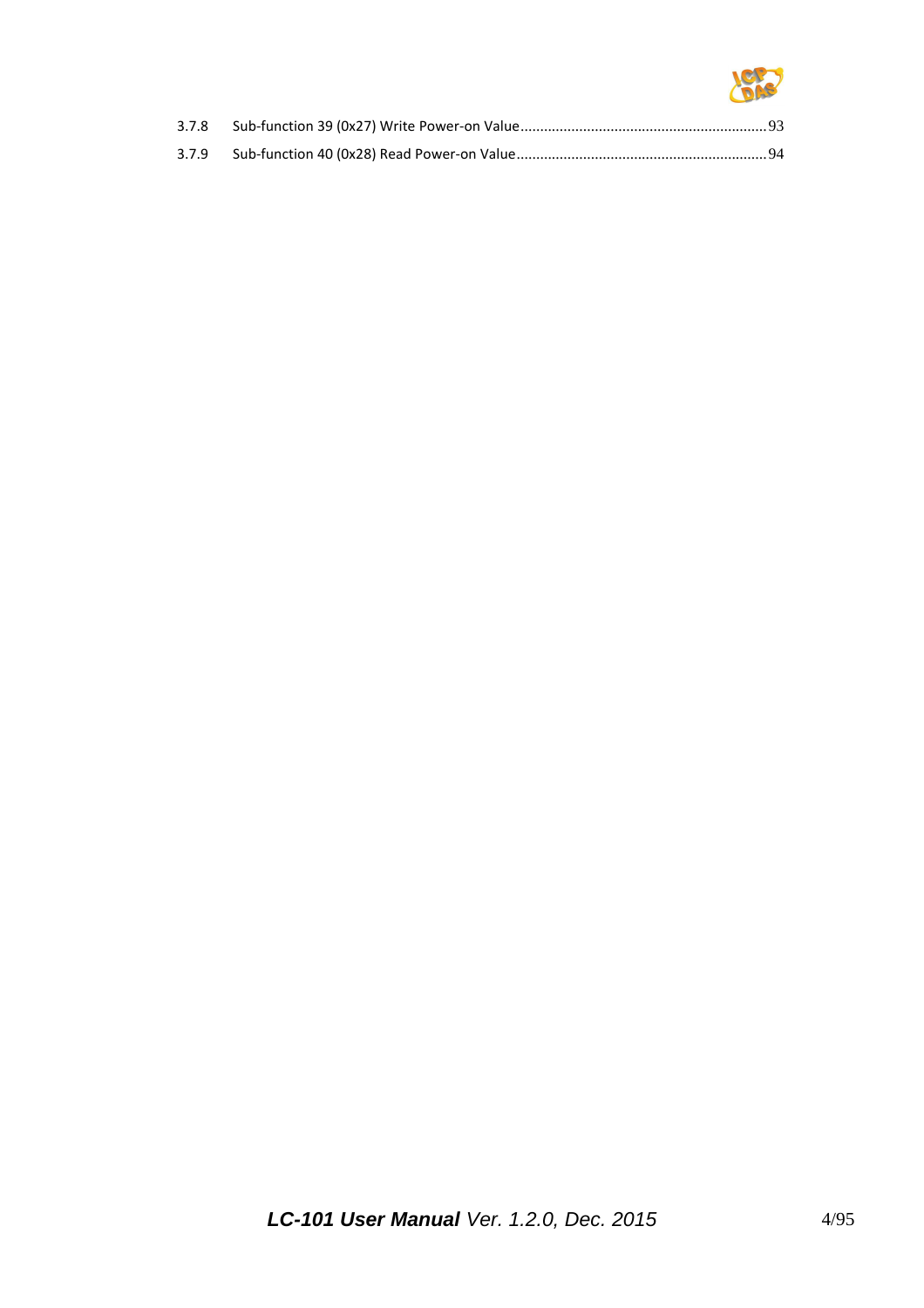3.7.8 Sub-function 39 (0x27) Write Power-on Value ........................................................... 93

3.7.9 Sub-function 40 (0x28) Read Power-on Value ............................................................ 94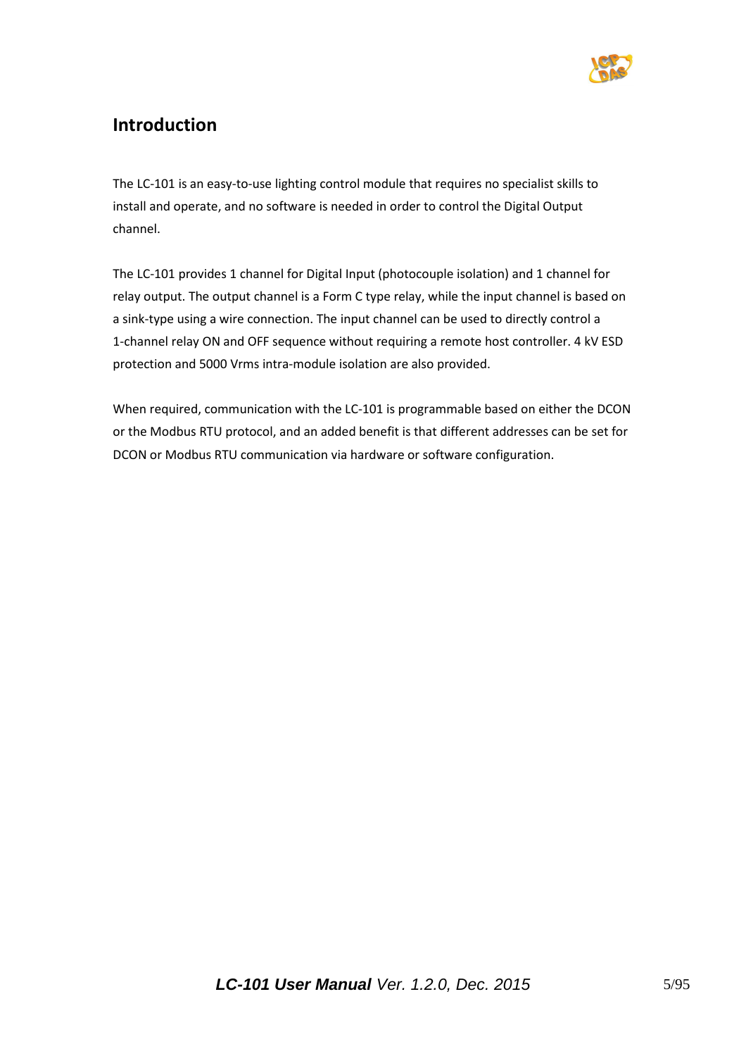## Introduction

The LC-101 is an easy-to-use lighting control module that requires no specialist skills to install and operate, and no software is needed in order to control the Digital Output channel.

The LC-101 provides 1 channel for Digital Input (photocouple isolation) and 1 channel for relay output. The output channel is a Form C type relay, while the input channel is based on a sink-type using a wire connection. The input channel can be used to directly control a 1-channel relay ON and OFF sequence without requiring a remote host controller. 4 kV ESD protection and 5000 Vrms intra-module isolation are also provided.

When required, communication with the LC-101 is programmable based on either the DCON or the Modbus RTU protocol, and an added benefit is that different addresses can be set for DCON or Modbus RTU communication via hardware or software configuration.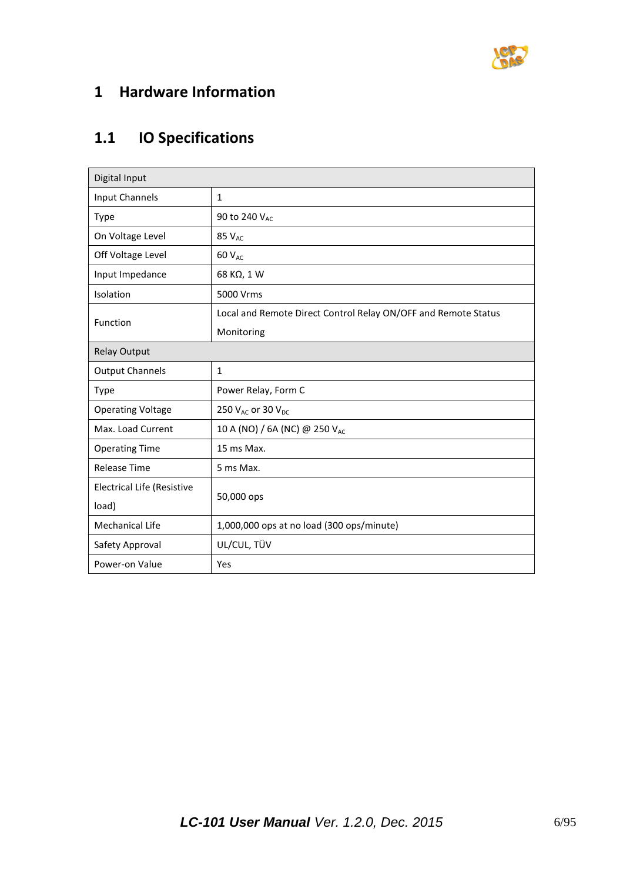# 1 Hardware Information

## 1.1 IO Specifications

| Digital Input | |
|---|---|
| Input Channels | 1 |
| Type | 90 to 240 $V_{AC}$ |
| On Voltage Level | 85 $V_{AC}$ |
| Off Voltage Level | 60 $V_{AC}$ |
| Input Impedance | 68 KΩ, 1 W |
| Isolation | 5000 Vrms |
| Function | Local and Remote Direct Control Relay ON/OFF and Remote Status Monitoring |
| **Relay Output** | |
| Output Channels | 1 |
| Type | Power Relay, Form C |
| Operating Voltage | 250 $V_{AC}$ or 30 $V_{DC}$ |
| Max. Load Current | 10 A (NO) / 6A (NC) @ 250 $V_{AC}$ |
| Operating Time | 15 ms Max. |
| Release Time | 5 ms Max. |
| Electrical Life (Resistive load) | 50,000 ops |
| Mechanical Life | 1,000,000 ops at no load (300 ops/minute) |
| Safety Approval | UL/CUL, TÜV |
| Power-on Value | Yes |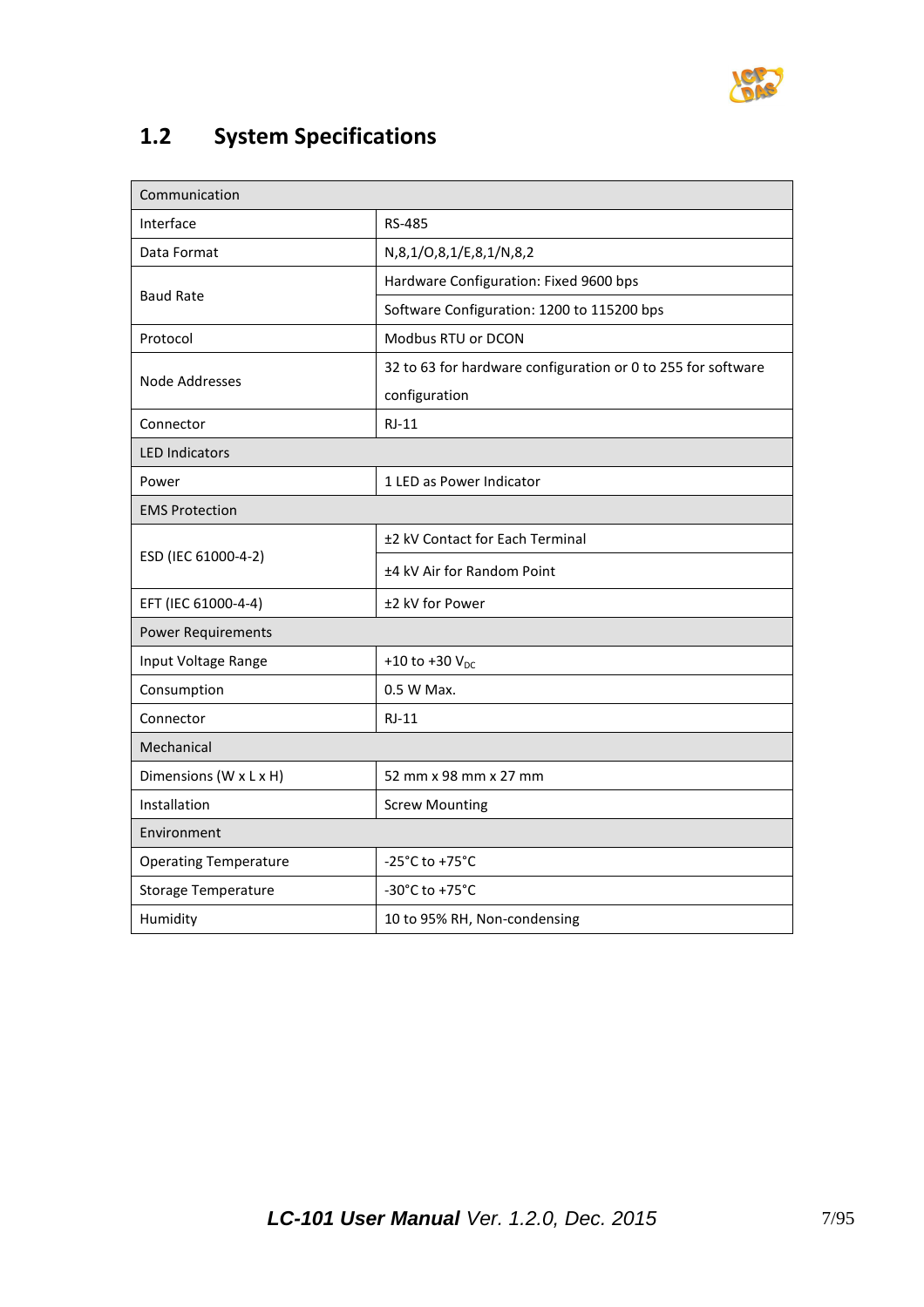## 1.2 System Specifications

| Communication | |
|---|---|
| Interface | RS-485 |
| Data Format | N,8,1/O,8,1/E,8,1/N,8,2 |
| Baud Rate | Hardware Configuration: Fixed 9600 bps |
| | Software Configuration: 1200 to 115200 bps |
| Protocol | Modbus RTU or DCON |
| Node Addresses | 32 to 63 for hardware configuration or 0 to 255 for software configuration |
| Connector | RJ-11 |
| **LED Indicators** | |
| Power | 1 LED as Power Indicator |
| **EMS Protection** | |
| ESD (IEC 61000-4-2) | ±2 kV Contact for Each Terminal |
| | ±4 kV Air for Random Point |
| EFT (IEC 61000-4-4) | ±2 kV for Power |
| **Power Requirements** | |
| Input Voltage Range | +10 to +30 $V_{DC}$ |
| Consumption | 0.5 W Max. |
| Connector | RJ-11 |
| **Mechanical** | |
| Dimensions (W x L x H) | 52 mm x 98 mm x 27 mm |
| Installation | Screw Mounting |
| **Environment** | |
| Operating Temperature | -25°C to +75°C |
| Storage Temperature | -30°C to +75°C |
| Humidity | 10 to 95% RH, Non-condensing |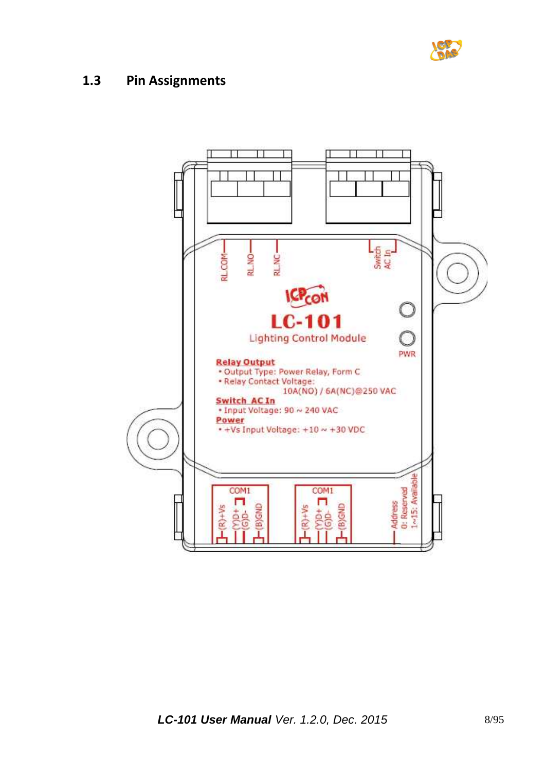## 1.3 Pin Assignments

RL.COM RL.NO RL.NC Switch AC In

LC-101

Lighting Control Module

PWR

**Relay Output**

- Output Type: Power Relay, Form C
- Relay Contact Voltage:
  10A(NO) / 6A(NC)@250 VAC

**Switch AC In**

- Input Voltage: 90 ~ 240 VAC

**Power**

- +Vs Input Voltage: +10 ~ +30 VDC

COM1: (R)+Vs (Y)D+ (G)D- (B)GND

COM1: (R)+Vs (Y)D+ (G)D- (B)GND

Address 0: Reserved 1~15: Available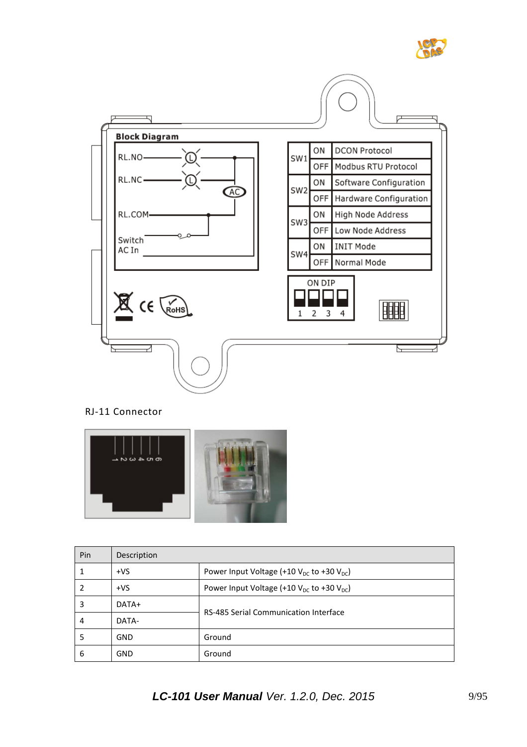**Block Diagram**

RL.NO

RL.NC

AC

RL.COM

Switch AC In

| SW1 | ON | DCON Protocol |
|---|---|---|
| | OFF | Modbus RTU Protocol |
| SW2 | ON | Software Configuration |
| | OFF | Hardware Configuration |
| SW3 | ON | High Node Address |
| | OFF | Low Node Address |
| SW4 | ON | INIT Mode |
| | OFF | Normal Mode |

ON DIP

1 2 3 4

RJ-11 Connector

| Pin | Description | |
|---|---|---|
| 1 | +VS | Power Input Voltage (+10 $V_{DC}$ to +30 $V_{DC}$) |
| 2 | +VS | Power Input Voltage (+10 $V_{DC}$ to +30 $V_{DC}$) |
| 3 | DATA+ | RS-485 Serial Communication Interface |
| 4 | DATA- | |
| 5 | GND | Ground |
| 6 | GND | Ground |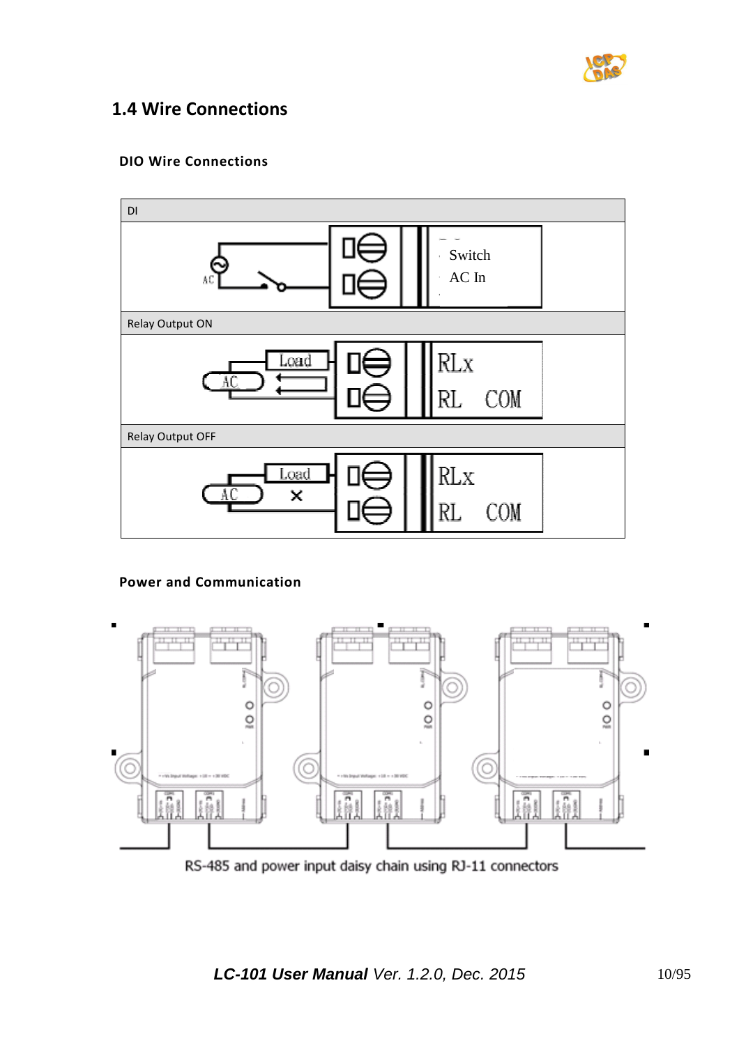## 1.4 Wire Connections

### DIO Wire Connections

| DI |
|---|
| Switch<br>AC In |
| Relay Output ON |
| RLx<br>RL COM |
| Relay Output OFF |
| RLx<br>RL COM |

### Power and Communication

RS-485 and power input daisy chain using RJ-11 connectors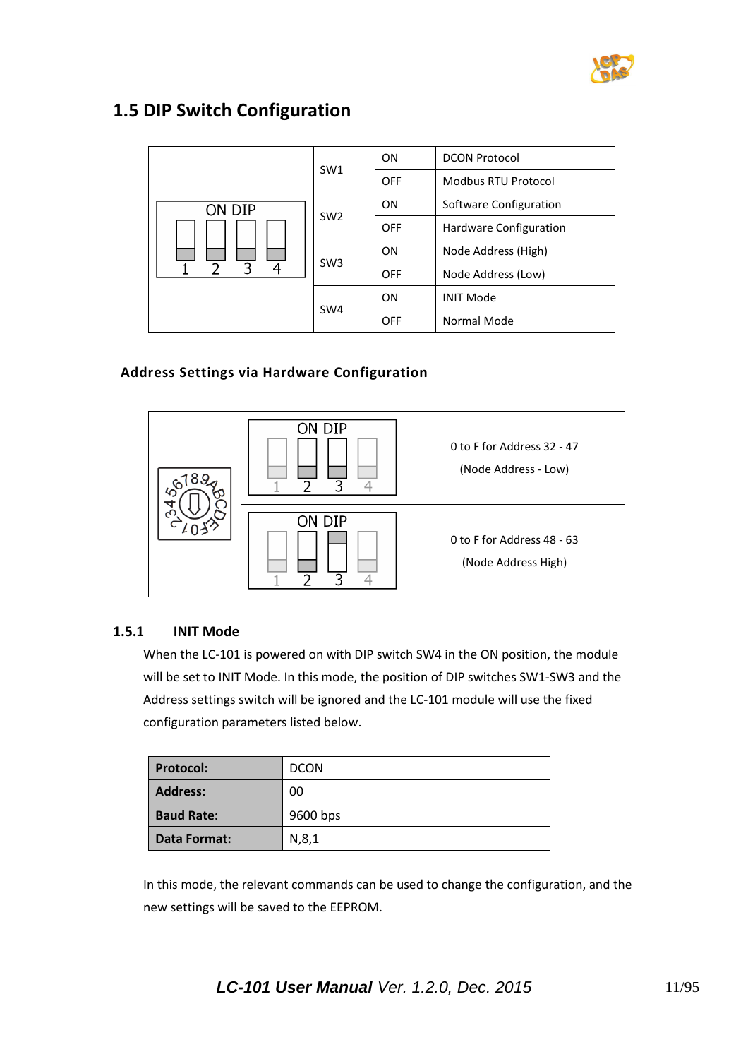## 1.5 DIP Switch Configuration

| ON DIP (1 2 3 4) | Switch | Position | Function |
|---|---|---|---|
| | SW1 | ON | DCON Protocol |
| | | OFF | Modbus RTU Protocol |
| | SW2 | ON | Software Configuration |
| | | OFF | Hardware Configuration |
| | SW3 | ON | Node Address (High) |
| | | OFF | Node Address (Low) |
| | SW4 | ON | INIT Mode |
| | | OFF | Normal Mode |

### Address Settings via Hardware Configuration

| Rotary Switch | DIP Switch | Address |
|---|---|---|
| 0123456789ABCDEF | ON DIP 1 2 3 4 | 0 to F for Address 32 - 47 (Node Address - Low) |
| | ON DIP 1 2 3 4 | 0 to F for Address 48 - 63 (Node Address High) |

### 1.5.1 INIT Mode

When the LC-101 is powered on with DIP switch SW4 in the ON position, the module will be set to INIT Mode. In this mode, the position of DIP switches SW1-SW3 and the Address settings switch will be ignored and the LC-101 module will use the fixed configuration parameters listed below.

| | |
|---|---|
| **Protocol:** | DCON |
| **Address:** | 00 |
| **Baud Rate:** | 9600 bps |
| **Data Format:** | N,8,1 |

In this mode, the relevant commands can be used to change the configuration, and the new settings will be saved to the EEPROM.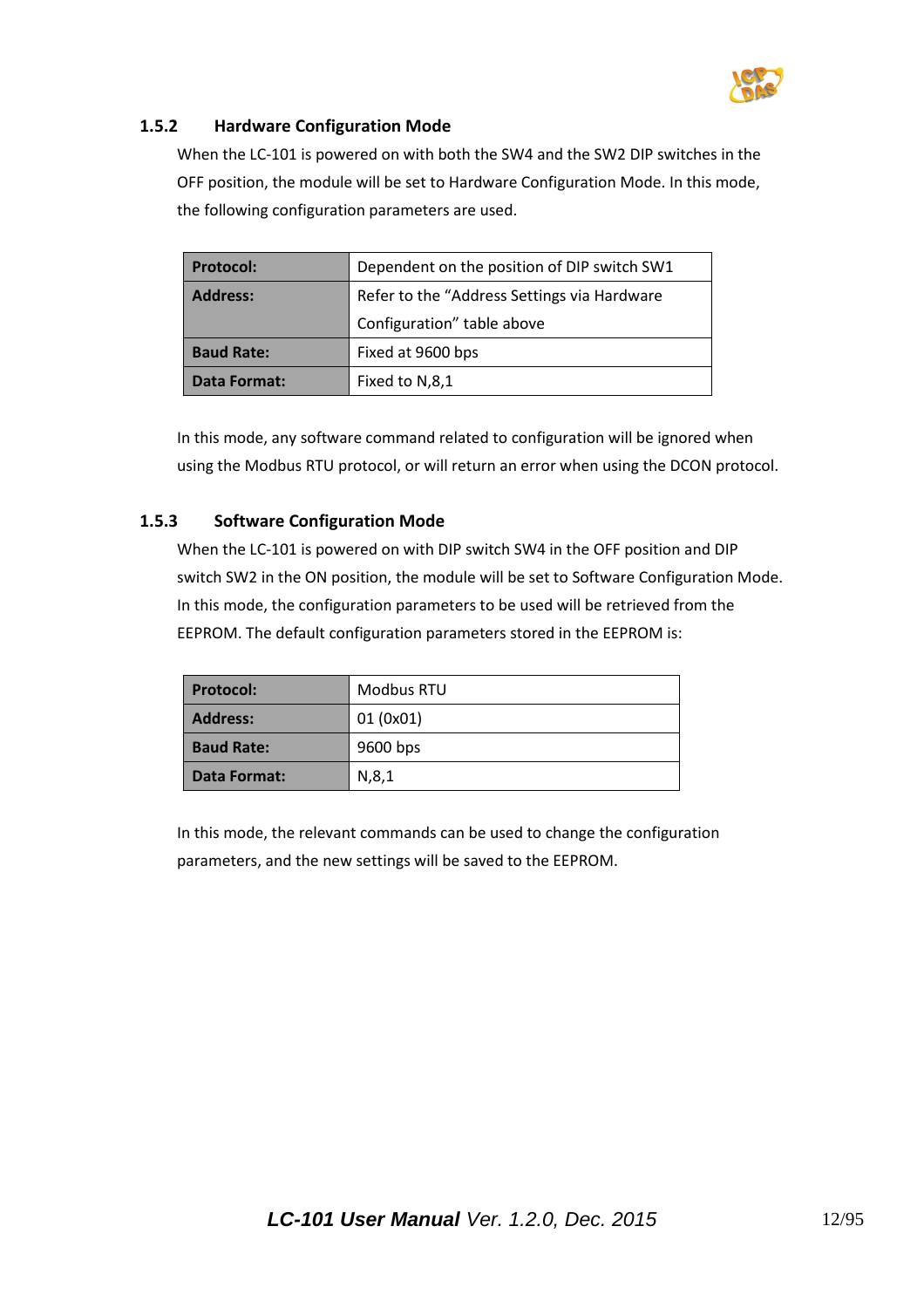### 1.5.2 Hardware Configuration Mode

When the LC-101 is powered on with both the SW4 and the SW2 DIP switches in the OFF position, the module will be set to Hardware Configuration Mode. In this mode, the following configuration parameters are used.

| | |
|---|---|
| **Protocol:** | Dependent on the position of DIP switch SW1 |
| **Address:** | Refer to the "Address Settings via Hardware Configuration" table above |
| **Baud Rate:** | Fixed at 9600 bps |
| **Data Format:** | Fixed to N,8,1 |

In this mode, any software command related to configuration will be ignored when using the Modbus RTU protocol, or will return an error when using the DCON protocol.

### 1.5.3 Software Configuration Mode

When the LC-101 is powered on with DIP switch SW4 in the OFF position and DIP switch SW2 in the ON position, the module will be set to Software Configuration Mode. In this mode, the configuration parameters to be used will be retrieved from the EEPROM. The default configuration parameters stored in the EEPROM is:

| | |
|---|---|
| **Protocol:** | Modbus RTU |
| **Address:** | 01 (0x01) |
| **Baud Rate:** | 9600 bps |
| **Data Format:** | N,8,1 |

In this mode, the relevant commands can be used to change the configuration parameters, and the new settings will be saved to the EEPROM.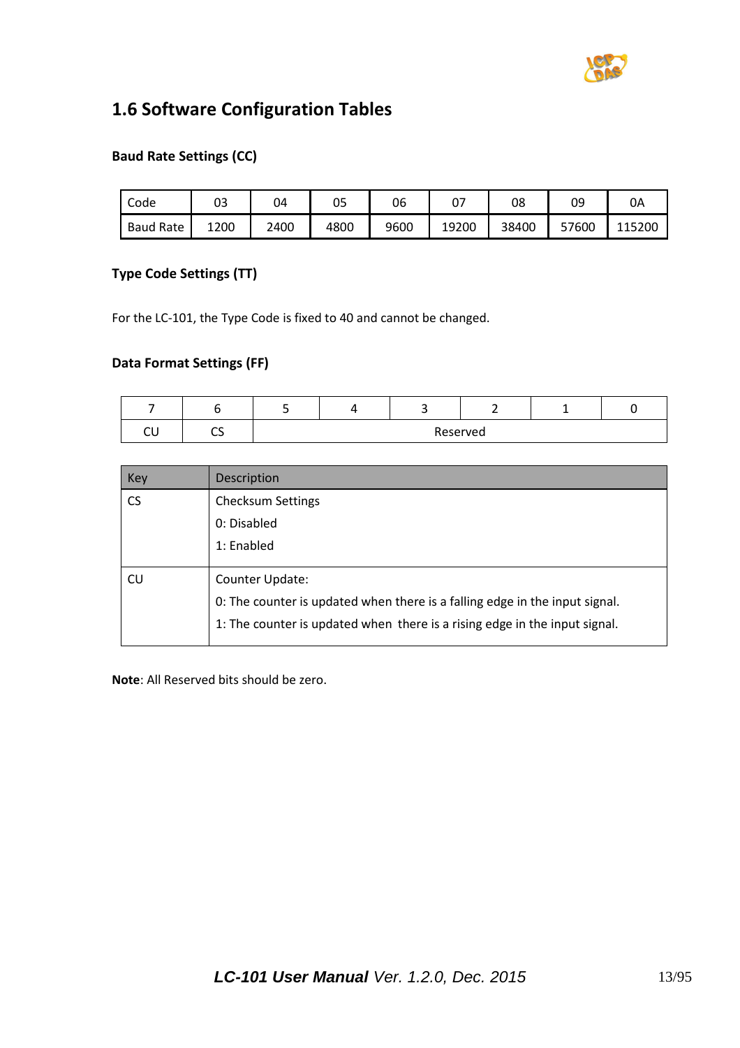## 1.6 Software Configuration Tables

**Baud Rate Settings (CC)**

| Code | 03 | 04 | 05 | 06 | 07 | 08 | 09 | 0A |
|---|---|---|---|---|---|---|---|---|
| Baud Rate | 1200 | 2400 | 4800 | 9600 | 19200 | 38400 | 57600 | 115200 |

**Type Code Settings (TT)**

For the LC-101, the Type Code is fixed to 40 and cannot be changed.

**Data Format Settings (FF)**

| 7 | 6 | 5 | 4 | 3 | 2 | 1 | 0 |
|---|---|---|---|---|---|---|---|
| CU | CS | Reserved | | | | | |

| Key | Description |
|---|---|
| CS | Checksum Settings<br>0: Disabled<br>1: Enabled |
| CU | Counter Update:<br>0: The counter is updated when there is a falling edge in the input signal.<br>1: The counter is updated when there is a rising edge in the input signal. |

**Note**: All Reserved bits should be zero.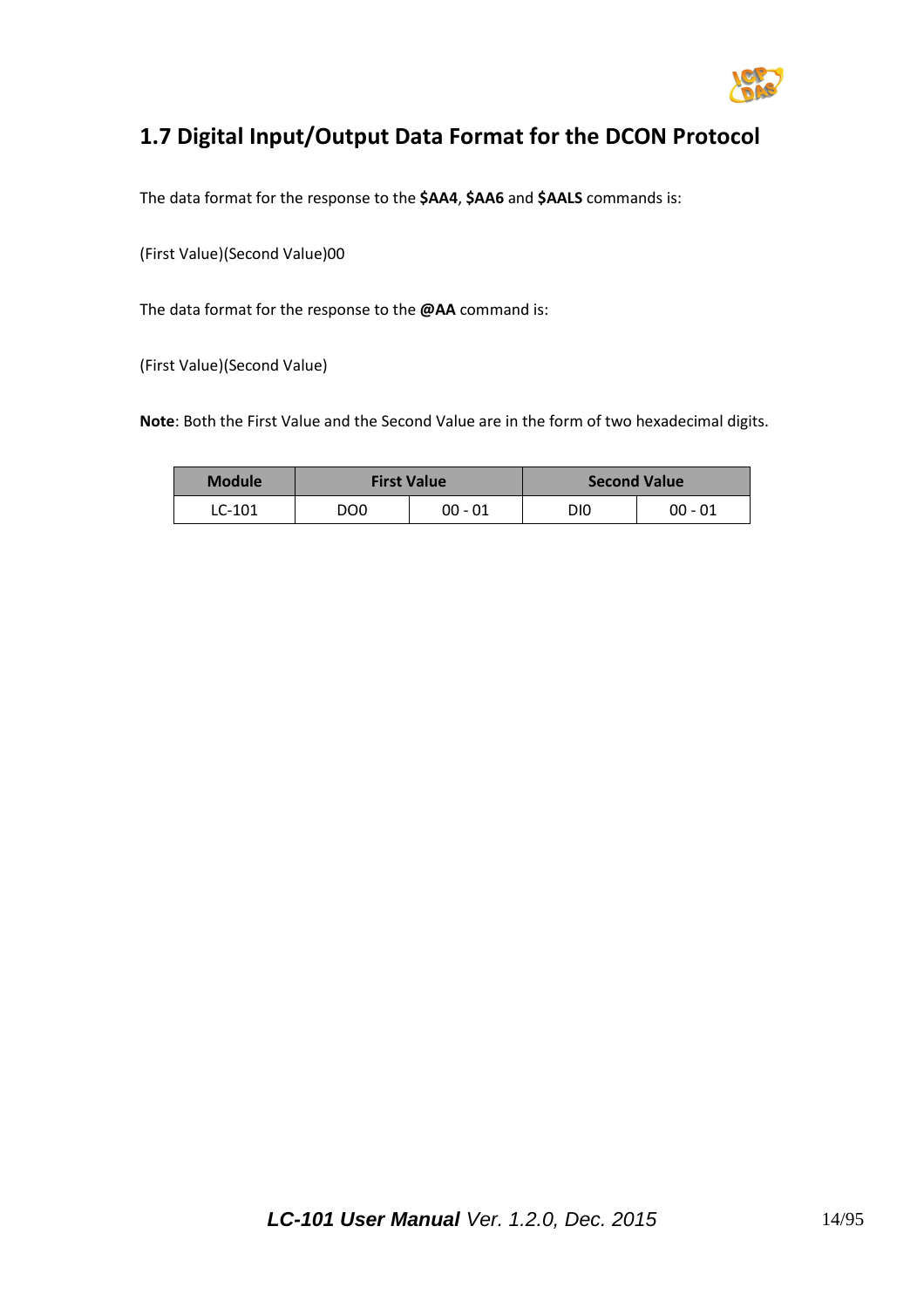## 1.7 Digital Input/Output Data Format for the DCON Protocol

The data format for the response to the **$AA4**, **$AA6** and **$AALS** commands is:

(First Value)(Second Value)00

The data format for the response to the **@AA** command is:

(First Value)(Second Value)

**Note**: Both the First Value and the Second Value are in the form of two hexadecimal digits.

| Module | First Value | | Second Value | |
|---|---|---|---|---|
| LC-101 | DO0 | 00 - 01 | DI0 | 00 - 01 |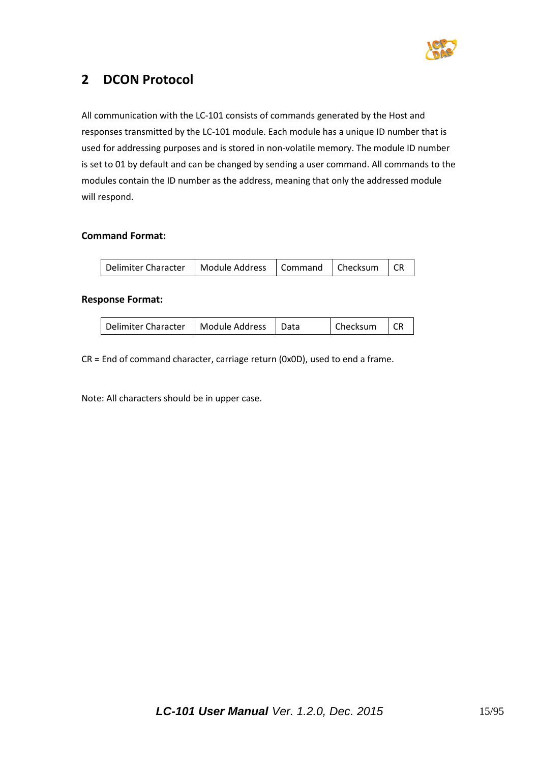# 2 DCON Protocol

All communication with the LC-101 consists of commands generated by the Host and responses transmitted by the LC-101 module. Each module has a unique ID number that is used for addressing purposes and is stored in non-volatile memory. The module ID number is set to 01 by default and can be changed by sending a user command. All commands to the modules contain the ID number as the address, meaning that only the addressed module will respond.

**Command Format:**

| Delimiter Character | Module Address | Command | Checksum | CR |
|---|---|---|---|---|

**Response Format:**

| Delimiter Character | Module Address | Data | Checksum | CR |
|---|---|---|---|---|

CR = End of command character, carriage return (0x0D), used to end a frame.

Note: All characters should be in upper case.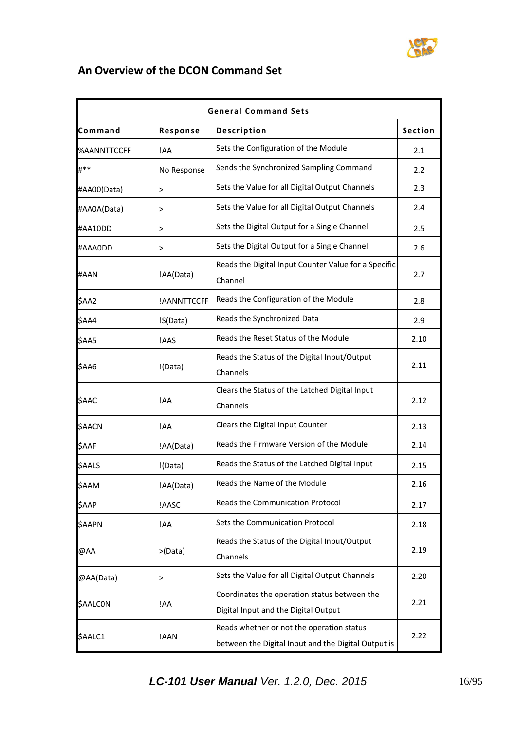## An Overview of the DCON Command Set

| General Command Sets | | | |
|---|---|---|---|
| **Command** | **Response** | **Description** | **Section** |
| %AANNTTCCFF | !AA | Sets the Configuration of the Module | 2.1 |
| #** | No Response | Sends the Synchronized Sampling Command | 2.2 |
| #AA00(Data) | > | Sets the Value for all Digital Output Channels | 2.3 |
| #AA0A(Data) | > | Sets the Value for all Digital Output Channels | 2.4 |
| #AA10DD | > | Sets the Digital Output for a Single Channel | 2.5 |
| #AAA0DD | > | Sets the Digital Output for a Single Channel | 2.6 |
| #AAN | !AA(Data) | Reads the Digital Input Counter Value for a Specific Channel | 2.7 |
| $AA2 | !AANNTTCCFF | Reads the Configuration of the Module | 2.8 |
| $AA4 | !S(Data) | Reads the Synchronized Data | 2.9 |
| $AA5 | !AAS | Reads the Reset Status of the Module | 2.10 |
| $AA6 | !(Data) | Reads the Status of the Digital Input/Output Channels | 2.11 |
| $AAC | !AA | Clears the Status of the Latched Digital Input Channels | 2.12 |
| $AACN | !AA | Clears the Digital Input Counter | 2.13 |
| $AAF | !AA(Data) | Reads the Firmware Version of the Module | 2.14 |
| $AALS | !(Data) | Reads the Status of the Latched Digital Input | 2.15 |
| $AAM | !AA(Data) | Reads the Name of the Module | 2.16 |
| $AAP | !AASC | Reads the Communication Protocol | 2.17 |
| $AAPN | !AA | Sets the Communication Protocol | 2.18 |
| @AA | >(Data) | Reads the Status of the Digital Input/Output Channels | 2.19 |
| @AA(Data) | > | Sets the Value for all Digital Output Channels | 2.20 |
| $AALC0N | !AA | Coordinates the operation status between the Digital Input and the Digital Output | 2.21 |
| $AALC1 | !AAN | Reads whether or not the operation status between the Digital Input and the Digital Output is | 2.22 |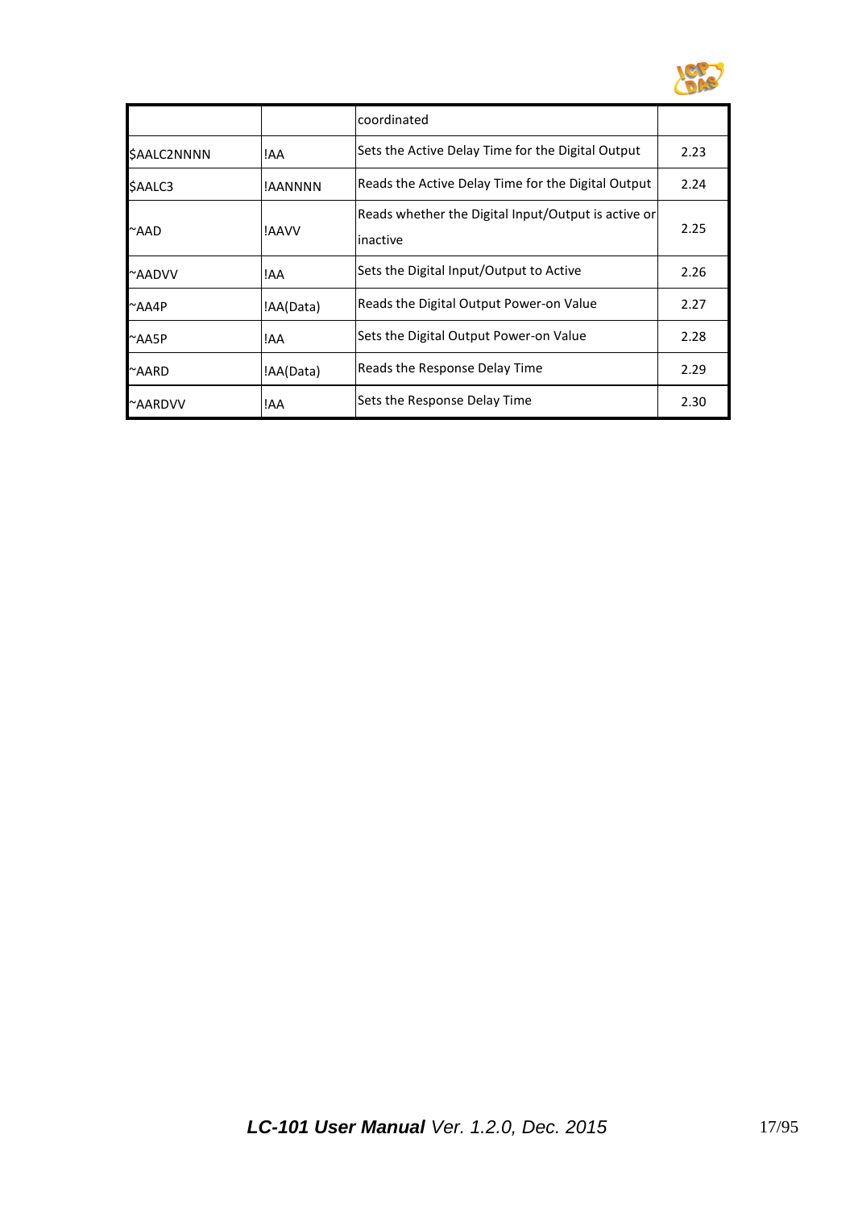| | | | |
|---|---|---|---|
| | | coordinated | |
| $AALC2NNNN | !AA | Sets the Active Delay Time for the Digital Output | 2.23 |
| $AALC3 | !AANNNN | Reads the Active Delay Time for the Digital Output | 2.24 |
| ~AAD | !AAVV | Reads whether the Digital Input/Output is active or inactive | 2.25 |
| ~AADVV | !AA | Sets the Digital Input/Output to Active | 2.26 |
| ~AA4P | !AA(Data) | Reads the Digital Output Power-on Value | 2.27 |
| ~AA5P | !AA | Sets the Digital Output Power-on Value | 2.28 |
| ~AARD | !AA(Data) | Reads the Response Delay Time | 2.29 |
| ~AARDVV | !AA | Sets the Response Delay Time | 2.30 |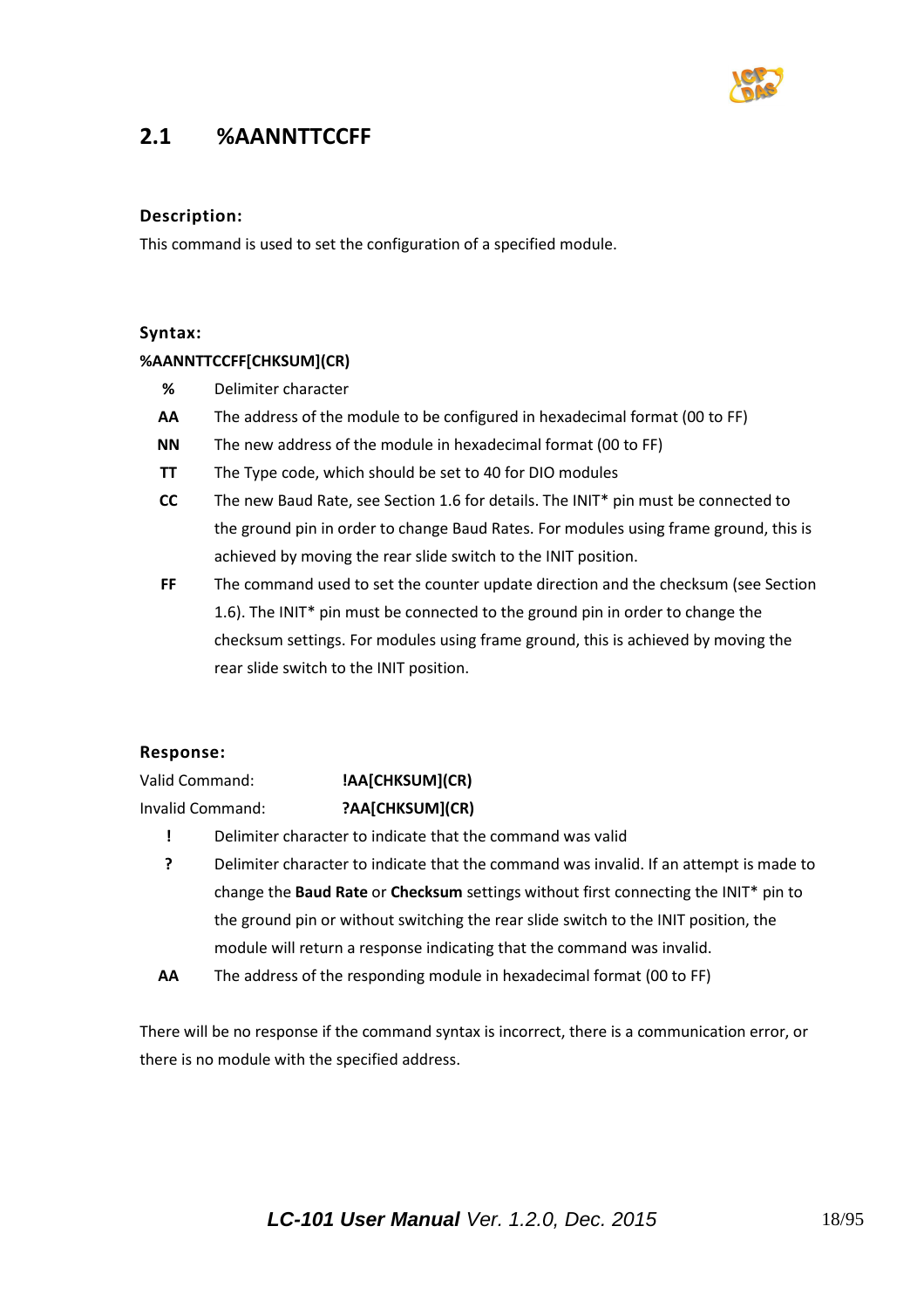## 2.1 %AANNTTCCFF

### Description:

This command is used to set the configuration of a specified module.

### Syntax:

**%AANNTTCCFF[CHKSUM](CR)**

| | |
|---|---|
| **%** | Delimiter character |
| **AA** | The address of the module to be configured in hexadecimal format (00 to FF) |
| **NN** | The new address of the module in hexadecimal format (00 to FF) |
| **TT** | The Type code, which should be set to 40 for DIO modules |
| **CC** | The new Baud Rate, see Section 1.6 for details. The INIT* pin must be connected to the ground pin in order to change Baud Rates. For modules using frame ground, this is achieved by moving the rear slide switch to the INIT position. |
| **FF** | The command used to set the counter update direction and the checksum (see Section 1.6). The INIT* pin must be connected to the ground pin in order to change the checksum settings. For modules using frame ground, this is achieved by moving the rear slide switch to the INIT position. |

### Response:

Valid Command: **!AA[CHKSUM](CR)**

Invalid Command: **?AA[CHKSUM](CR)**

| | |
|---|---|
| **!** | Delimiter character to indicate that the command was valid |
| **?** | Delimiter character to indicate that the command was invalid. If an attempt is made to change the **Baud Rate** or **Checksum** settings without first connecting the INIT* pin to the ground pin or without switching the rear slide switch to the INIT position, the module will return a response indicating that the command was invalid. |
| **AA** | The address of the responding module in hexadecimal format (00 to FF) |

There will be no response if the command syntax is incorrect, there is a communication error, or there is no module with the specified address.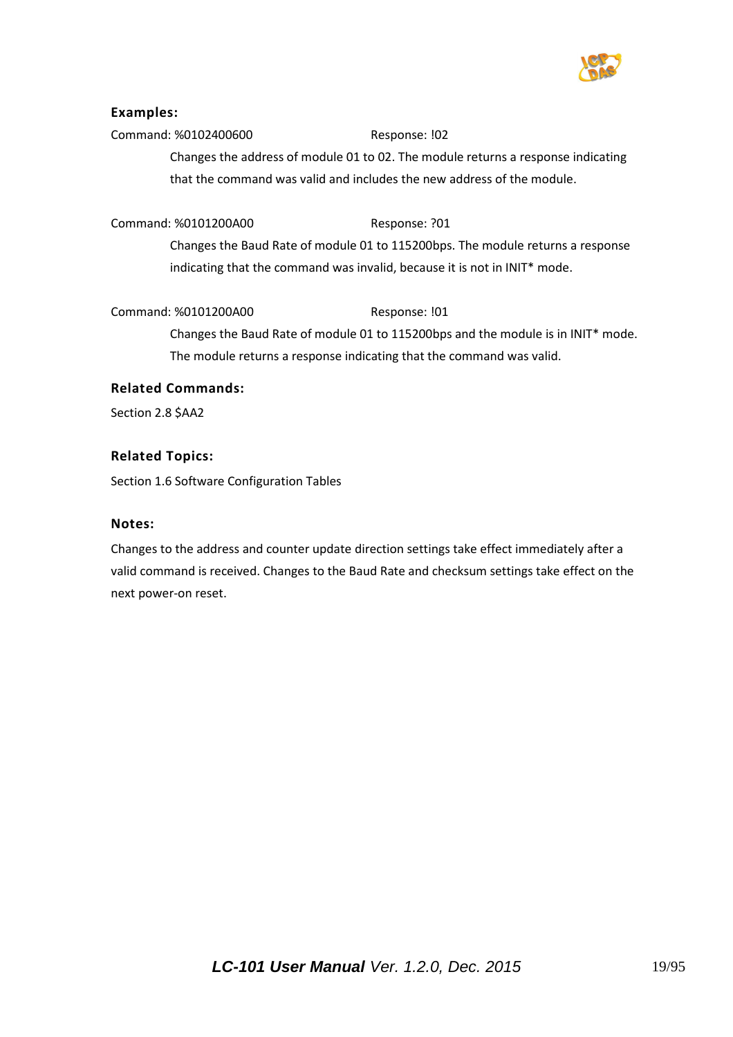### Examples:

Command: %0102400600 Response: !02

Changes the address of module 01 to 02. The module returns a response indicating that the command was valid and includes the new address of the module.

Command: %0101200A00 Response: ?01

Changes the Baud Rate of module 01 to 115200bps. The module returns a response indicating that the command was invalid, because it is not in INIT* mode.

Command: %0101200A00 Response: !01

Changes the Baud Rate of module 01 to 115200bps and the module is in INIT* mode. The module returns a response indicating that the command was valid.

### Related Commands:

Section 2.8 $AA2

### Related Topics:

Section 1.6 Software Configuration Tables

### Notes:

Changes to the address and counter update direction settings take effect immediately after a valid command is received. Changes to the Baud Rate and checksum settings take effect on the next power-on reset.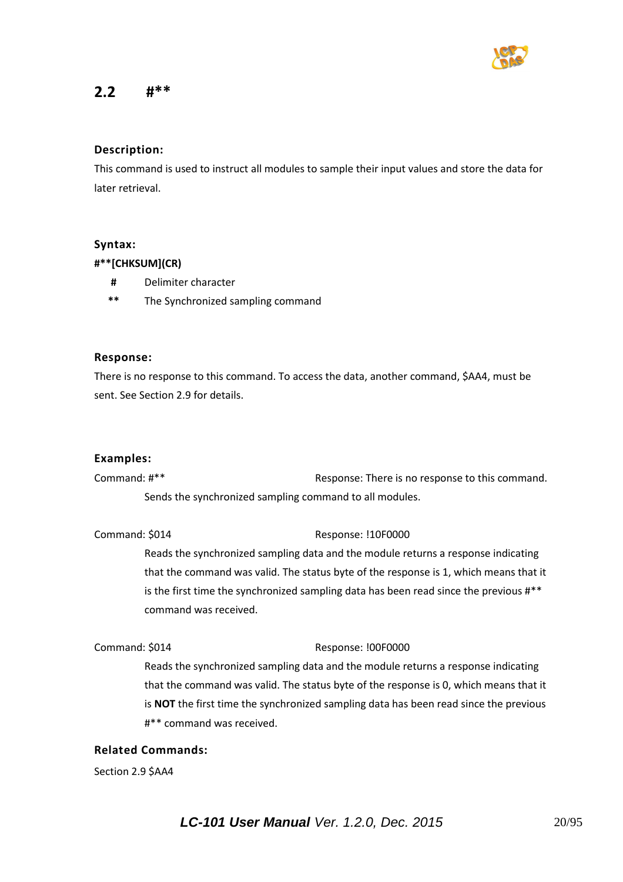## 2.2 #**

### Description:

This command is used to instruct all modules to sample their input values and store the data for later retrieval.

### Syntax:

**#**[CHKSUM](CR)**

| | |
|---|---|
| **#** | Delimiter character |
| **\*\*** | The Synchronized sampling command |

### Response:

There is no response to this command. To access the data, another command, $AA4, must be sent. See Section 2.9 for details.

### Examples:

Command: #**　　　　Response: There is no response to this command.

Sends the synchronized sampling command to all modules.

Command: $014　　　　Response: !10F0000

Reads the synchronized sampling data and the module returns a response indicating that the command was valid. The status byte of the response is 1, which means that it is the first time the synchronized sampling data has been read since the previous #** command was received.

Command: $014　　　　Response: !00F0000

Reads the synchronized sampling data and the module returns a response indicating that the command was valid. The status byte of the response is 0, which means that it is **NOT** the first time the synchronized sampling data has been read since the previous #** command was received.

### Related Commands:

Section 2.9 $AA4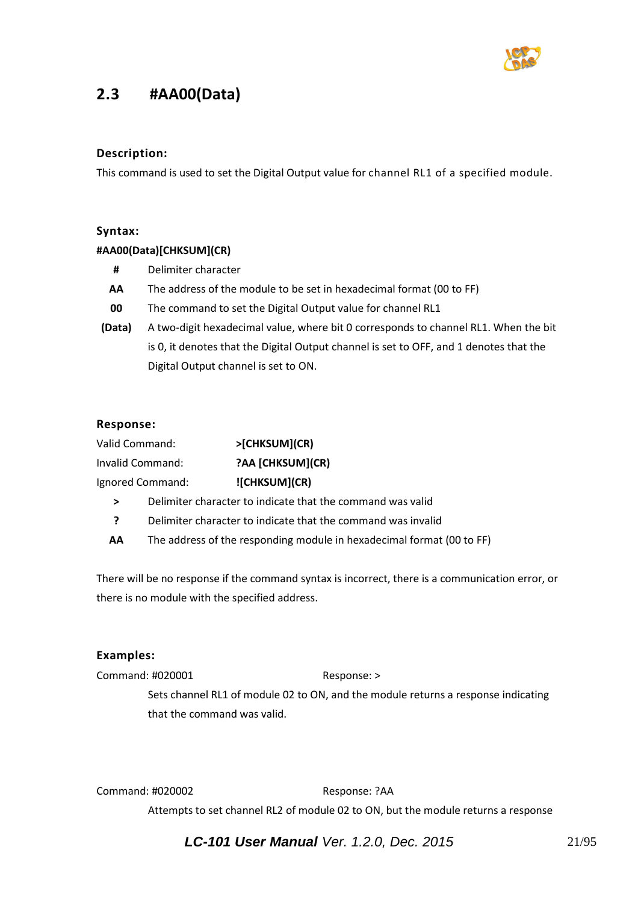## 2.3 #AA00(Data)

**Description:**

This command is used to set the Digital Output value for channel RL1 of a specified module.

**Syntax:**

**#AA00(Data)[CHKSUM](CR)**

| | |
|---|---|
| **#** | Delimiter character |
| **AA** | The address of the module to be set in hexadecimal format (00 to FF) |
| **00** | The command to set the Digital Output value for channel RL1 |
| **(Data)** | A two-digit hexadecimal value, where bit 0 corresponds to channel RL1. When the bit is 0, it denotes that the Digital Output channel is set to OFF, and 1 denotes that the Digital Output channel is set to ON. |

**Response:**

| | |
|---|---|
| Valid Command: | **>[CHKSUM](CR)** |
| Invalid Command: | **?AA [CHKSUM](CR)** |
| Ignored Command: | **![CHKSUM](CR)** |

| | |
|---|---|
| **>** | Delimiter character to indicate that the command was valid |
| **?** | Delimiter character to indicate that the command was invalid |
| **AA** | The address of the responding module in hexadecimal format (00 to FF) |

There will be no response if the command syntax is incorrect, there is a communication error, or there is no module with the specified address.

**Examples:**

Command: #020001 Response: >

Sets channel RL1 of module 02 to ON, and the module returns a response indicating that the command was valid.

Command: #020002 Response: ?AA

Attempts to set channel RL2 of module 02 to ON, but the module returns a response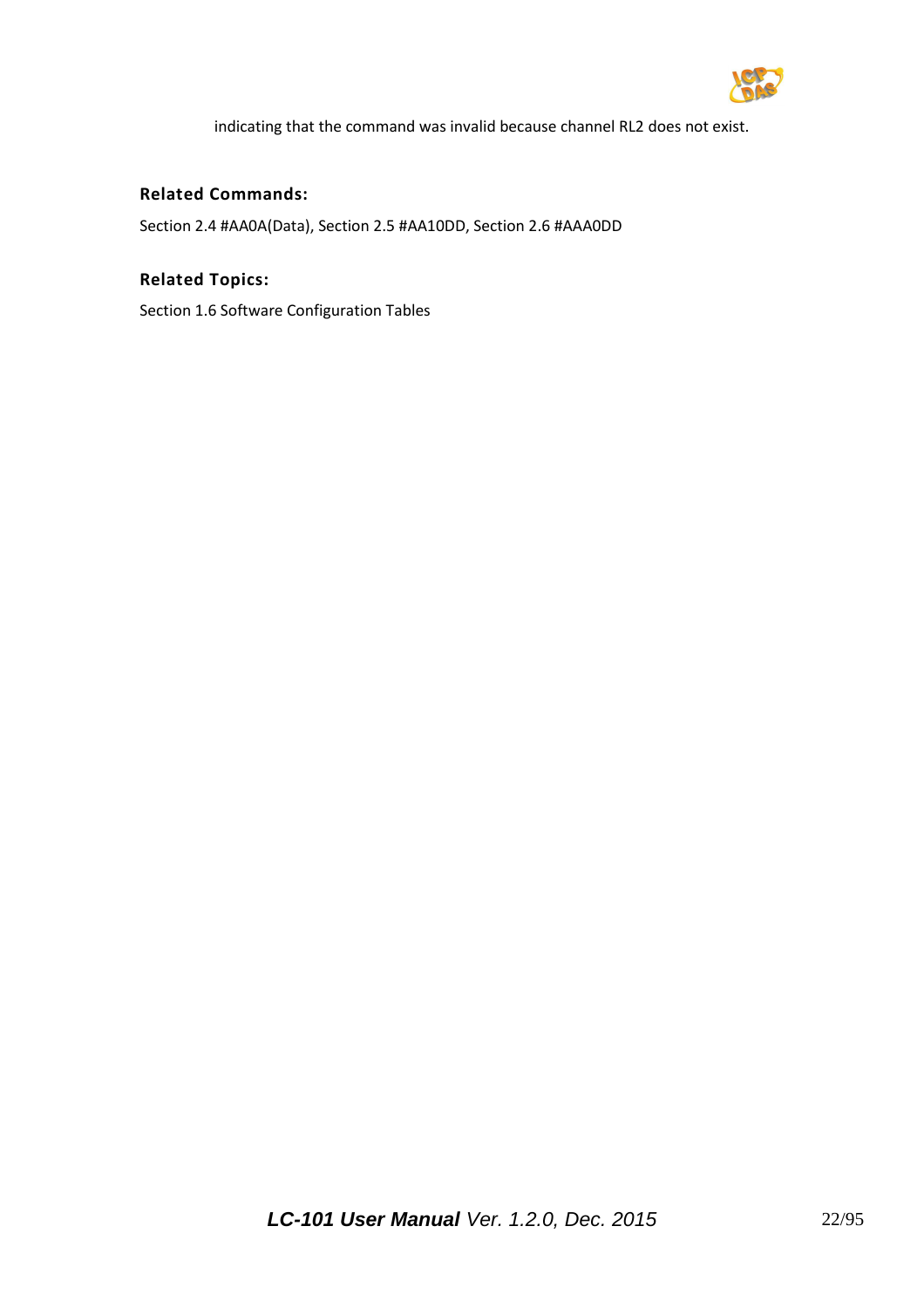indicating that the command was invalid because channel RL2 does not exist.

**Related Commands:**

Section 2.4 #AA0A(Data), Section 2.5 #AA10DD, Section 2.6 #AAA0DD

**Related Topics:**

Section 1.6 Software Configuration Tables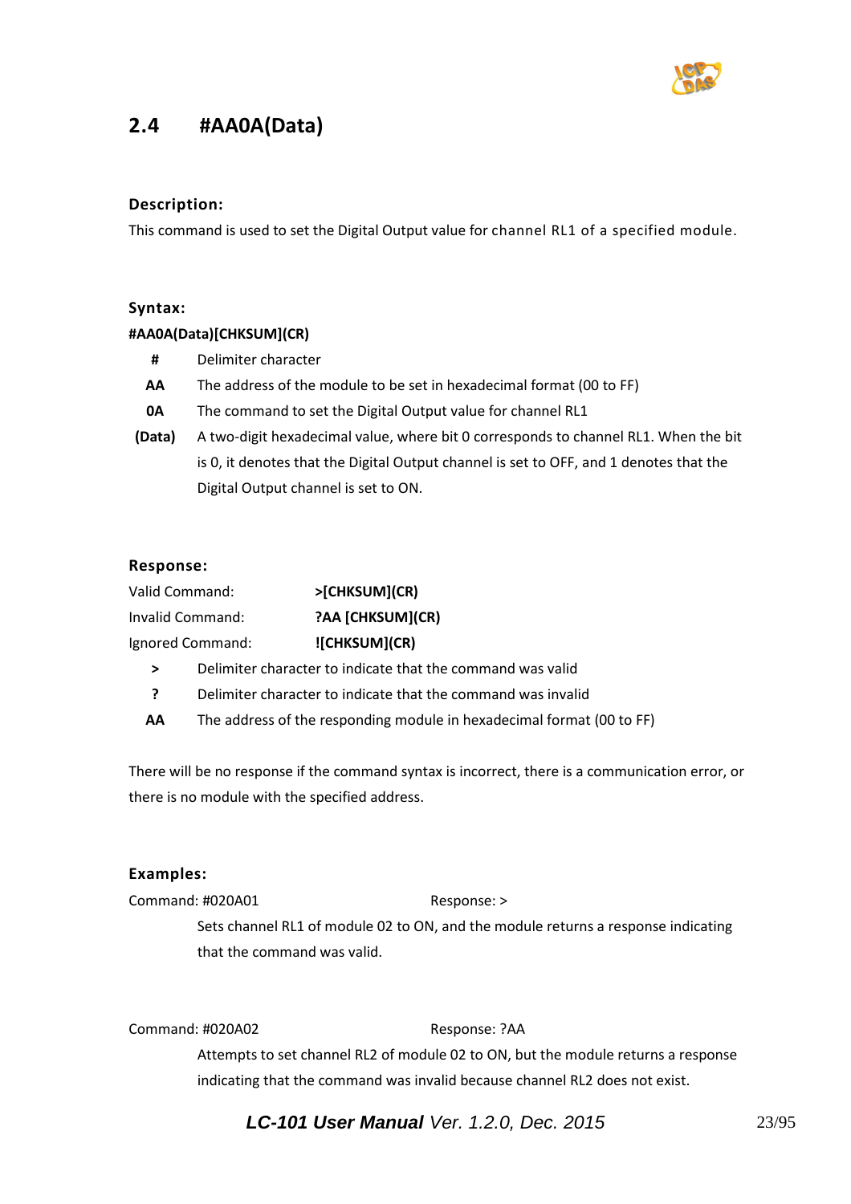## 2.4 #AA0A(Data)

### Description:

This command is used to set the Digital Output value for channel RL1 of a specified module.

### Syntax:

**#AA0A(Data)[CHKSUM](CR)**

| | |
|---|---|
| **#** | Delimiter character |
| **AA** | The address of the module to be set in hexadecimal format (00 to FF) |
| **0A** | The command to set the Digital Output value for channel RL1 |
| **(Data)** | A two-digit hexadecimal value, where bit 0 corresponds to channel RL1. When the bit is 0, it denotes that the Digital Output channel is set to OFF, and 1 denotes that the Digital Output channel is set to ON. |

### Response:

| | |
|---|---|
| Valid Command: | **>[CHKSUM](CR)** |
| Invalid Command: | **?AA [CHKSUM](CR)** |
| Ignored Command: | **![CHKSUM](CR)** |

| | |
|---|---|
| **>** | Delimiter character to indicate that the command was valid |
| **?** | Delimiter character to indicate that the command was invalid |
| **AA** | The address of the responding module in hexadecimal format (00 to FF) |

There will be no response if the command syntax is incorrect, there is a communication error, or there is no module with the specified address.

### Examples:

Command: #020A01 Response: >

Sets channel RL1 of module 02 to ON, and the module returns a response indicating that the command was valid.

Command: #020A02 Response: ?AA

Attempts to set channel RL2 of module 02 to ON, but the module returns a response indicating that the command was invalid because channel RL2 does not exist.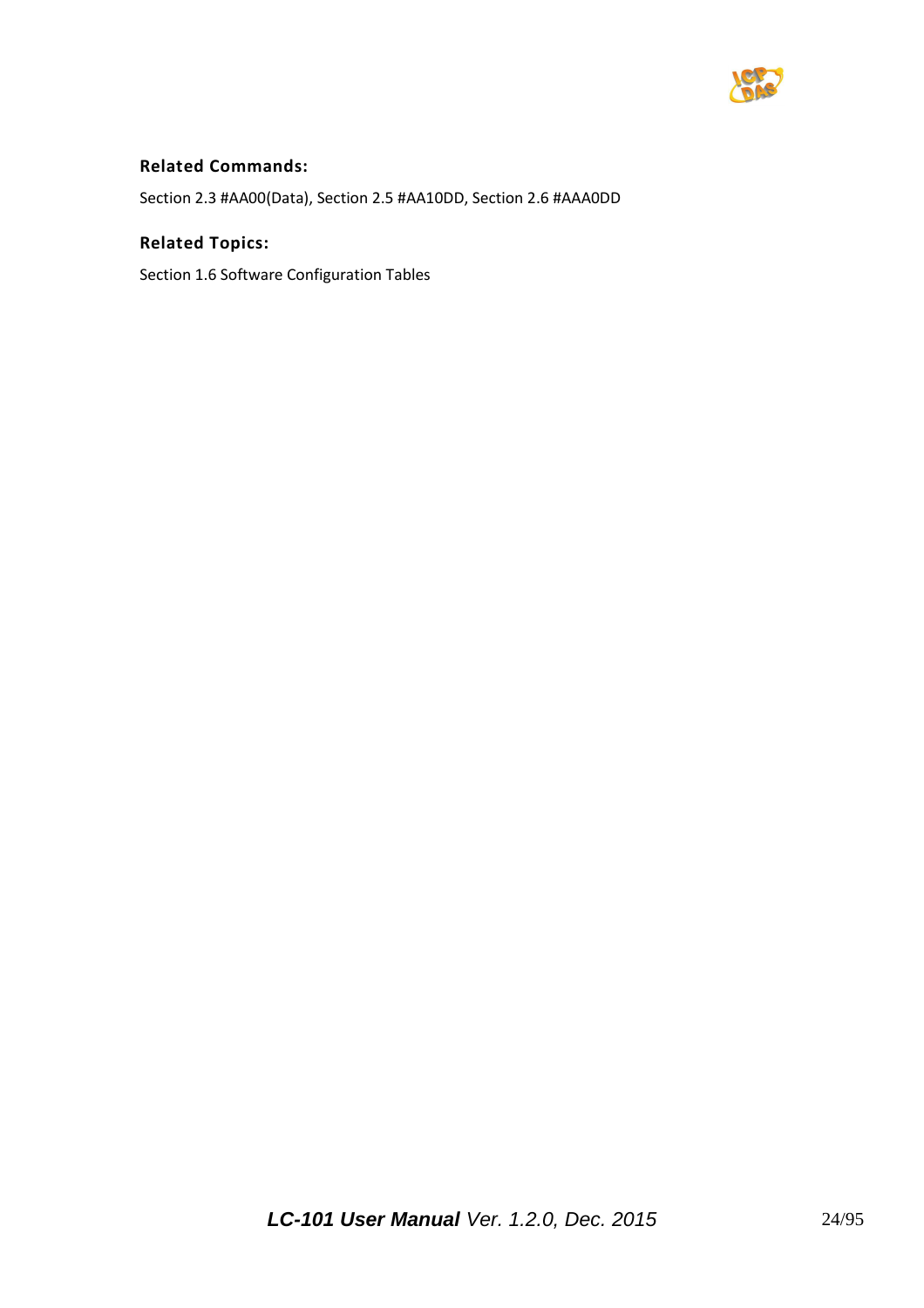**Related Commands:**

Section 2.3 #AA00(Data), Section 2.5 #AA10DD, Section 2.6 #AAA0DD

**Related Topics:**

Section 1.6 Software Configuration Tables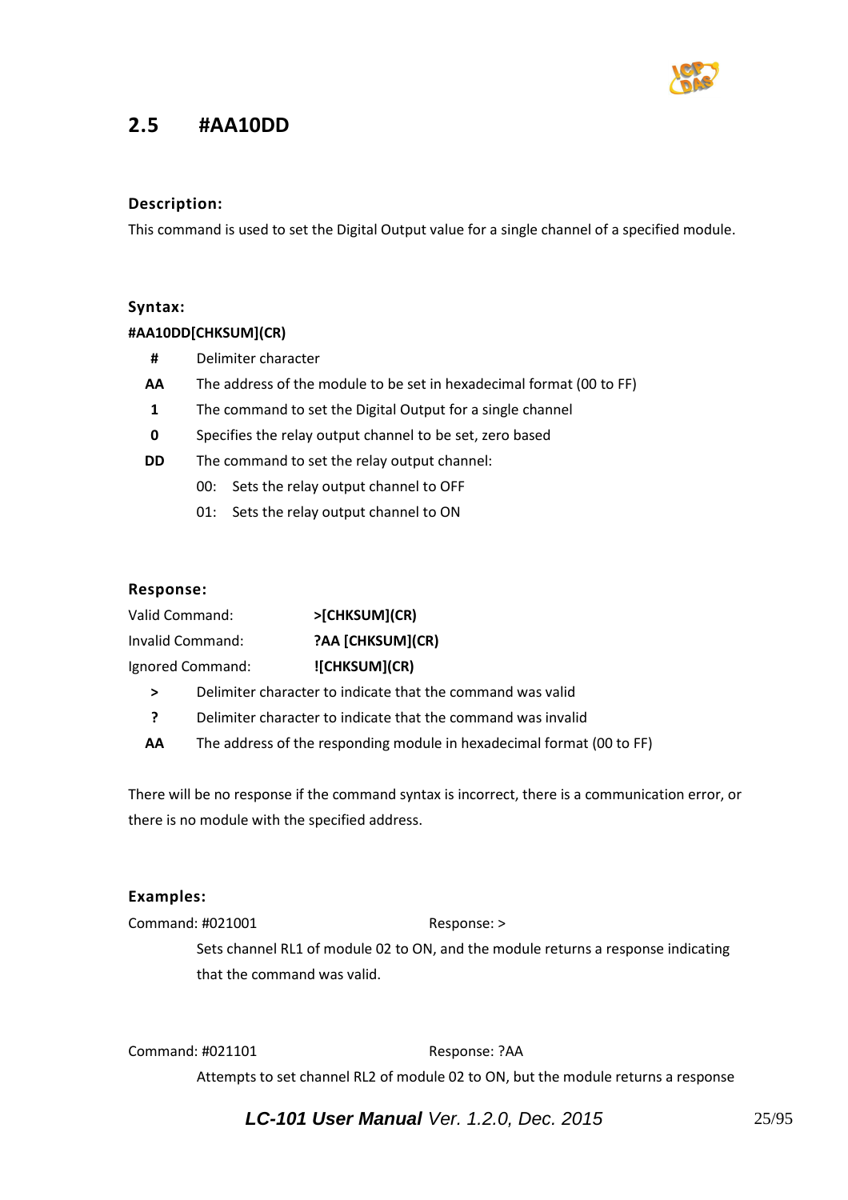## 2.5 #AA10DD

### Description:

This command is used to set the Digital Output value for a single channel of a specified module.

### Syntax:

**#AA10DD[CHKSUM](CR)**

| | |
|---|---|
| **#** | Delimiter character |
| **AA** | The address of the module to be set in hexadecimal format (00 to FF) |
| **1** | The command to set the Digital Output for a single channel |
| **0** | Specifies the relay output channel to be set, zero based |
| **DD** | The command to set the relay output channel: |
| | 00: Sets the relay output channel to OFF |
| | 01: Sets the relay output channel to ON |

### Response:

| | |
|---|---|
| Valid Command: | **>[CHKSUM](CR)** |
| Invalid Command: | **?AA [CHKSUM](CR)** |
| Ignored Command: | **![CHKSUM](CR)** |

| | |
|---|---|
| **>** | Delimiter character to indicate that the command was valid |
| **?** | Delimiter character to indicate that the command was invalid |
| **AA** | The address of the responding module in hexadecimal format (00 to FF) |

There will be no response if the command syntax is incorrect, there is a communication error, or there is no module with the specified address.

### Examples:

Command: #021001 Response: >

Sets channel RL1 of module 02 to ON, and the module returns a response indicating that the command was valid.

Command: #021101 Response: ?AA

Attempts to set channel RL2 of module 02 to ON, but the module returns a response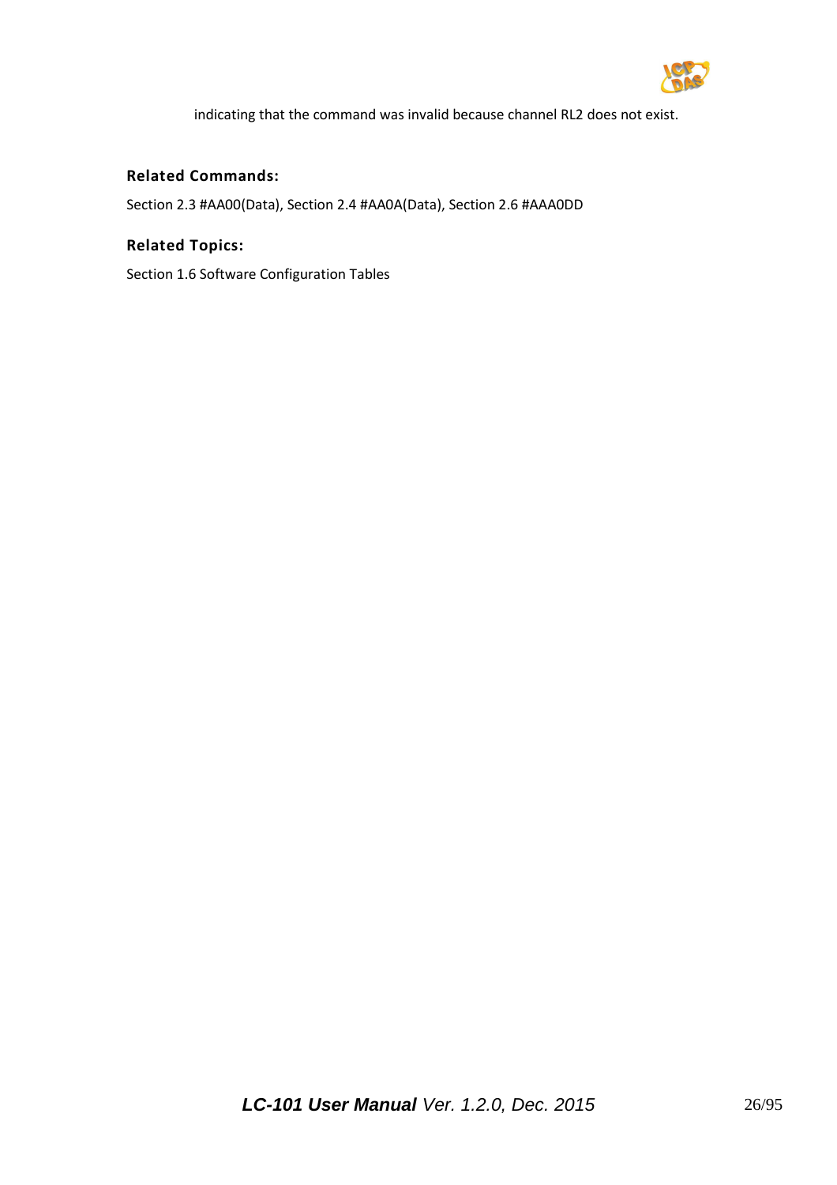indicating that the command was invalid because channel RL2 does not exist.

### Related Commands:

Section 2.3 #AA00(Data), Section 2.4 #AA0A(Data), Section 2.6 #AAA0DD

### Related Topics:

Section 1.6 Software Configuration Tables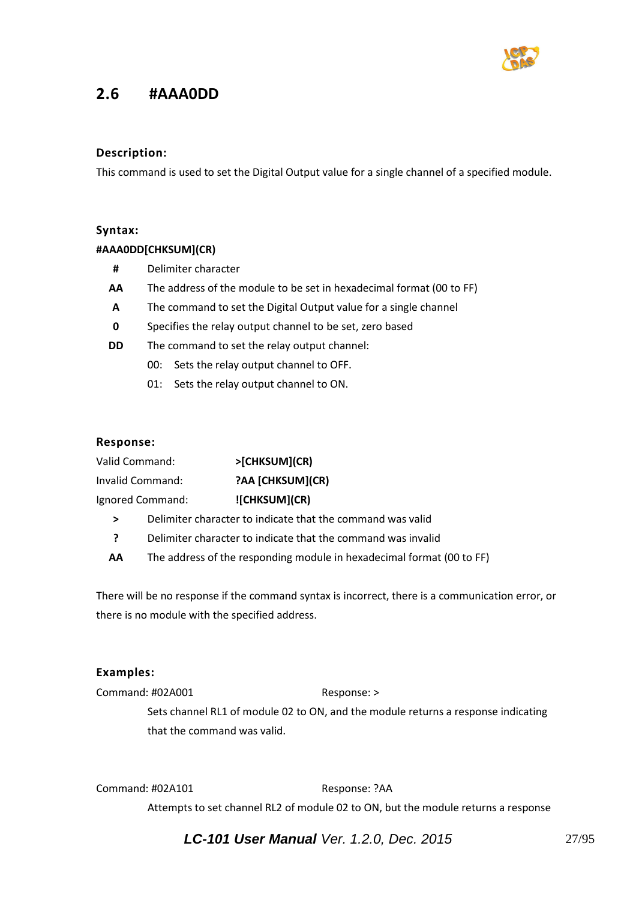## 2.6 #AAA0DD

### Description:

This command is used to set the Digital Output value for a single channel of a specified module.

### Syntax:

**#AAA0DD[CHKSUM](CR)**

| | |
|---|---|
| **#** | Delimiter character |
| **AA** | The address of the module to be set in hexadecimal format (00 to FF) |
| **A** | The command to set the Digital Output value for a single channel |
| **0** | Specifies the relay output channel to be set, zero based |
| **DD** | The command to set the relay output channel: |
| | 00: Sets the relay output channel to OFF. |
| | 01: Sets the relay output channel to ON. |

### Response:

| | |
|---|---|
| Valid Command: | **>[CHKSUM](CR)** |
| Invalid Command: | **?AA [CHKSUM](CR)** |
| Ignored Command: | **![CHKSUM](CR)** |

| | |
|---|---|
| **>** | Delimiter character to indicate that the command was valid |
| **?** | Delimiter character to indicate that the command was invalid |
| **AA** | The address of the responding module in hexadecimal format (00 to FF) |

There will be no response if the command syntax is incorrect, there is a communication error, or there is no module with the specified address.

### Examples:

Command: #02A001 Response: >

Sets channel RL1 of module 02 to ON, and the module returns a response indicating that the command was valid.

Command: #02A101 Response: ?AA

Attempts to set channel RL2 of module 02 to ON, but the module returns a response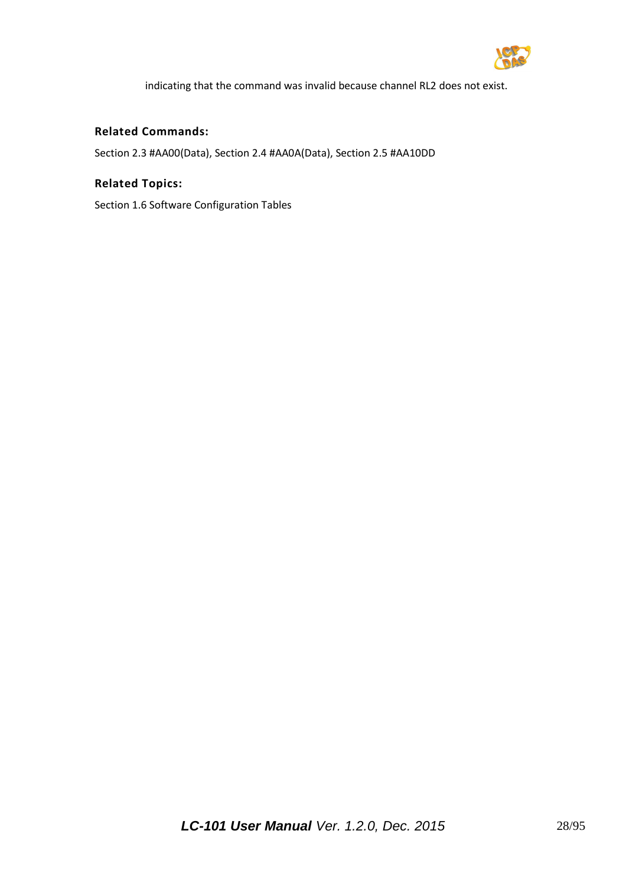indicating that the command was invalid because channel RL2 does not exist.

### Related Commands:

Section 2.3 #AA00(Data), Section 2.4 #AA0A(Data), Section 2.5 #AA10DD

### Related Topics:

Section 1.6 Software Configuration Tables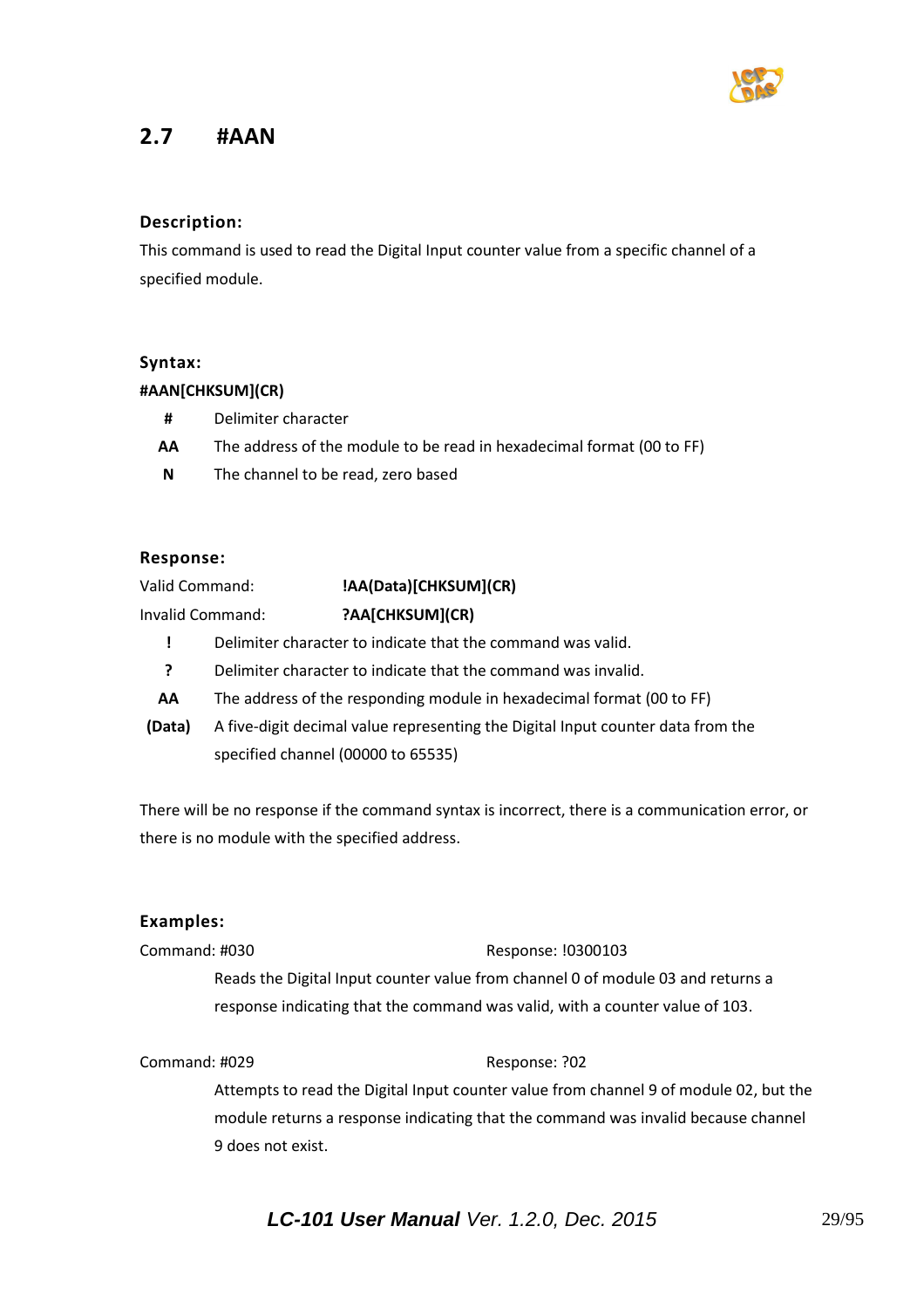## 2.7 #AAN

### Description:

This command is used to read the Digital Input counter value from a specific channel of a specified module.

### Syntax:

**#AAN[CHKSUM](CR)**

| | |
|---|---|
| **#** | Delimiter character |
| **AA** | The address of the module to be read in hexadecimal format (00 to FF) |
| **N** | The channel to be read, zero based |

### Response:

Valid Command: **!AA(Data)[CHKSUM](CR)**

Invalid Command: **?AA[CHKSUM](CR)**

| | |
|---|---|
| **!** | Delimiter character to indicate that the command was valid. |
| **?** | Delimiter character to indicate that the command was invalid. |
| **AA** | The address of the responding module in hexadecimal format (00 to FF) |
| **(Data)** | A five-digit decimal value representing the Digital Input counter data from the specified channel (00000 to 65535) |

There will be no response if the command syntax is incorrect, there is a communication error, or there is no module with the specified address.

### Examples:

Command: #030 Response: !0300103

Reads the Digital Input counter value from channel 0 of module 03 and returns a response indicating that the command was valid, with a counter value of 103.

Command: #029 Response: ?02

Attempts to read the Digital Input counter value from channel 9 of module 02, but the module returns a response indicating that the command was invalid because channel 9 does not exist.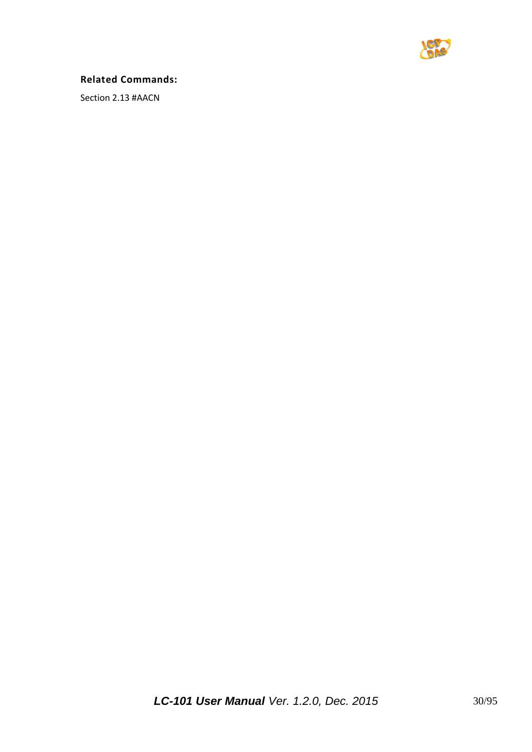**Related Commands:**

Section 2.13 #AACN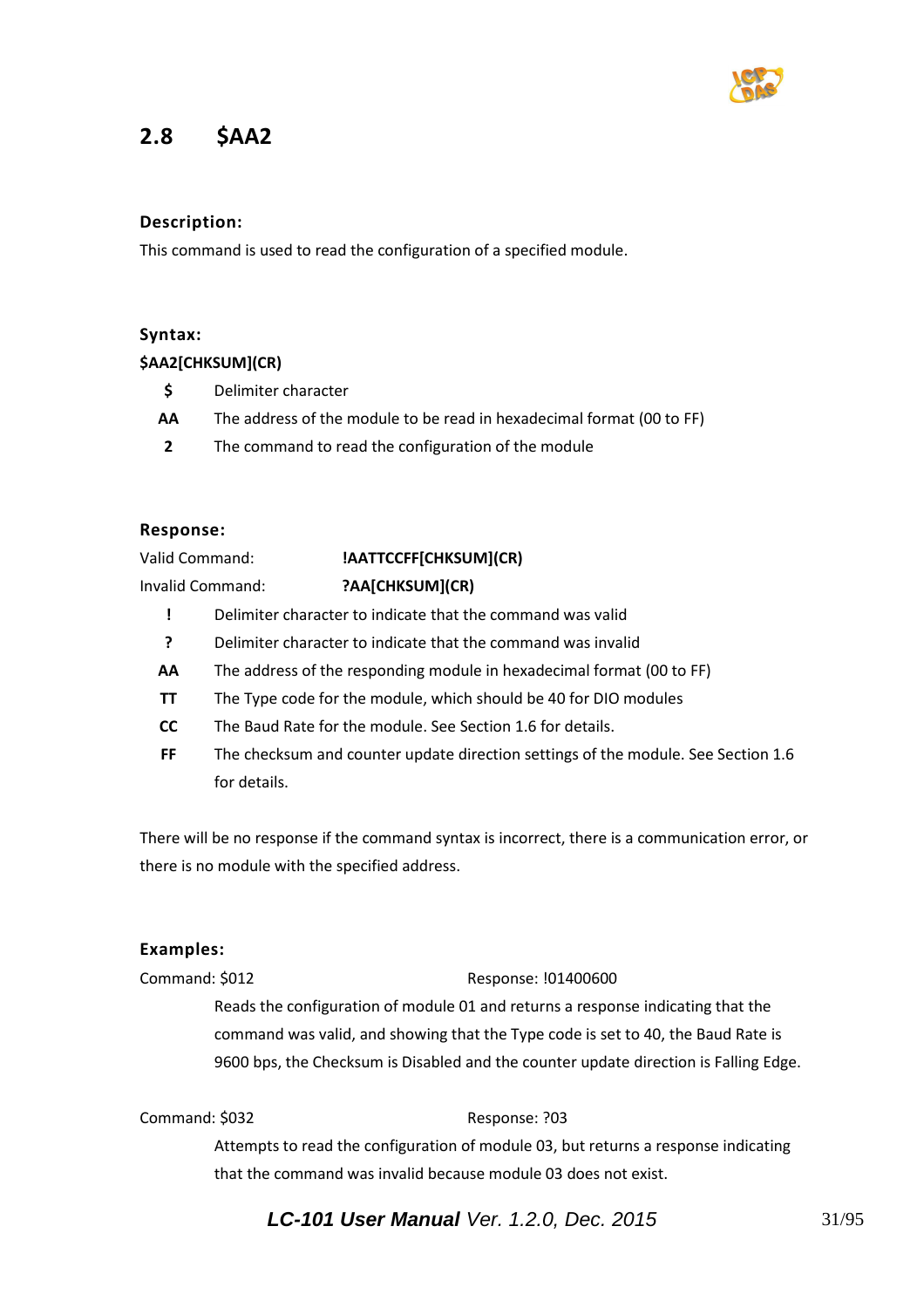## 2.8 $AA2

### Description:

This command is used to read the configuration of a specified module.

### Syntax:

**$AA2[CHKSUM](CR)**

| | |
|---|---|
| **$** | Delimiter character |
| **AA** | The address of the module to be read in hexadecimal format (00 to FF) |
| **2** | The command to read the configuration of the module |

### Response:

Valid Command: **!AATTCCFF[CHKSUM](CR)**

Invalid Command: **?AA[CHKSUM](CR)**

| | |
|---|---|
| **!** | Delimiter character to indicate that the command was valid |
| **?** | Delimiter character to indicate that the command was invalid |
| **AA** | The address of the responding module in hexadecimal format (00 to FF) |
| **TT** | The Type code for the module, which should be 40 for DIO modules |
| **CC** | The Baud Rate for the module. See Section 1.6 for details. |
| **FF** | The checksum and counter update direction settings of the module. See Section 1.6 for details. |

There will be no response if the command syntax is incorrect, there is a communication error, or there is no module with the specified address.

### Examples:

Command: $012 Response: !01400600

Reads the configuration of module 01 and returns a response indicating that the command was valid, and showing that the Type code is set to 40, the Baud Rate is 9600 bps, the Checksum is Disabled and the counter update direction is Falling Edge.

Command: $032 Response: ?03

Attempts to read the configuration of module 03, but returns a response indicating that the command was invalid because module 03 does not exist.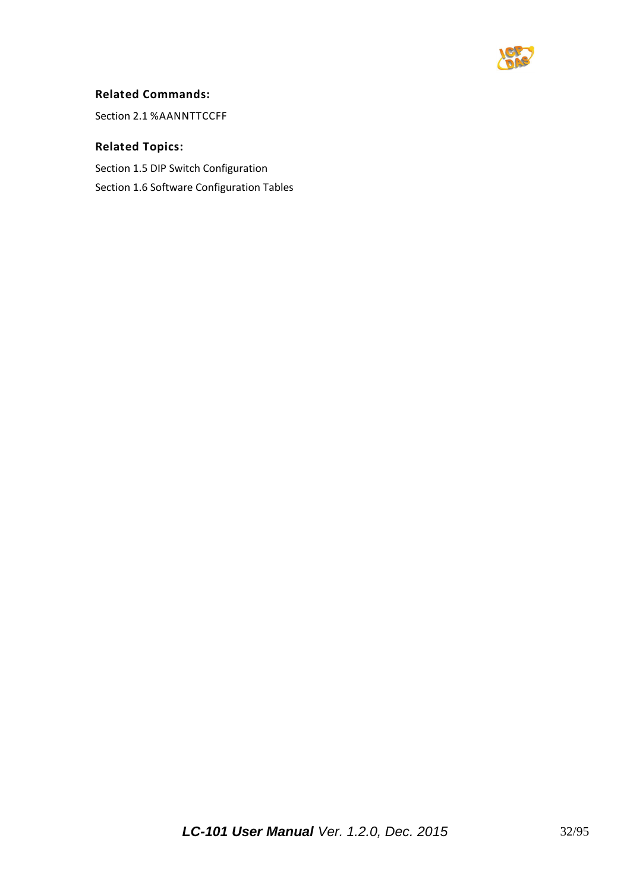**Related Commands:**

Section 2.1 %AANNTTCCFF

**Related Topics:**

Section 1.5 DIP Switch Configuration

Section 1.6 Software Configuration Tables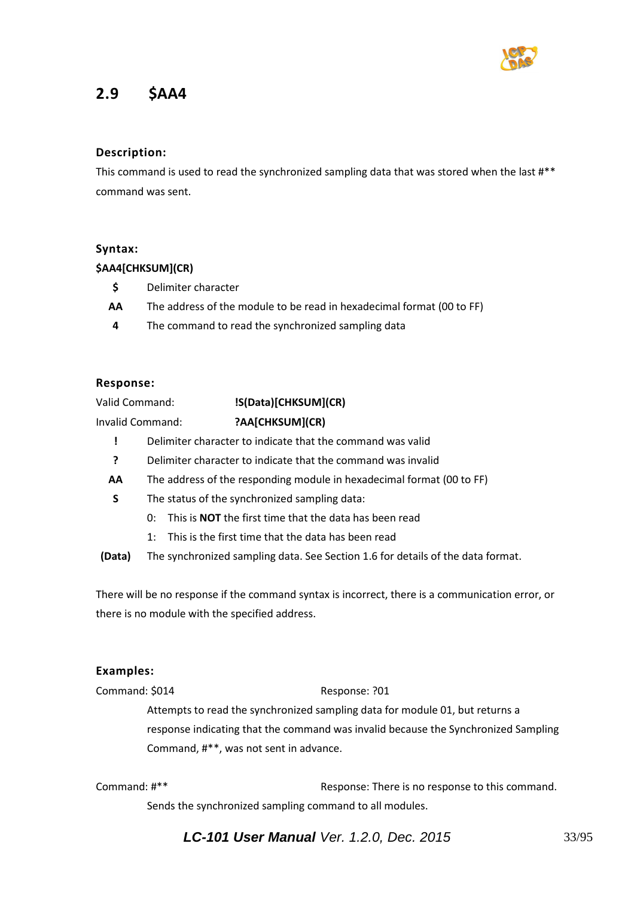## 2.9 $AA4

### Description:

This command is used to read the synchronized sampling data that was stored when the last #** command was sent.

### Syntax:

**$AA4[CHKSUM](CR)**

| | |
|---|---|
| **$** | Delimiter character |
| **AA** | The address of the module to be read in hexadecimal format (00 to FF) |
| **4** | The command to read the synchronized sampling data |

### Response:

Valid Command: **!S(Data)[CHKSUM](CR)**

Invalid Command: **?AA[CHKSUM](CR)**

| | |
|---|---|
| **!** | Delimiter character to indicate that the command was valid |
| **?** | Delimiter character to indicate that the command was invalid |
| **AA** | The address of the responding module in hexadecimal format (00 to FF) |
| **S** | The status of the synchronized sampling data:<br>0: This is **NOT** the first time that the data has been read<br>1: This is the first time that the data has been read |
| **(Data)** | The synchronized sampling data. See Section 1.6 for details of the data format. |

There will be no response if the command syntax is incorrect, there is a communication error, or there is no module with the specified address.

### Examples:

Command: $014 Response: ?01

Attempts to read the synchronized sampling data for module 01, but returns a response indicating that the command was invalid because the Synchronized Sampling Command, #**, was not sent in advance.

Command: #** Response: There is no response to this command.

Sends the synchronized sampling command to all modules.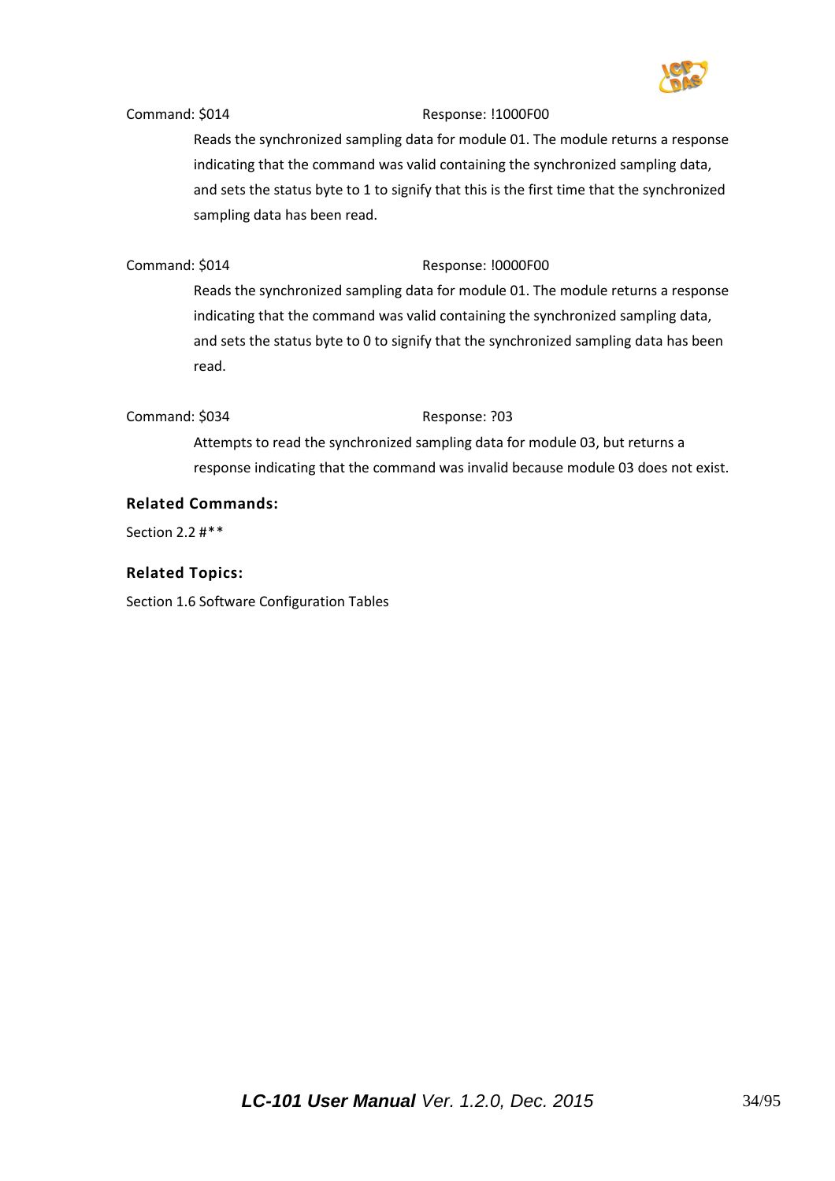Command: $014 Response: !1000F00

Reads the synchronized sampling data for module 01. The module returns a response indicating that the command was valid containing the synchronized sampling data, and sets the status byte to 1 to signify that this is the first time that the synchronized sampling data has been read.

Command: $014 Response: !0000F00

Reads the synchronized sampling data for module 01. The module returns a response indicating that the command was valid containing the synchronized sampling data, and sets the status byte to 0 to signify that the synchronized sampling data has been read.

Command: $034 Response: ?03

Attempts to read the synchronized sampling data for module 03, but returns a response indicating that the command was invalid because module 03 does not exist.

**Related Commands:**

Section 2.2 #**

**Related Topics:**

Section 1.6 Software Configuration Tables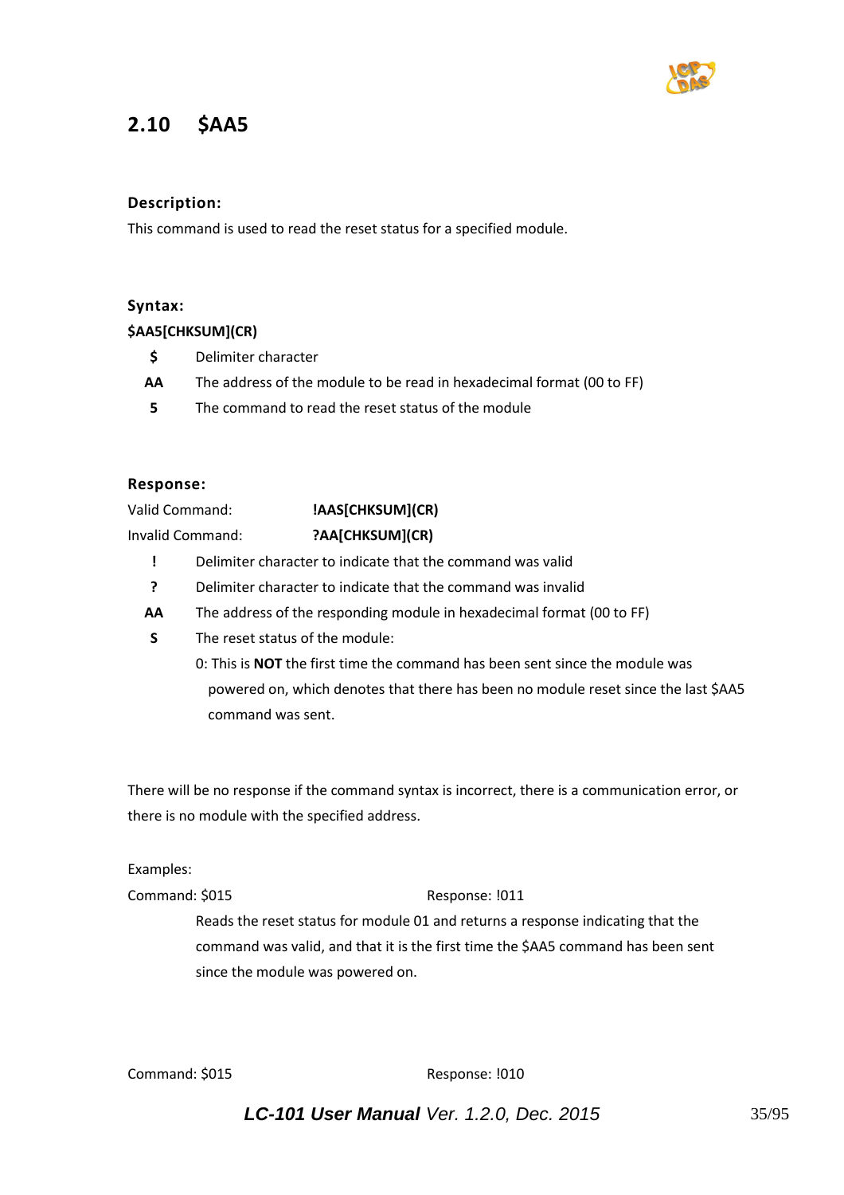## 2.10 $AA5

### Description:

This command is used to read the reset status for a specified module.

### Syntax:

**$AA5[CHKSUM](CR)**

- **$** Delimiter character
- **AA** The address of the module to be read in hexadecimal format (00 to FF)
- **5** The command to read the reset status of the module

### Response:

Valid Command: **!AAS[CHKSUM](CR)**

Invalid Command: **?AA[CHKSUM](CR)**

- **!** Delimiter character to indicate that the command was valid
- **?** Delimiter character to indicate that the command was invalid
- **AA** The address of the responding module in hexadecimal format (00 to FF)
- **S** The reset status of the module:

  0: This is **NOT** the first time the command has been sent since the module was powered on, which denotes that there has been no module reset since the last $AA5 command was sent.

There will be no response if the command syntax is incorrect, there is a communication error, or there is no module with the specified address.

Examples:

Command: $015 Response: !011

Reads the reset status for module 01 and returns a response indicating that the command was valid, and that it is the first time the $AA5 command has been sent since the module was powered on.

Command: $015 Response: !010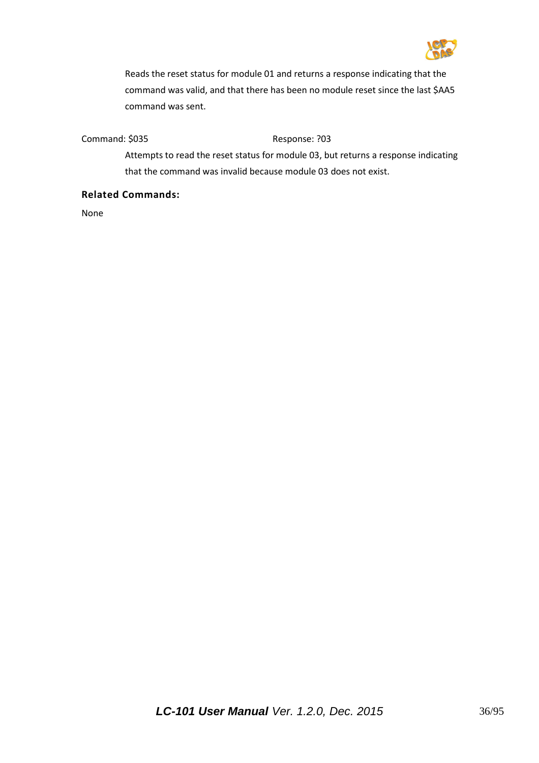Reads the reset status for module 01 and returns a response indicating that the command was valid, and that there has been no module reset since the last $AA5 command was sent.

Command: $035 Response: ?03

Attempts to read the reset status for module 03, but returns a response indicating that the command was invalid because module 03 does not exist.

**Related Commands:**

None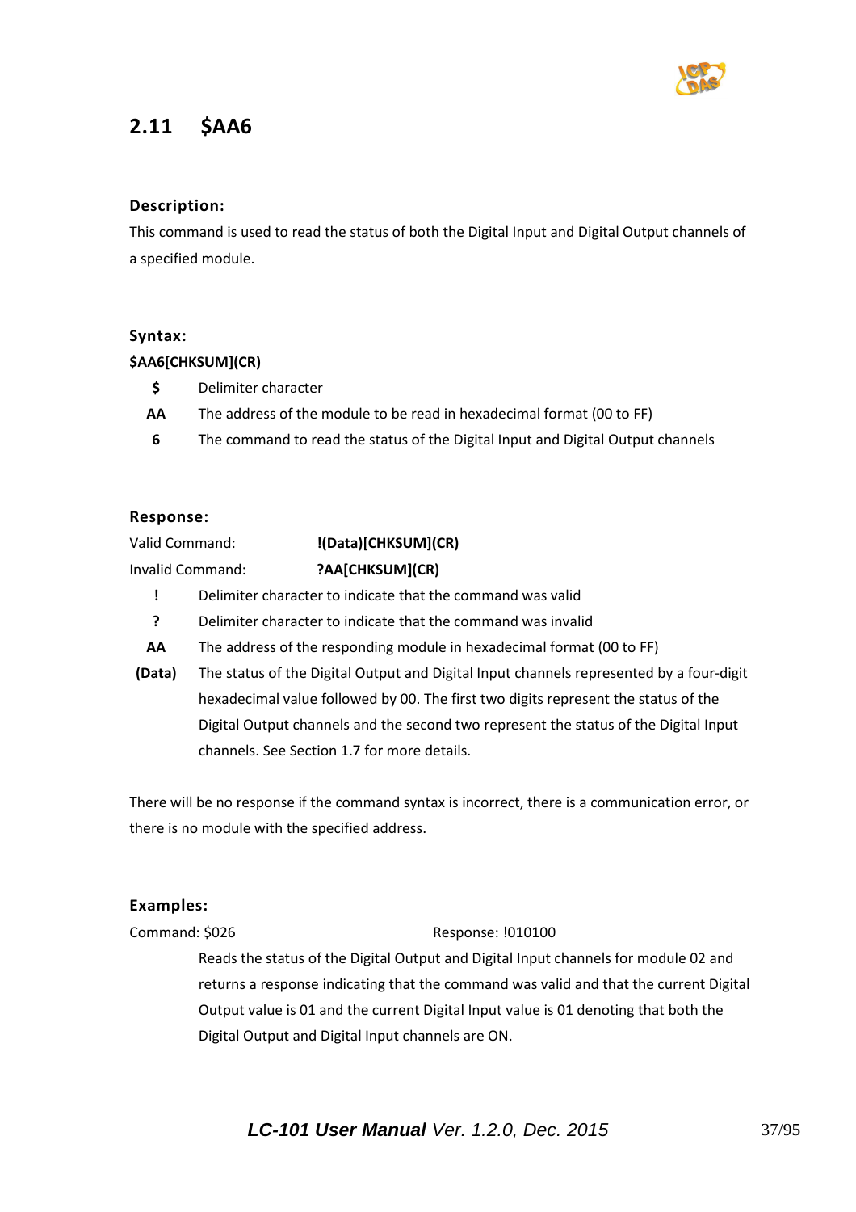## 2.11 $AA6

**Description:**

This command is used to read the status of both the Digital Input and Digital Output channels of a specified module.

**Syntax:**

**$AA6[CHKSUM](CR)**

| | |
|---|---|
| **$** | Delimiter character |
| **AA** | The address of the module to be read in hexadecimal format (00 to FF) |
| **6** | The command to read the status of the Digital Input and Digital Output channels |

**Response:**

Valid Command: **!(Data)[CHKSUM](CR)**

Invalid Command: **?AA[CHKSUM](CR)**

| | |
|---|---|
| **!** | Delimiter character to indicate that the command was valid |
| **?** | Delimiter character to indicate that the command was invalid |
| **AA** | The address of the responding module in hexadecimal format (00 to FF) |
| **(Data)** | The status of the Digital Output and Digital Input channels represented by a four-digit hexadecimal value followed by 00. The first two digits represent the status of the Digital Output channels and the second two represent the status of the Digital Input channels. See Section 1.7 for more details. |

There will be no response if the command syntax is incorrect, there is a communication error, or there is no module with the specified address.

**Examples:**

Command: $026 Response: !010100

Reads the status of the Digital Output and Digital Input channels for module 02 and returns a response indicating that the command was valid and that the current Digital Output value is 01 and the current Digital Input value is 01 denoting that both the Digital Output and Digital Input channels are ON.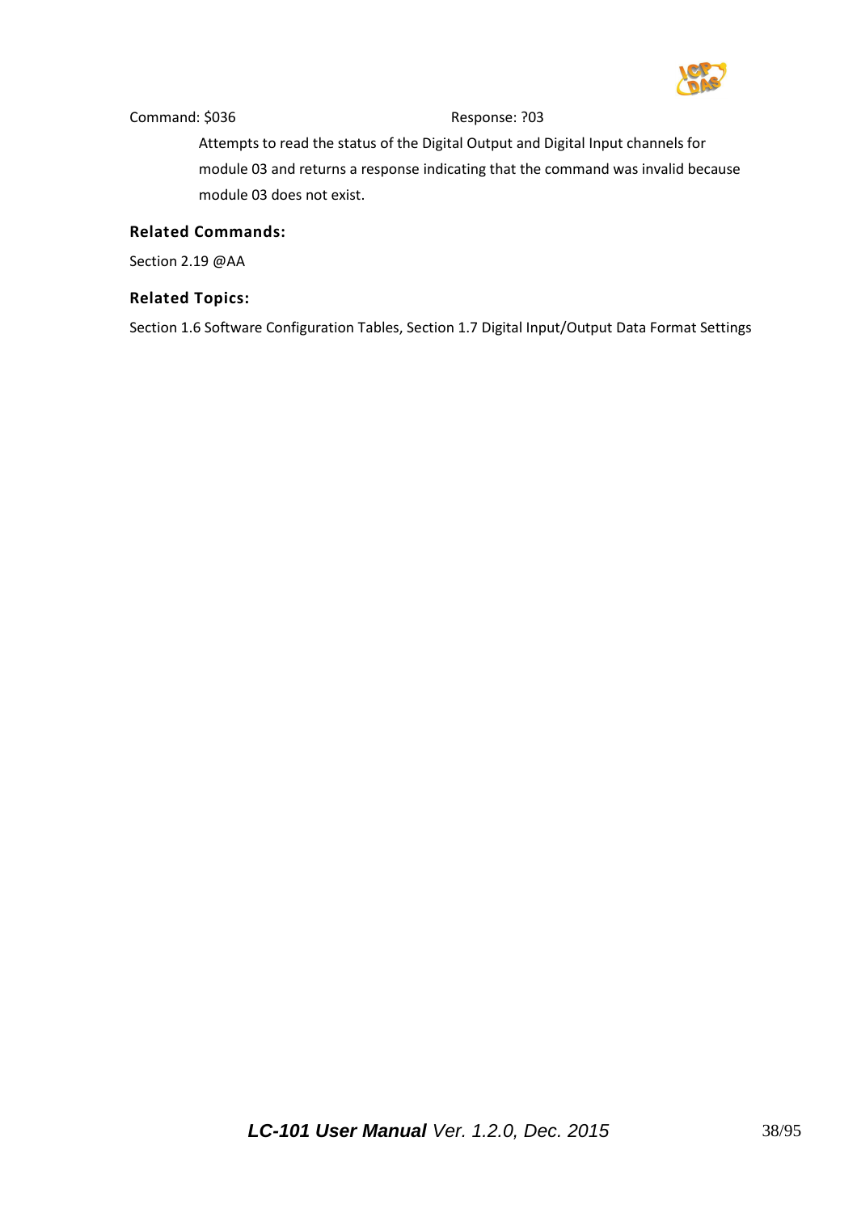Command: $036 Response: ?03

Attempts to read the status of the Digital Output and Digital Input channels for module 03 and returns a response indicating that the command was invalid because module 03 does not exist.

### Related Commands:

Section 2.19 @AA

### Related Topics:

Section 1.6 Software Configuration Tables, Section 1.7 Digital Input/Output Data Format Settings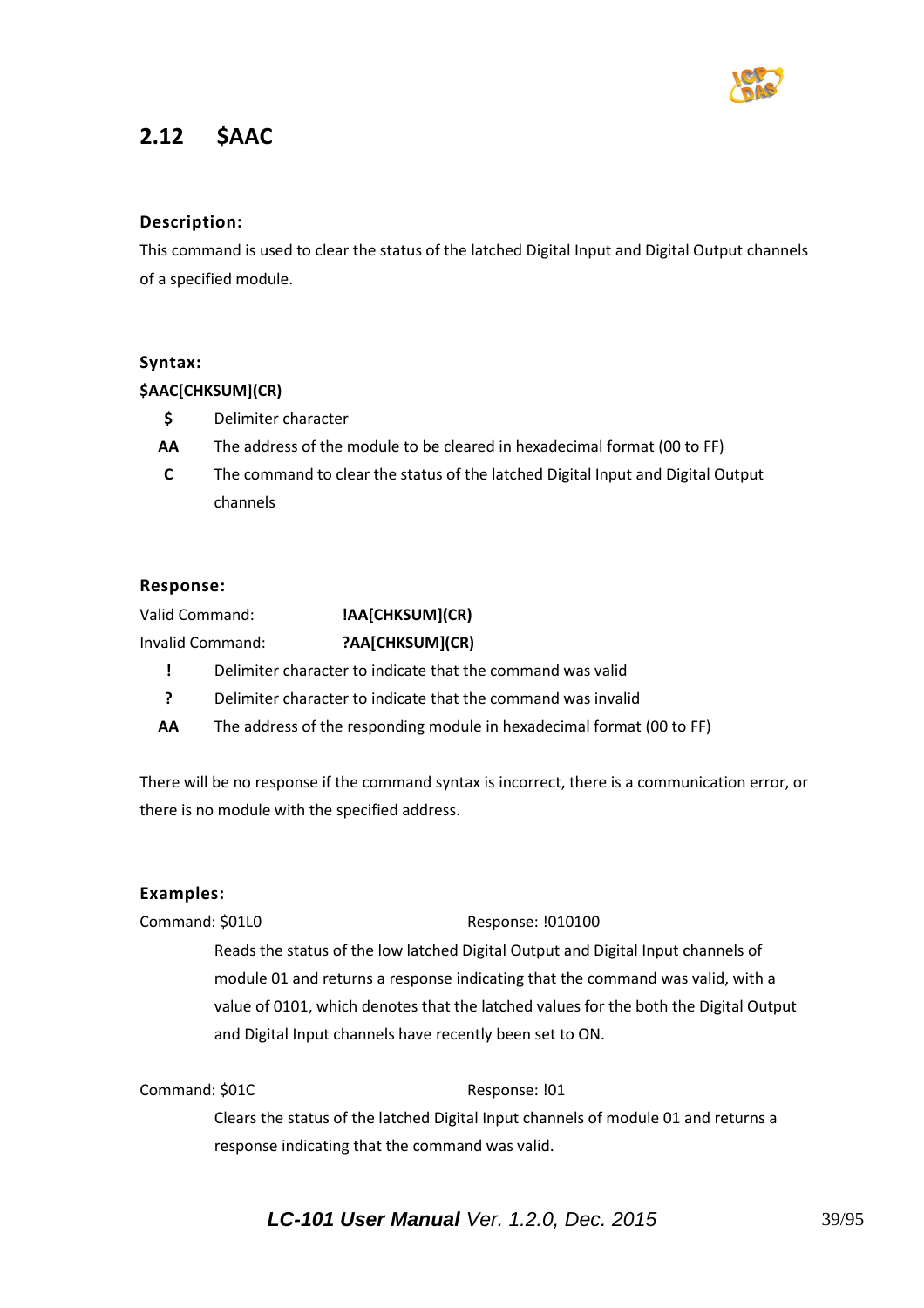## 2.12 $AAC

### Description:

This command is used to clear the status of the latched Digital Input and Digital Output channels of a specified module.

### Syntax:

**$AAC[CHKSUM](CR)**

| | |
|---|---|
| **$** | Delimiter character |
| **AA** | The address of the module to be cleared in hexadecimal format (00 to FF) |
| **C** | The command to clear the status of the latched Digital Input and Digital Output channels |

### Response:

Valid Command: **!AA[CHKSUM](CR)**

Invalid Command: **?AA[CHKSUM](CR)**

| | |
|---|---|
| **!** | Delimiter character to indicate that the command was valid |
| **?** | Delimiter character to indicate that the command was invalid |
| **AA** | The address of the responding module in hexadecimal format (00 to FF) |

There will be no response if the command syntax is incorrect, there is a communication error, or there is no module with the specified address.

### Examples:

Command: $01L0 Response: !010100

Reads the status of the low latched Digital Output and Digital Input channels of module 01 and returns a response indicating that the command was valid, with a value of 0101, which denotes that the latched values for the both the Digital Output and Digital Input channels have recently been set to ON.

Command: $01C Response: !01

Clears the status of the latched Digital Input channels of module 01 and returns a response indicating that the command was valid.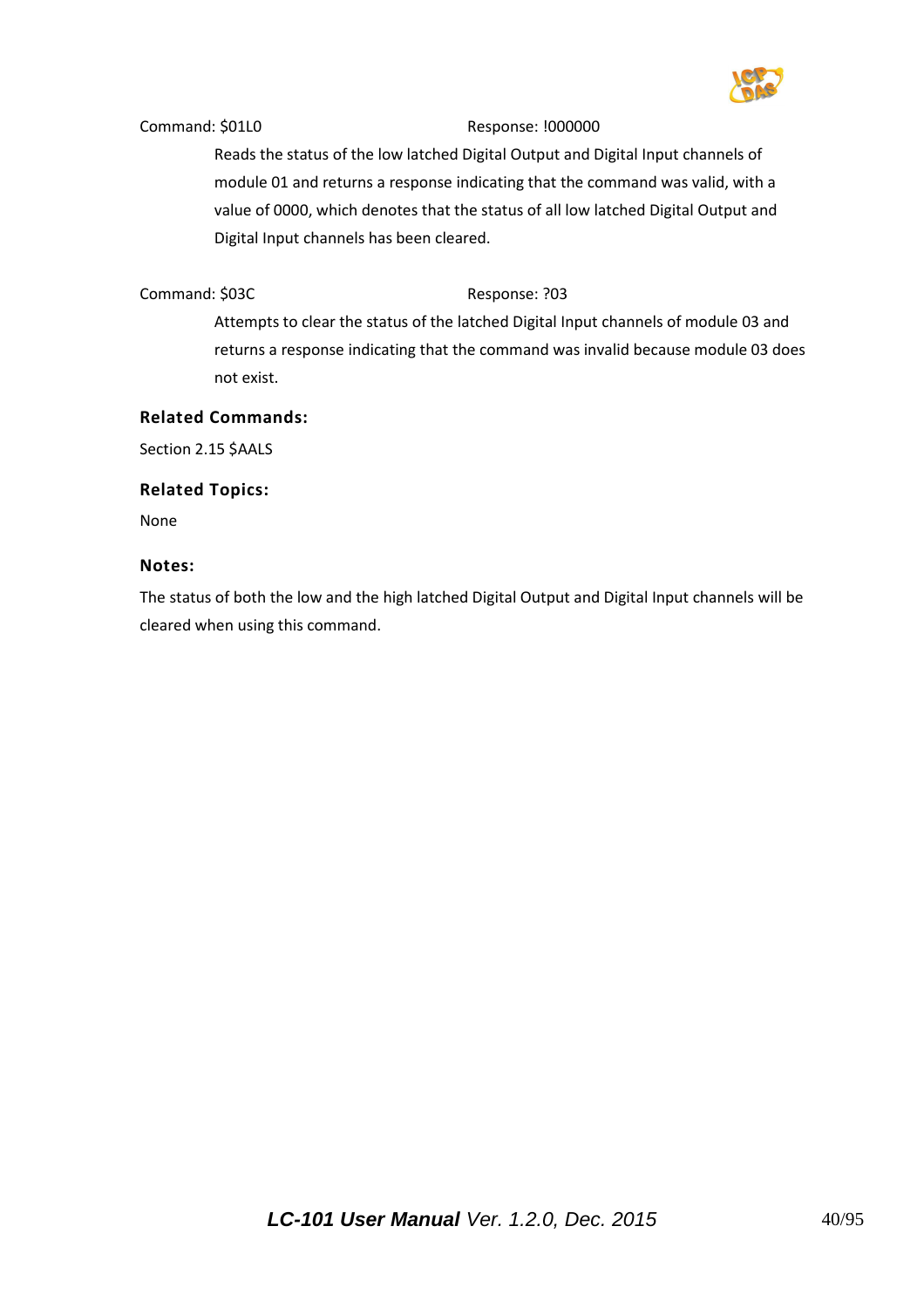Command: $01L0 Response: !000000

Reads the status of the low latched Digital Output and Digital Input channels of module 01 and returns a response indicating that the command was valid, with a value of 0000, which denotes that the status of all low latched Digital Output and Digital Input channels has been cleared.

Command: $03C Response: ?03

Attempts to clear the status of the latched Digital Input channels of module 03 and returns a response indicating that the command was invalid because module 03 does not exist.

**Related Commands:**

Section 2.15 $AALS

**Related Topics:**

None

**Notes:**

The status of both the low and the high latched Digital Output and Digital Input channels will be cleared when using this command.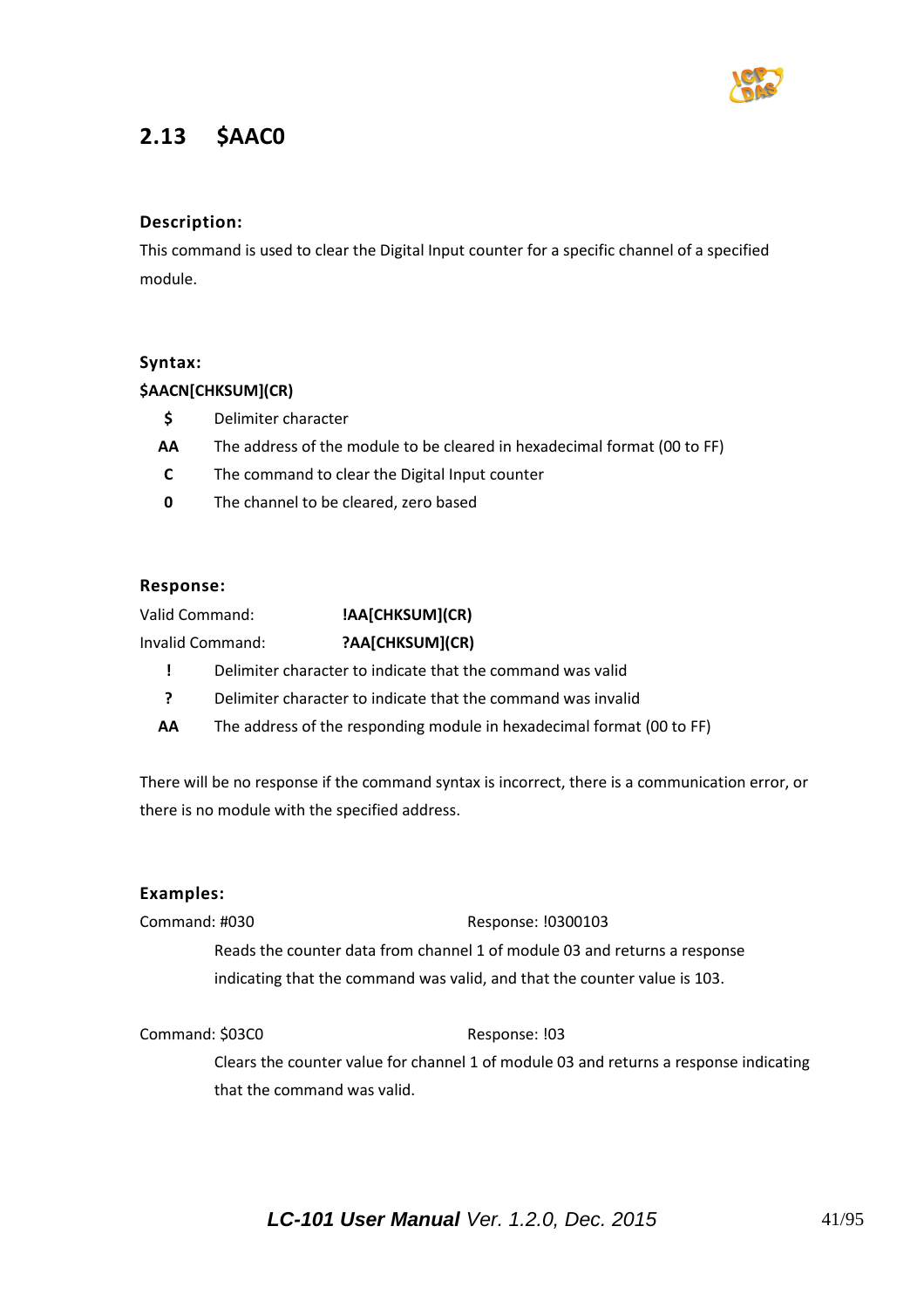## 2.13 $AAC0

### Description:

This command is used to clear the Digital Input counter for a specific channel of a specified module.

### Syntax:

**$AACN[CHKSUM](CR)**

- **$** Delimiter character
- **AA** The address of the module to be cleared in hexadecimal format (00 to FF)
- **C** The command to clear the Digital Input counter
- **0** The channel to be cleared, zero based

### Response:

Valid Command: **!AA[CHKSUM](CR)**

Invalid Command: **?AA[CHKSUM](CR)**

- **!** Delimiter character to indicate that the command was valid
- **?** Delimiter character to indicate that the command was invalid
- **AA** The address of the responding module in hexadecimal format (00 to FF)

There will be no response if the command syntax is incorrect, there is a communication error, or there is no module with the specified address.

### Examples:

Command: #030 Response: !0300103

Reads the counter data from channel 1 of module 03 and returns a response indicating that the command was valid, and that the counter value is 103.

Command: $03C0 Response: !03

Clears the counter value for channel 1 of module 03 and returns a response indicating that the command was valid.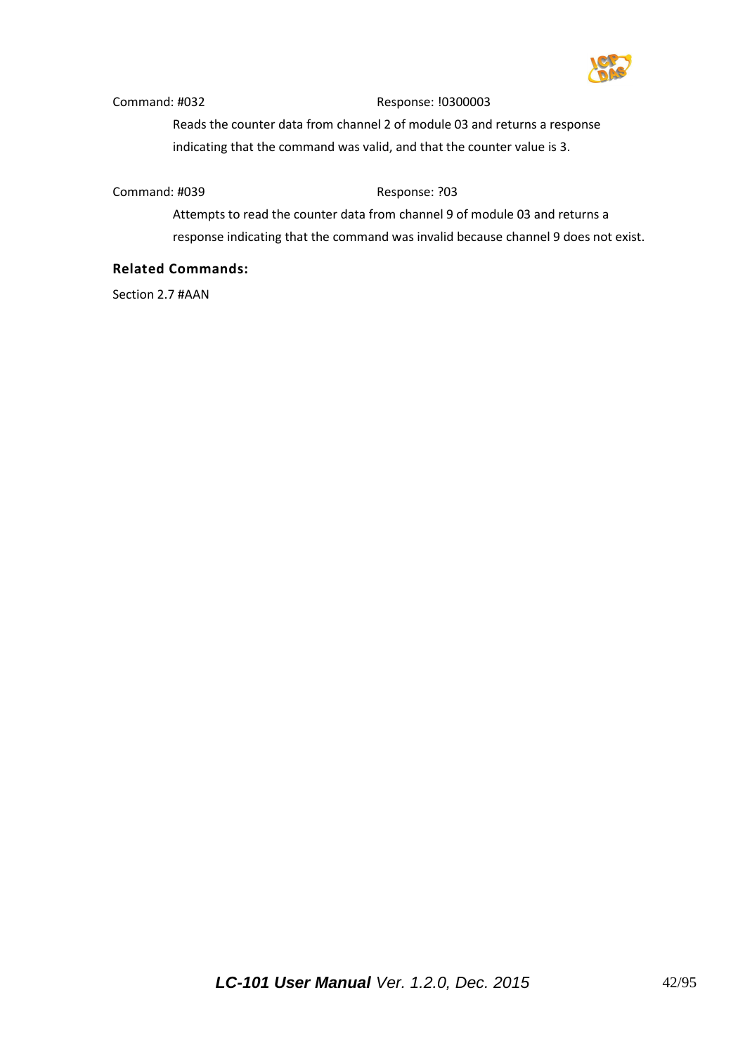Command: #032 Response: !0300003

Reads the counter data from channel 2 of module 03 and returns a response indicating that the command was valid, and that the counter value is 3.

Command: #039 Response: ?03

Attempts to read the counter data from channel 9 of module 03 and returns a response indicating that the command was invalid because channel 9 does not exist.

**Related Commands:**

Section 2.7 #AAN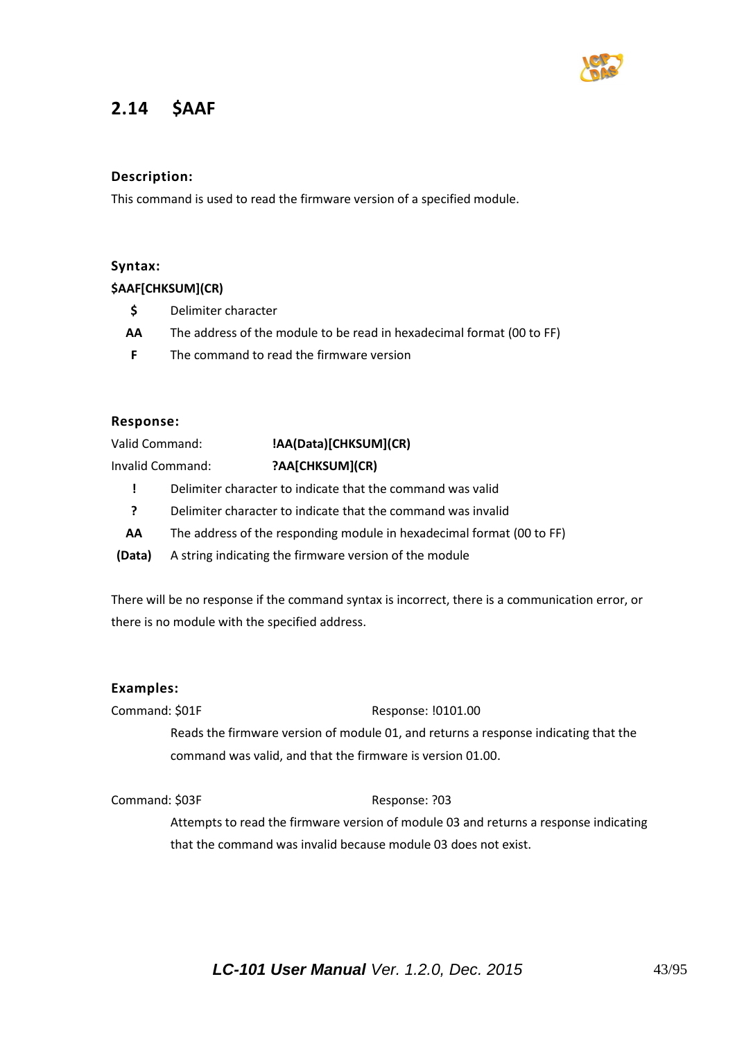## 2.14 $AAF

### Description:

This command is used to read the firmware version of a specified module.

### Syntax:

**$AAF[CHKSUM](CR)**

| | |
|---|---|
| **$** | Delimiter character |
| **AA** | The address of the module to be read in hexadecimal format (00 to FF) |
| **F** | The command to read the firmware version |

### Response:

Valid Command: **!AA(Data)[CHKSUM](CR)**

Invalid Command: **?AA[CHKSUM](CR)**

| | |
|---|---|
| **!** | Delimiter character to indicate that the command was valid |
| **?** | Delimiter character to indicate that the command was invalid |
| **AA** | The address of the responding module in hexadecimal format (00 to FF) |
| **(Data)** | A string indicating the firmware version of the module |

There will be no response if the command syntax is incorrect, there is a communication error, or there is no module with the specified address.

### Examples:

Command: $01F Response: !0101.00

Reads the firmware version of module 01, and returns a response indicating that the command was valid, and that the firmware is version 01.00.

Command: $03F Response: ?03

Attempts to read the firmware version of module 03 and returns a response indicating that the command was invalid because module 03 does not exist.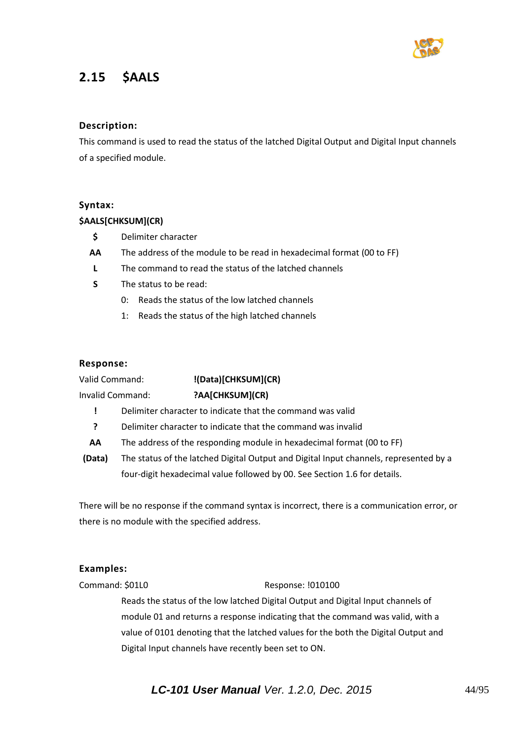## 2.15 $AALS

### Description:

This command is used to read the status of the latched Digital Output and Digital Input channels of a specified module.

### Syntax:

**$AALS[CHKSUM](CR)**

- **$** Delimiter character
- **AA** The address of the module to be read in hexadecimal format (00 to FF)
- **L** The command to read the status of the latched channels
- **S** The status to be read:
  - 0: Reads the status of the low latched channels
  - 1: Reads the status of the high latched channels

### Response:

Valid Command: **!(Data)[CHKSUM](CR)**

Invalid Command: **?AA[CHKSUM](CR)**

- **!** Delimiter character to indicate that the command was valid
- **?** Delimiter character to indicate that the command was invalid
- **AA** The address of the responding module in hexadecimal format (00 to FF)
- **(Data)** The status of the latched Digital Output and Digital Input channels, represented by a four-digit hexadecimal value followed by 00. See Section 1.6 for details.

There will be no response if the command syntax is incorrect, there is a communication error, or there is no module with the specified address.

### Examples:

Command: $01L0 Response: !010100

Reads the status of the low latched Digital Output and Digital Input channels of module 01 and returns a response indicating that the command was valid, with a value of 0101 denoting that the latched values for the both the Digital Output and Digital Input channels have recently been set to ON.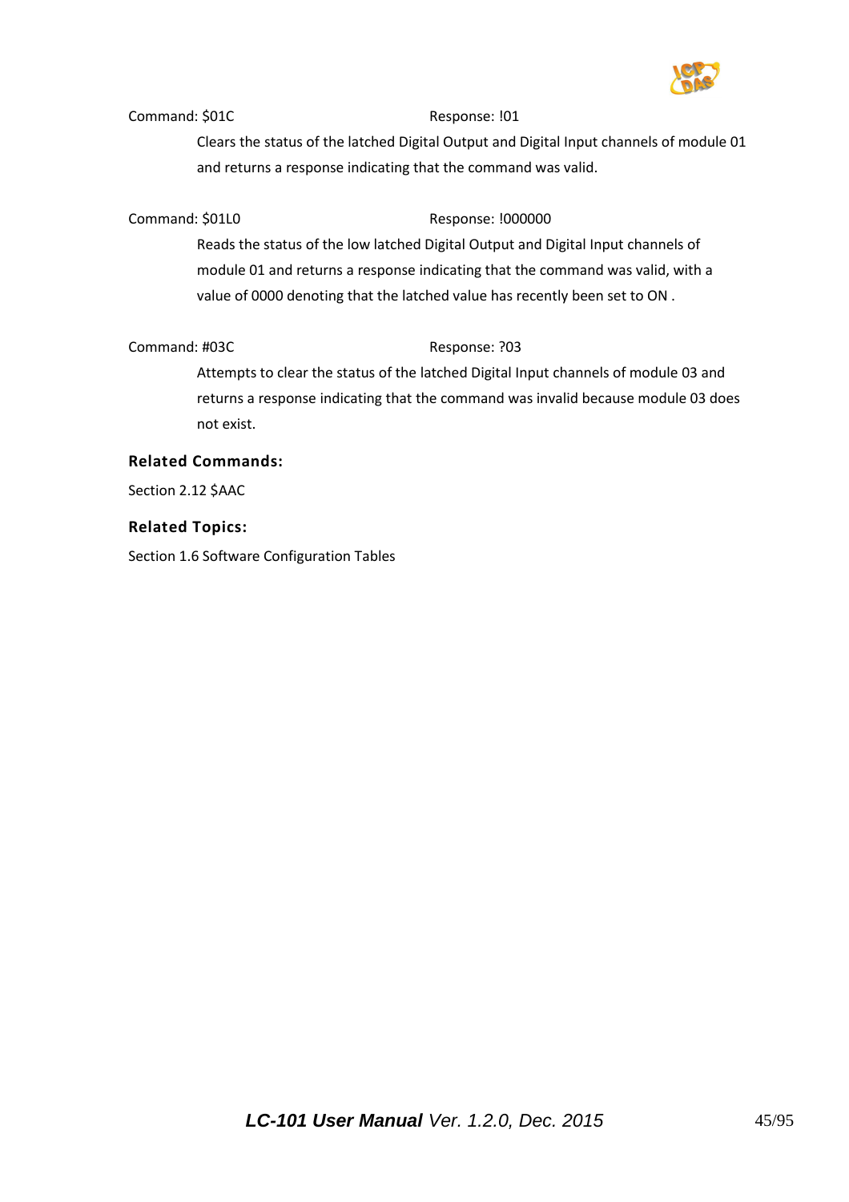Command: $01C Response: !01

Clears the status of the latched Digital Output and Digital Input channels of module 01 and returns a response indicating that the command was valid.

Command: $01L0 Response: !000000

Reads the status of the low latched Digital Output and Digital Input channels of module 01 and returns a response indicating that the command was valid, with a value of 0000 denoting that the latched value has recently been set to ON .

Command: #03C Response: ?03

Attempts to clear the status of the latched Digital Input channels of module 03 and returns a response indicating that the command was invalid because module 03 does not exist.

**Related Commands:**

Section 2.12 $AAC

**Related Topics:**

Section 1.6 Software Configuration Tables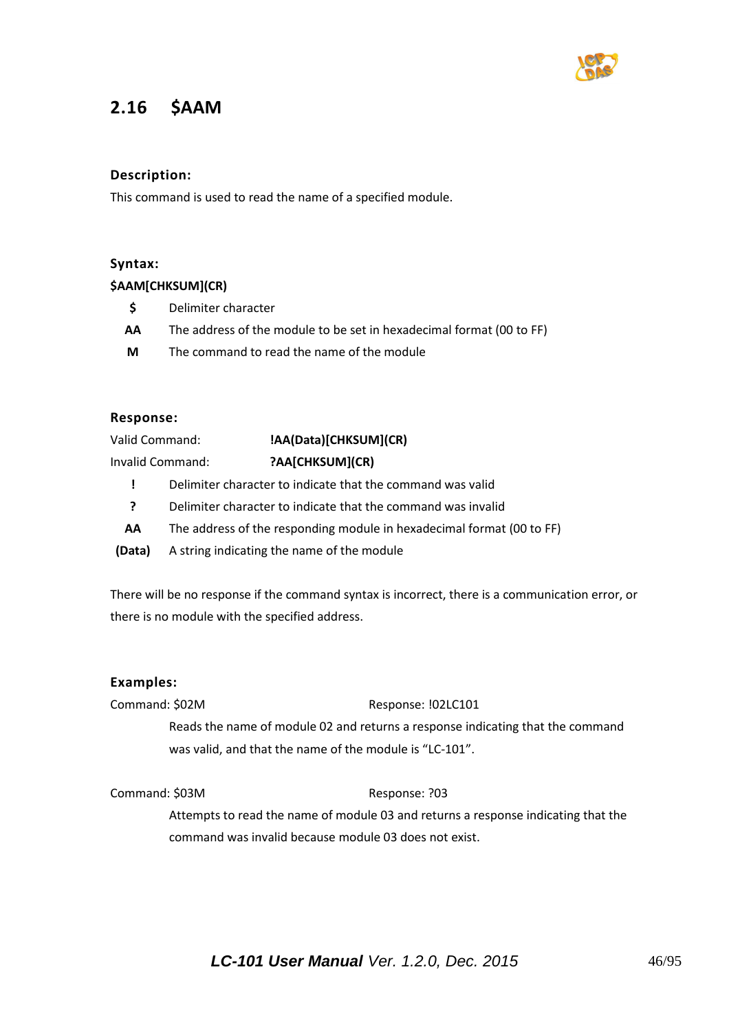## 2.16 $AAM

### Description:

This command is used to read the name of a specified module.

### Syntax:

**$AAM[CHKSUM](CR)**

| | |
|---|---|
| **$** | Delimiter character |
| **AA** | The address of the module to be set in hexadecimal format (00 to FF) |
| **M** | The command to read the name of the module |

### Response:

Valid Command: **!AA(Data)[CHKSUM](CR)**

Invalid Command: **?AA[CHKSUM](CR)**

| | |
|---|---|
| **!** | Delimiter character to indicate that the command was valid |
| **?** | Delimiter character to indicate that the command was invalid |
| **AA** | The address of the responding module in hexadecimal format (00 to FF) |
| **(Data)** | A string indicating the name of the module |

There will be no response if the command syntax is incorrect, there is a communication error, or there is no module with the specified address.

### Examples:

Command: $02M Response: !02LC101

Reads the name of module 02 and returns a response indicating that the command was valid, and that the name of the module is "LC-101".

Command: $03M Response: ?03

Attempts to read the name of module 03 and returns a response indicating that the command was invalid because module 03 does not exist.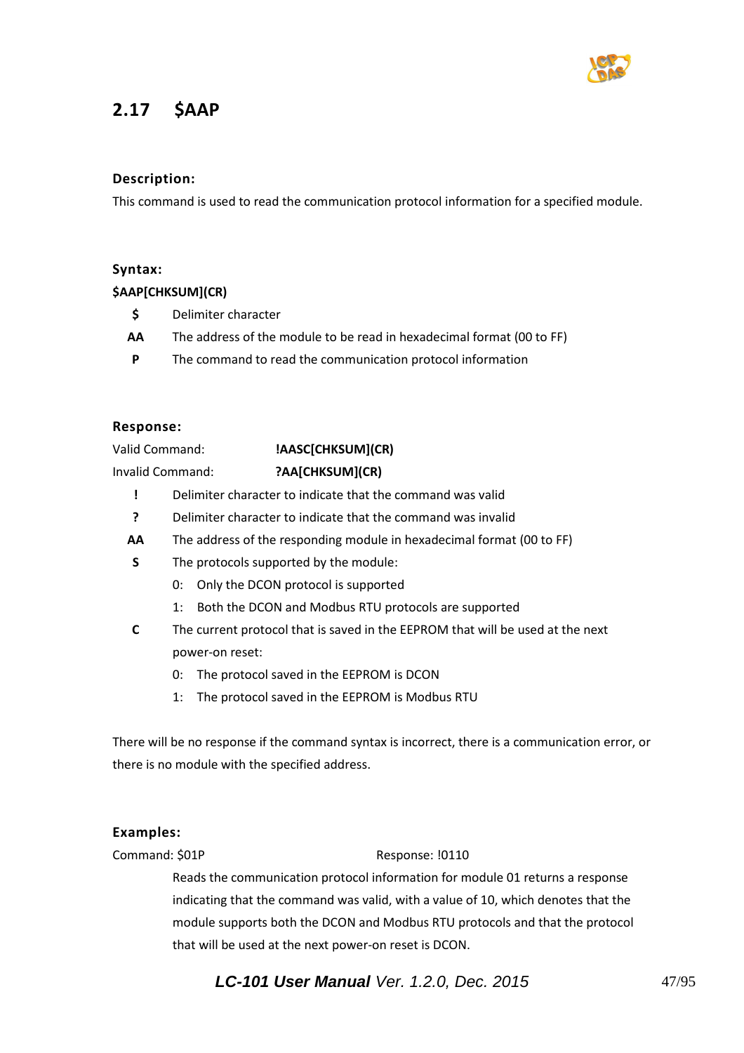## 2.17 $AAP

**Description:**

This command is used to read the communication protocol information for a specified module.

**Syntax:**

**$AAP[CHKSUM](CR)**

- **$** Delimiter character
- **AA** The address of the module to be read in hexadecimal format (00 to FF)
- **P** The command to read the communication protocol information

**Response:**

Valid Command: **!AASC[CHKSUM](CR)**

Invalid Command: **?AA[CHKSUM](CR)**

- **!** Delimiter character to indicate that the command was valid
- **?** Delimiter character to indicate that the command was invalid
- **AA** The address of the responding module in hexadecimal format (00 to FF)
- **S** The protocols supported by the module:
  - 0: Only the DCON protocol is supported
  - 1: Both the DCON and Modbus RTU protocols are supported
- **C** The current protocol that is saved in the EEPROM that will be used at the next power-on reset:
  - 0: The protocol saved in the EEPROM is DCON
  - 1: The protocol saved in the EEPROM is Modbus RTU

There will be no response if the command syntax is incorrect, there is a communication error, or there is no module with the specified address.

**Examples:**

Command: $01P Response: !0110

Reads the communication protocol information for module 01 returns a response indicating that the command was valid, with a value of 10, which denotes that the module supports both the DCON and Modbus RTU protocols and that the protocol that will be used at the next power-on reset is DCON.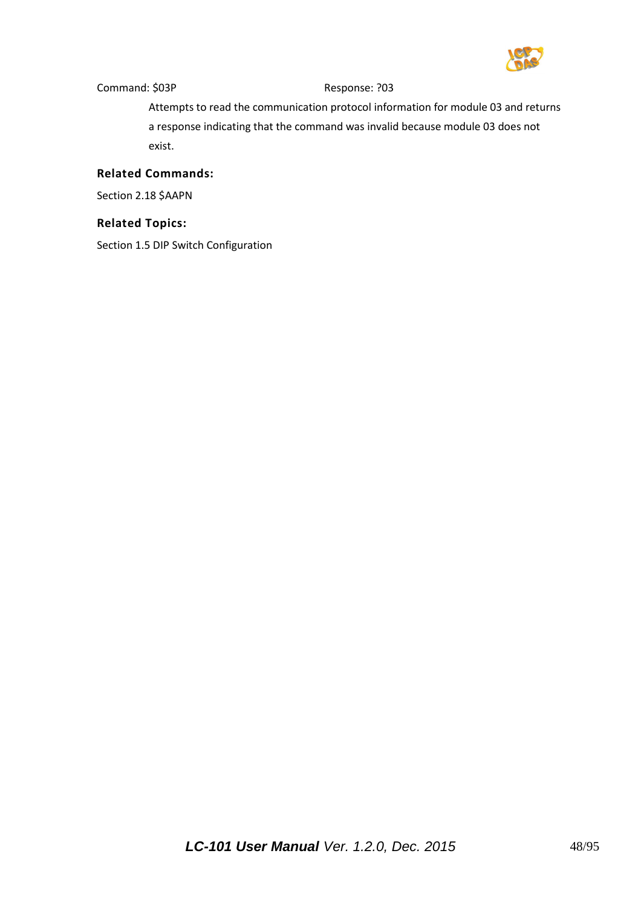Command: $03P Response: ?03

Attempts to read the communication protocol information for module 03 and returns a response indicating that the command was invalid because module 03 does not exist.

**Related Commands:**

Section 2.18 $AAPN

**Related Topics:**

Section 1.5 DIP Switch Configuration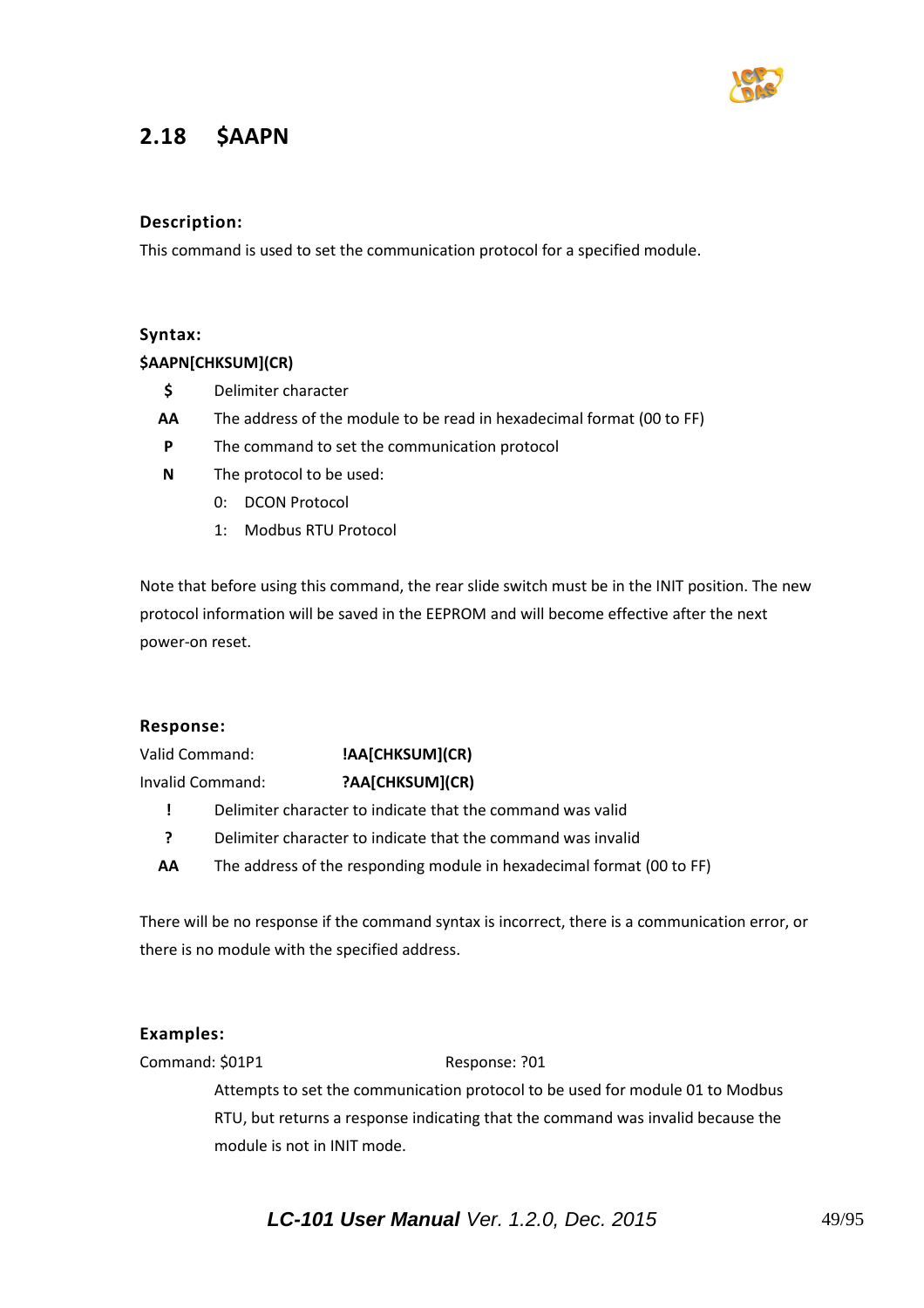## 2.18 $AAPN

### Description:

This command is used to set the communication protocol for a specified module.

### Syntax:

**$AAPN[CHKSUM](CR)**

| | |
|---|---|
| **$** | Delimiter character |
| **AA** | The address of the module to be read in hexadecimal format (00 to FF) |
| **P** | The command to set the communication protocol |
| **N** | The protocol to be used:<br>0: DCON Protocol<br>1: Modbus RTU Protocol |

Note that before using this command, the rear slide switch must be in the INIT position. The new protocol information will be saved in the EEPROM and will become effective after the next power-on reset.

### Response:

Valid Command: **!AA[CHKSUM](CR)**

Invalid Command: **?AA[CHKSUM](CR)**

| | |
|---|---|
| **!** | Delimiter character to indicate that the command was valid |
| **?** | Delimiter character to indicate that the command was invalid |
| **AA** | The address of the responding module in hexadecimal format (00 to FF) |

There will be no response if the command syntax is incorrect, there is a communication error, or there is no module with the specified address.

### Examples:

Command: $01P1 Response: ?01

Attempts to set the communication protocol to be used for module 01 to Modbus RTU, but returns a response indicating that the command was invalid because the module is not in INIT mode.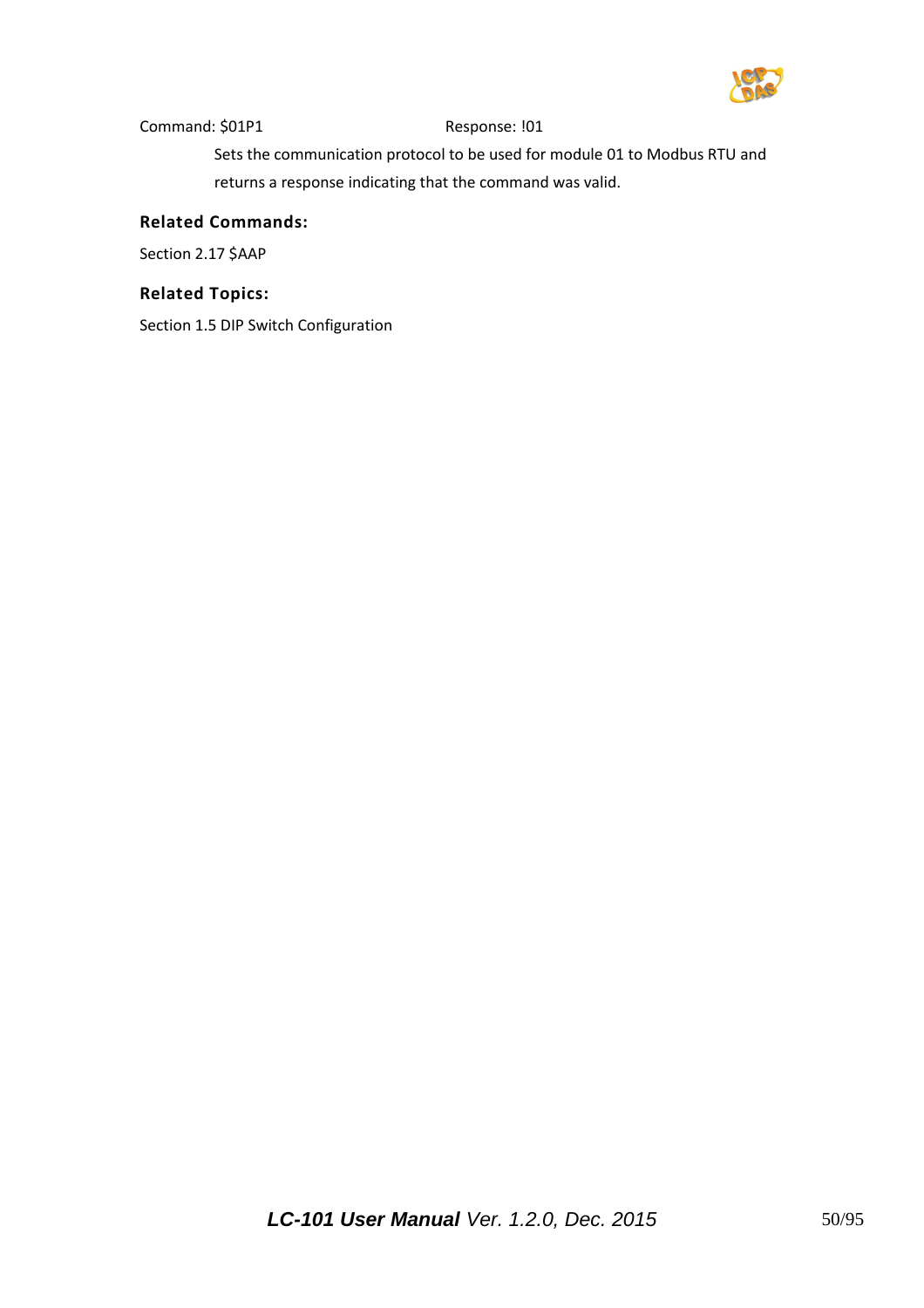Command: $01P1 Response: !01

Sets the communication protocol to be used for module 01 to Modbus RTU and returns a response indicating that the command was valid.

**Related Commands:**

Section 2.17 $AAP

**Related Topics:**

Section 1.5 DIP Switch Configuration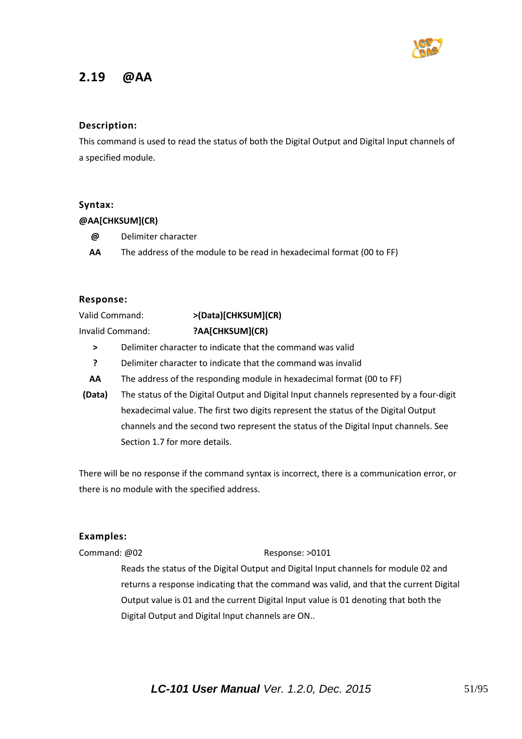## 2.19 @AA

### Description:

This command is used to read the status of both the Digital Output and Digital Input channels of a specified module.

### Syntax:

**@AA[CHKSUM](CR)**

| | |
|---|---|
| **@** | Delimiter character |
| **AA** | The address of the module to be read in hexadecimal format (00 to FF) |

### Response:

Valid Command: **>(Data)[CHKSUM](CR)**

Invalid Command: **?AA[CHKSUM](CR)**

| | |
|---|---|
| **>** | Delimiter character to indicate that the command was valid |
| **?** | Delimiter character to indicate that the command was invalid |
| **AA** | The address of the responding module in hexadecimal format (00 to FF) |
| **(Data)** | The status of the Digital Output and Digital Input channels represented by a four-digit hexadecimal value. The first two digits represent the status of the Digital Output channels and the second two represent the status of the Digital Input channels. See Section 1.7 for more details. |

There will be no response if the command syntax is incorrect, there is a communication error, or there is no module with the specified address.

### Examples:

Command: @02 Response: >0101

Reads the status of the Digital Output and Digital Input channels for module 02 and returns a response indicating that the command was valid, and that the current Digital Output value is 01 and the current Digital Input value is 01 denoting that both the Digital Output and Digital Input channels are ON..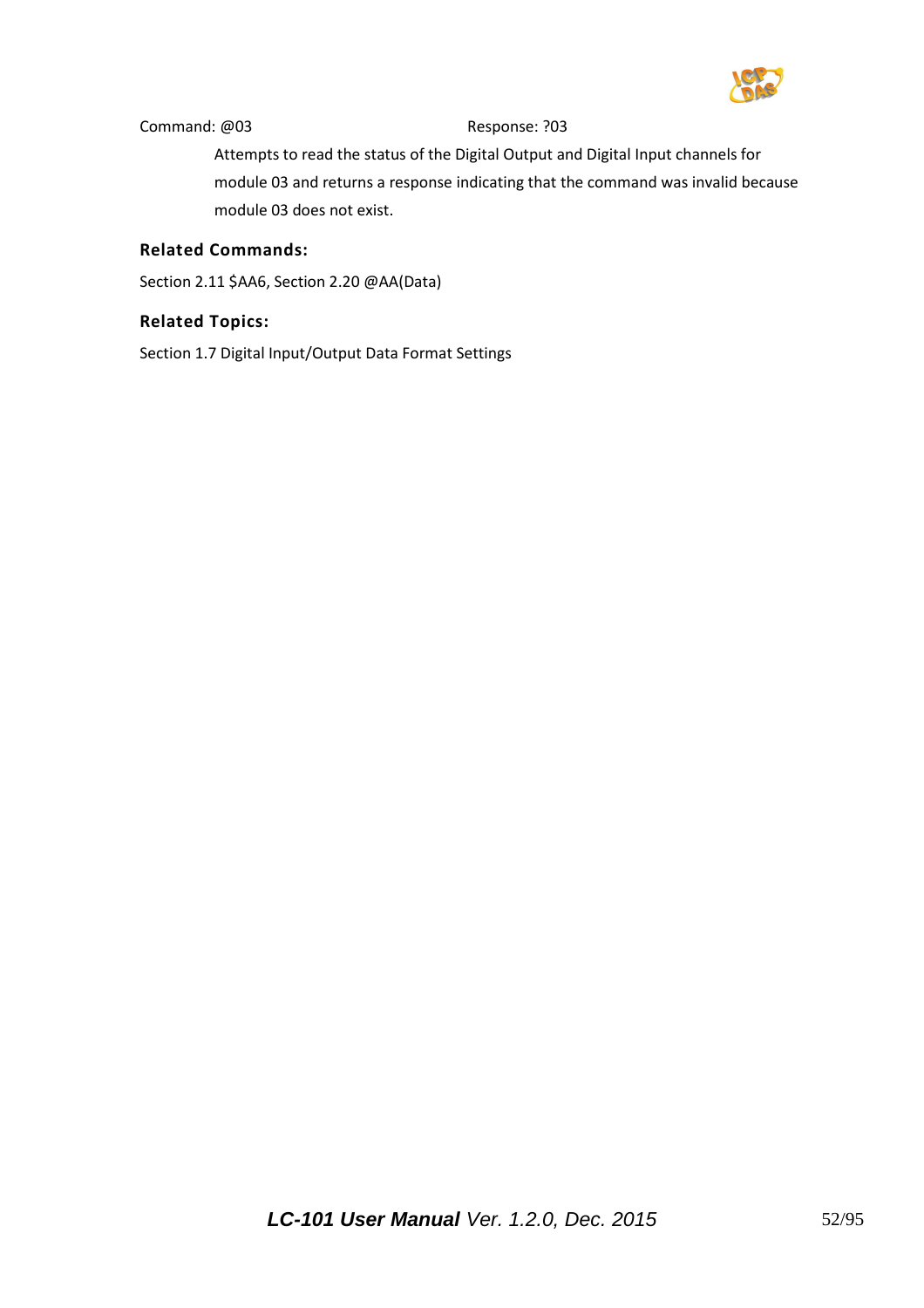Command: @03 Response: ?03

Attempts to read the status of the Digital Output and Digital Input channels for module 03 and returns a response indicating that the command was invalid because module 03 does not exist.

**Related Commands:**

Section 2.11 $AA6, Section 2.20 @AA(Data)

**Related Topics:**

Section 1.7 Digital Input/Output Data Format Settings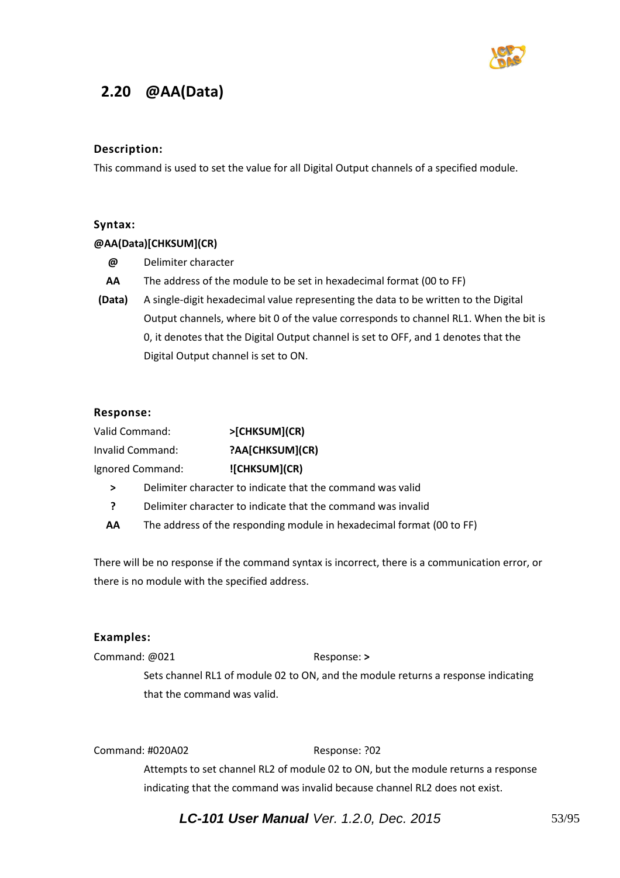## 2.20 @AA(Data)

### Description:

This command is used to set the value for all Digital Output channels of a specified module.

### Syntax:

**@AA(Data)[CHKSUM](CR)**

| | |
|---|---|
| **@** | Delimiter character |
| **AA** | The address of the module to be set in hexadecimal format (00 to FF) |
| **(Data)** | A single-digit hexadecimal value representing the data to be written to the Digital Output channels, where bit 0 of the value corresponds to channel RL1. When the bit is 0, it denotes that the Digital Output channel is set to OFF, and 1 denotes that the Digital Output channel is set to ON. |

### Response:

| | |
|---|---|
| Valid Command: | **>[CHKSUM](CR)** |
| Invalid Command: | **?AA[CHKSUM](CR)** |
| Ignored Command: | **![CHKSUM](CR)** |

| | |
|---|---|
| **>** | Delimiter character to indicate that the command was valid |
| **?** | Delimiter character to indicate that the command was invalid |
| **AA** | The address of the responding module in hexadecimal format (00 to FF) |

There will be no response if the command syntax is incorrect, there is a communication error, or there is no module with the specified address.

### Examples:

Command: @021 Response: **>**

Sets channel RL1 of module 02 to ON, and the module returns a response indicating that the command was valid.

Command: #020A02 Response: ?02

Attempts to set channel RL2 of module 02 to ON, but the module returns a response indicating that the command was invalid because channel RL2 does not exist.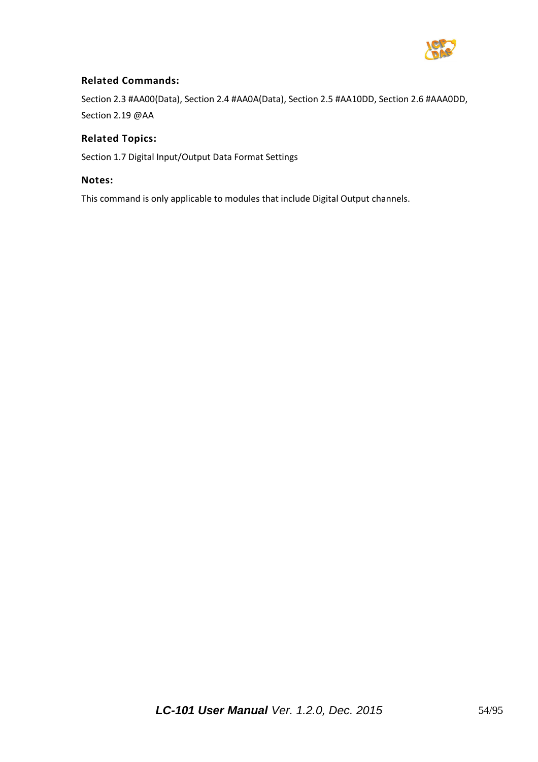### Related Commands:

Section 2.3 #AA00(Data), Section 2.4 #AA0A(Data), Section 2.5 #AA10DD, Section 2.6 #AAA0DD, Section 2.19 @AA

### Related Topics:

Section 1.7 Digital Input/Output Data Format Settings

### Notes:

This command is only applicable to modules that include Digital Output channels.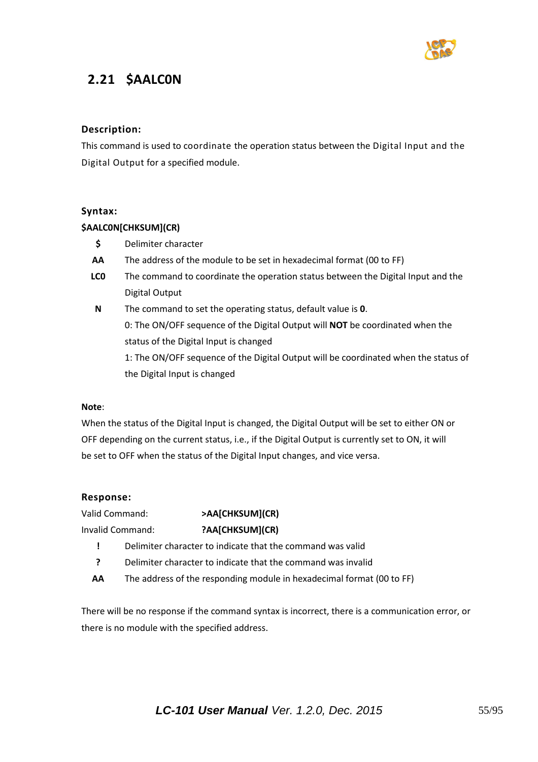## 2.21 $AALC0N

### Description:

This command is used to coordinate the operation status between the Digital Input and the Digital Output for a specified module.

### Syntax:

**$AALC0N[CHKSUM](CR)**

| | |
|---|---|
| **$** | Delimiter character |
| **AA** | The address of the module to be set in hexadecimal format (00 to FF) |
| **LC0** | The command to coordinate the operation status between the Digital Input and the Digital Output |
| **N** | The command to set the operating status, default value is **0**.<br>0: The ON/OFF sequence of the Digital Output will **NOT** be coordinated when the status of the Digital Input is changed<br>1: The ON/OFF sequence of the Digital Output will be coordinated when the status of the Digital Input is changed |

**Note**:

When the status of the Digital Input is changed, the Digital Output will be set to either ON or OFF depending on the current status, i.e., if the Digital Output is currently set to ON, it will be set to OFF when the status of the Digital Input changes, and vice versa.

### Response:

Valid Command: **>AA[CHKSUM](CR)**

Invalid Command: **?AA[CHKSUM](CR)**

| | |
|---|---|
| **!** | Delimiter character to indicate that the command was valid |
| **?** | Delimiter character to indicate that the command was invalid |
| **AA** | The address of the responding module in hexadecimal format (00 to FF) |

There will be no response if the command syntax is incorrect, there is a communication error, or there is no module with the specified address.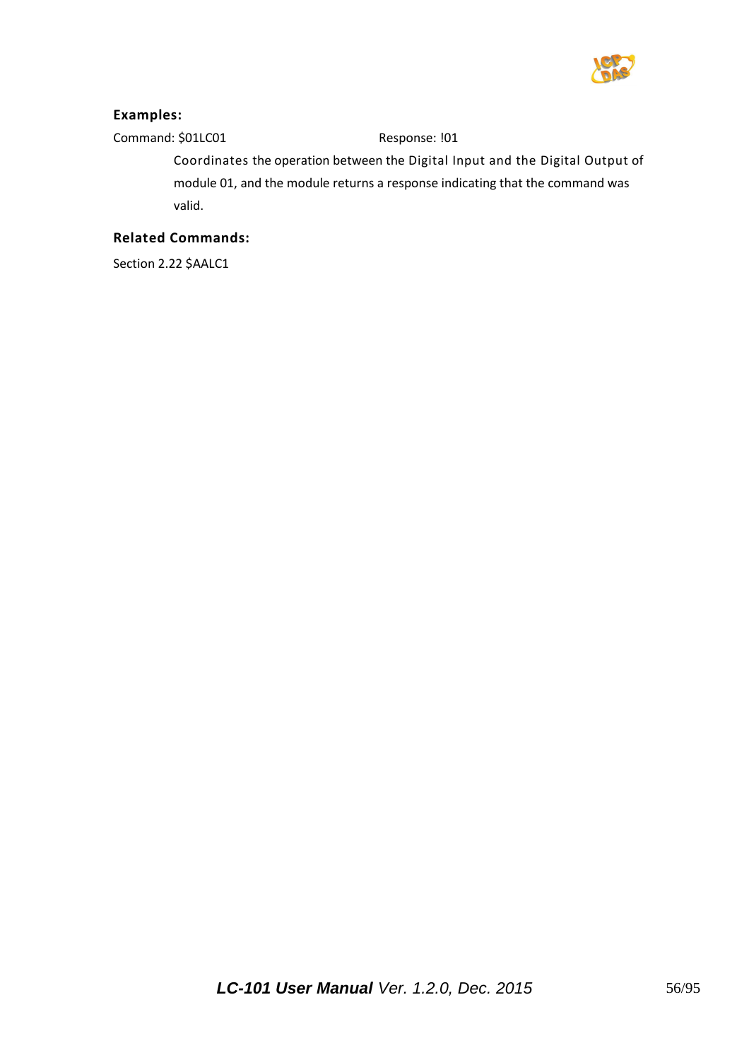**Examples:**

Command: $01LC01 Response: !01

Coordinates the operation between the Digital Input and the Digital Output of module 01, and the module returns a response indicating that the command was valid.

**Related Commands:**

Section 2.22 $AALC1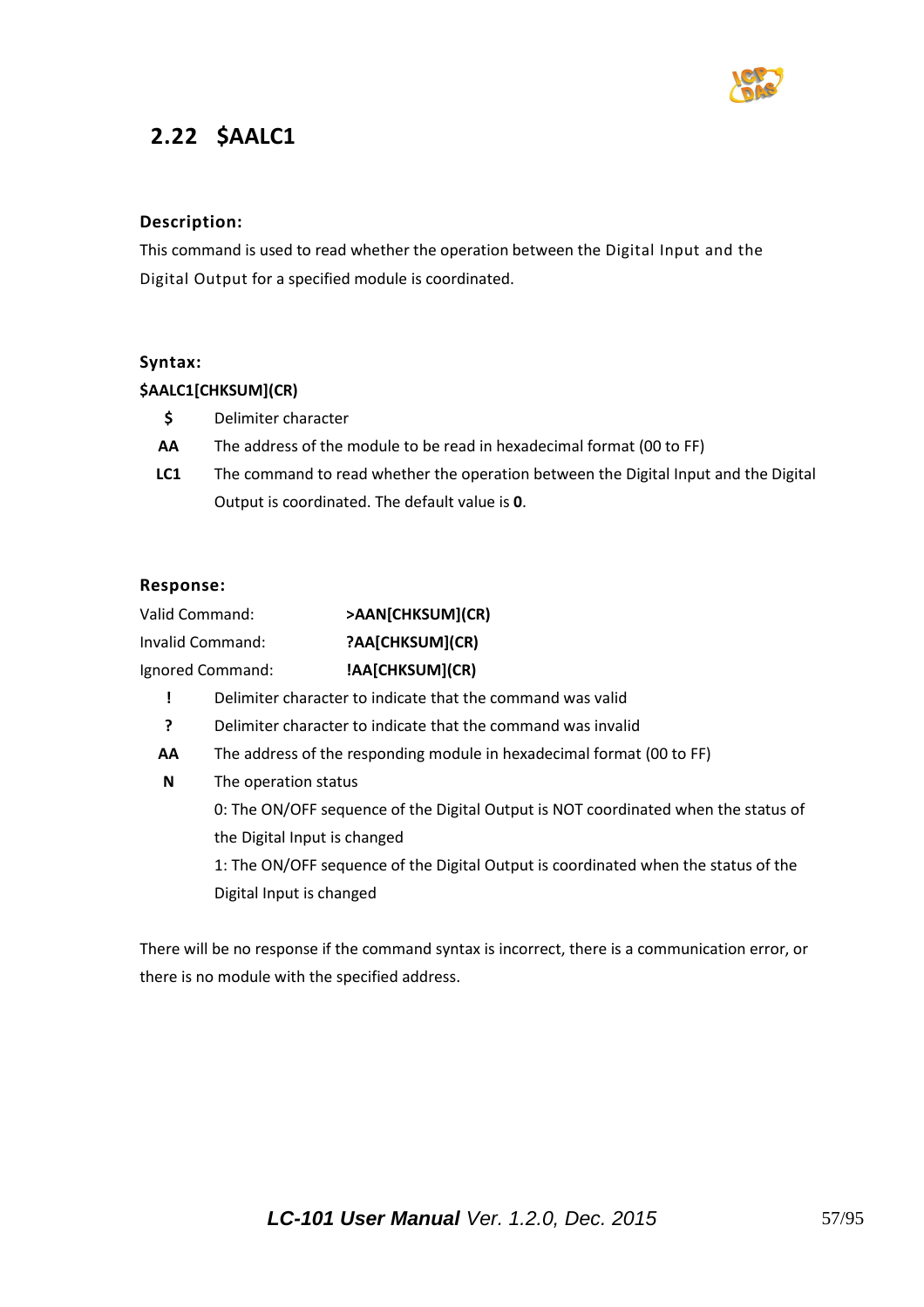## 2.22 $AALC1

### Description:

This command is used to read whether the operation between the Digital Input and the Digital Output for a specified module is coordinated.

### Syntax:

**$AALC1[CHKSUM](CR)**

| | |
|---|---|
| **$** | Delimiter character |
| **AA** | The address of the module to be read in hexadecimal format (00 to FF) |
| **LC1** | The command to read whether the operation between the Digital Input and the Digital Output is coordinated. The default value is **0**. |

### Response:

| | |
|---|---|
| Valid Command: | **>AAN[CHKSUM](CR)** |
| Invalid Command: | **?AA[CHKSUM](CR)** |
| Ignored Command: | **!AA[CHKSUM](CR)** |

| | |
|---|---|
| **!** | Delimiter character to indicate that the command was valid |
| **?** | Delimiter character to indicate that the command was invalid |
| **AA** | The address of the responding module in hexadecimal format (00 to FF) |
| **N** | The operation status<br>0: The ON/OFF sequence of the Digital Output is NOT coordinated when the status of the Digital Input is changed<br>1: The ON/OFF sequence of the Digital Output is coordinated when the status of the Digital Input is changed |

There will be no response if the command syntax is incorrect, there is a communication error, or there is no module with the specified address.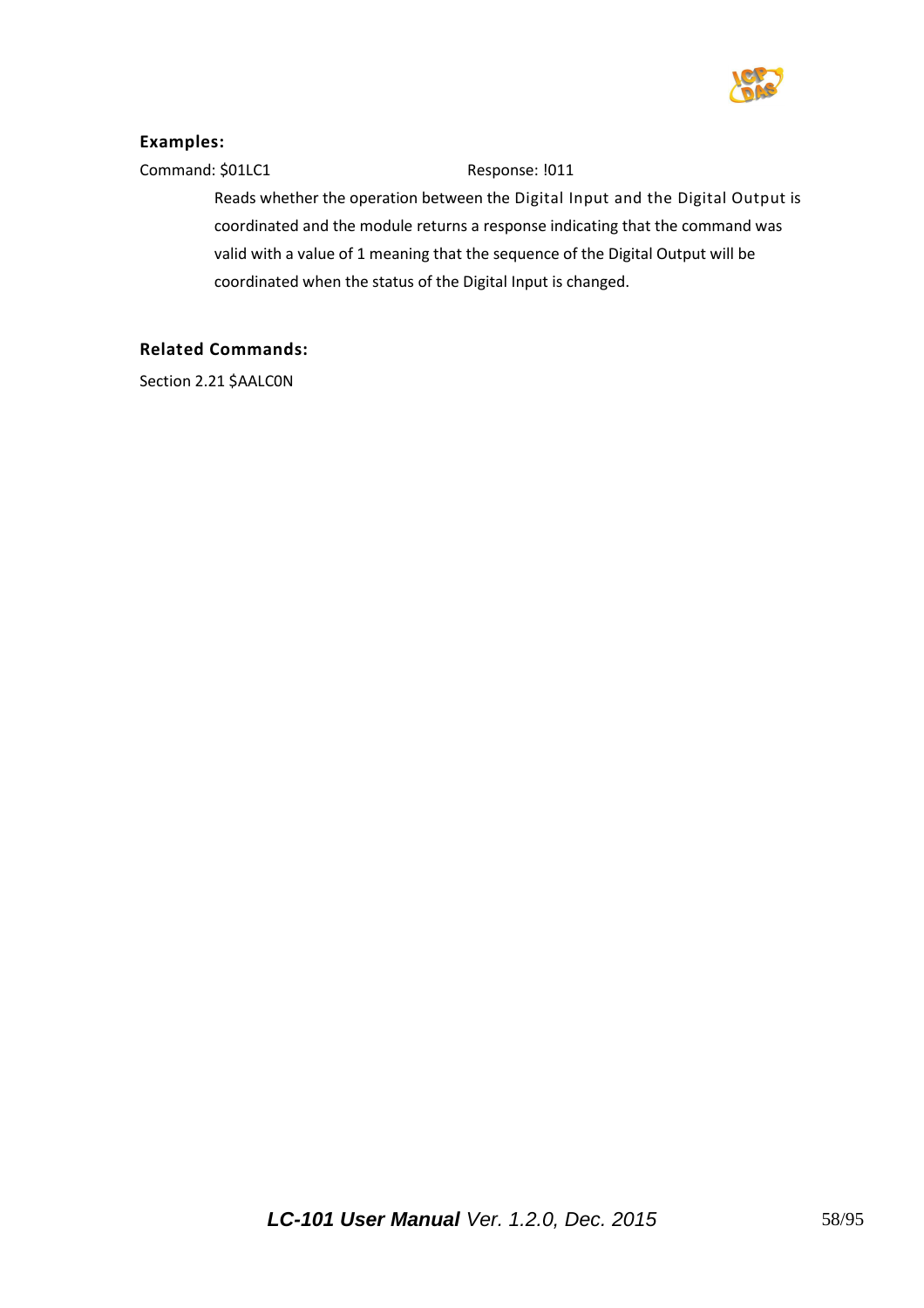**Examples:**

Command: $01LC1 Response: !011

Reads whether the operation between the Digital Input and the Digital Output is coordinated and the module returns a response indicating that the command was valid with a value of 1 meaning that the sequence of the Digital Output will be coordinated when the status of the Digital Input is changed.

**Related Commands:**

Section 2.21 $AALC0N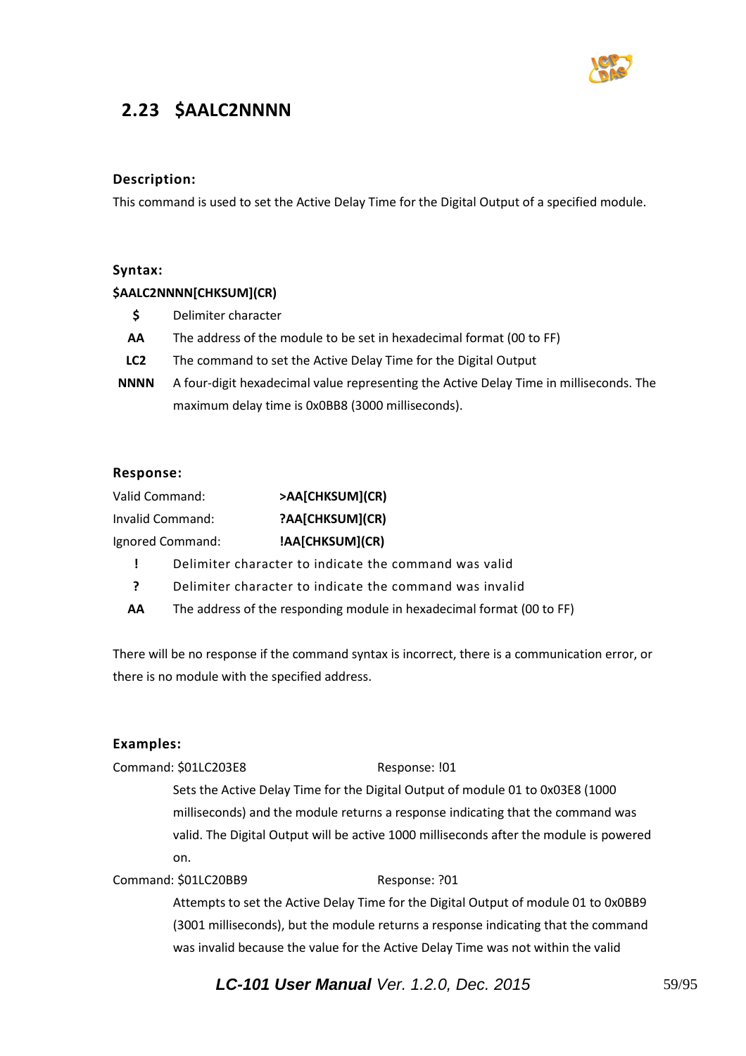## 2.23 $AALC2NNNN

### Description:

This command is used to set the Active Delay Time for the Digital Output of a specified module.

### Syntax:

**$AALC2NNNN[CHKSUM](CR)**

| | |
|---|---|
| **$** | Delimiter character |
| **AA** | The address of the module to be set in hexadecimal format (00 to FF) |
| **LC2** | The command to set the Active Delay Time for the Digital Output |
| **NNNN** | A four-digit hexadecimal value representing the Active Delay Time in milliseconds. The maximum delay time is 0x0BB8 (3000 milliseconds). |

### Response:

| | |
|---|---|
| Valid Command: | **>AA[CHKSUM](CR)** |
| Invalid Command: | **?AA[CHKSUM](CR)** |
| Ignored Command: | **!AA[CHKSUM](CR)** |

| | |
|---|---|
| **!** | Delimiter character to indicate the command was valid |
| **?** | Delimiter character to indicate the command was invalid |
| **AA** | The address of the responding module in hexadecimal format (00 to FF) |

There will be no response if the command syntax is incorrect, there is a communication error, or there is no module with the specified address.

### Examples:

Command: $01LC203E8 Response: !01

Sets the Active Delay Time for the Digital Output of module 01 to 0x03E8 (1000 milliseconds) and the module returns a response indicating that the command was valid. The Digital Output will be active 1000 milliseconds after the module is powered on.

Command: $01LC20BB9 Response: ?01

Attempts to set the Active Delay Time for the Digital Output of module 01 to 0x0BB9 (3001 milliseconds), but the module returns a response indicating that the command was invalid because the value for the Active Delay Time was not within the valid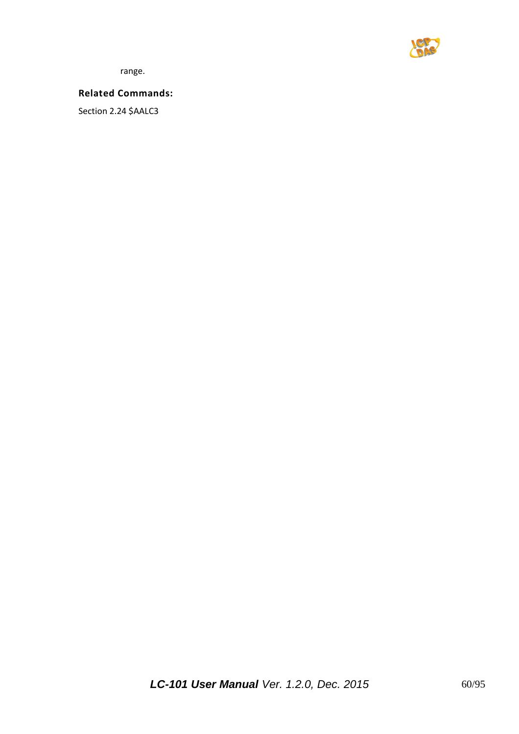range.

**Related Commands:**

Section 2.24 $AALC3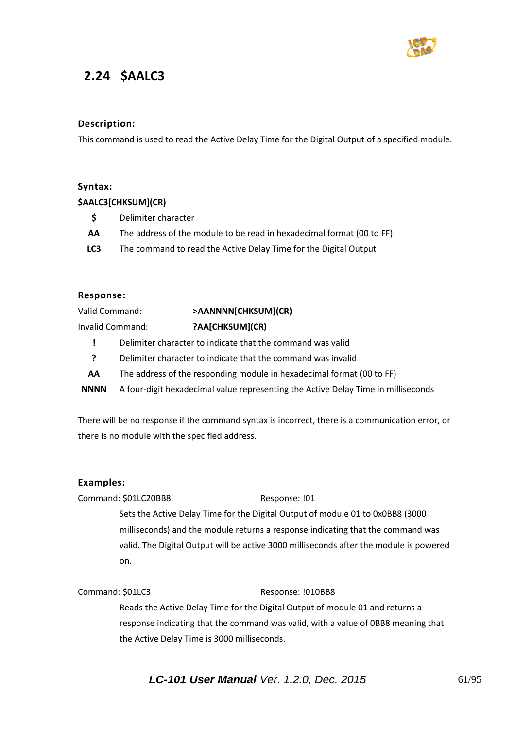## 2.24 $AALC3

### Description:

This command is used to read the Active Delay Time for the Digital Output of a specified module.

### Syntax:

**$AALC3[CHKSUM](CR)**

| | |
|---|---|
| **$** | Delimiter character |
| **AA** | The address of the module to be read in hexadecimal format (00 to FF) |
| **LC3** | The command to read the Active Delay Time for the Digital Output |

### Response:

Valid Command: **>AANNNN[CHKSUM](CR)**

Invalid Command: **?AA[CHKSUM](CR)**

| | |
|---|---|
| **!** | Delimiter character to indicate that the command was valid |
| **?** | Delimiter character to indicate that the command was invalid |
| **AA** | The address of the responding module in hexadecimal format (00 to FF) |
| **NNNN** | A four-digit hexadecimal value representing the Active Delay Time in milliseconds |

There will be no response if the command syntax is incorrect, there is a communication error, or there is no module with the specified address.

### Examples:

Command: $01LC20BB8 Response: !01

Sets the Active Delay Time for the Digital Output of module 01 to 0x0BB8 (3000 milliseconds) and the module returns a response indicating that the command was valid. The Digital Output will be active 3000 milliseconds after the module is powered on.

Command: $01LC3 Response: !010BB8

Reads the Active Delay Time for the Digital Output of module 01 and returns a response indicating that the command was valid, with a value of 0BB8 meaning that the Active Delay Time is 3000 milliseconds.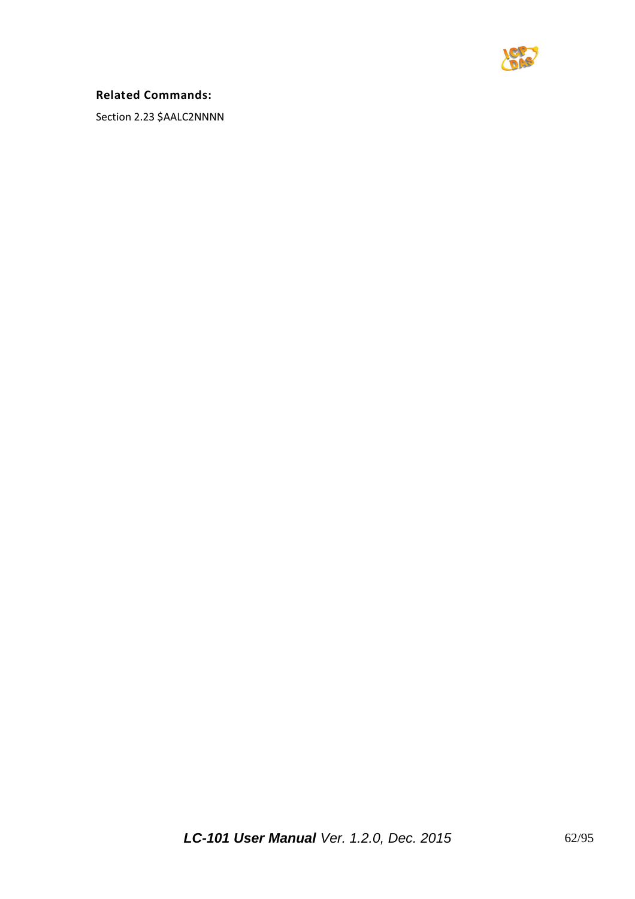**Related Commands:**

Section 2.23 $AALC2NNNN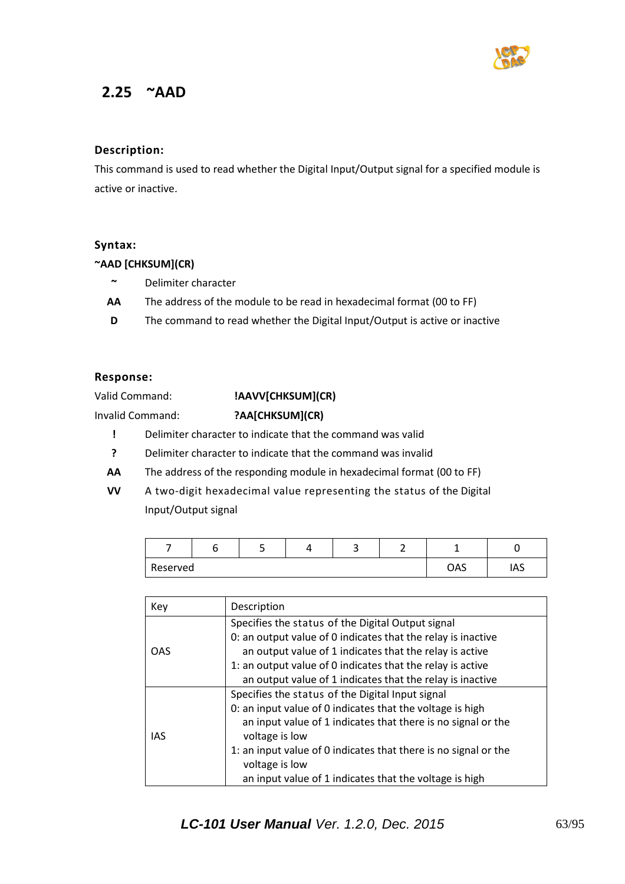## 2.25 ~AAD

### Description:

This command is used to read whether the Digital Input/Output signal for a specified module is active or inactive.

### Syntax:

**~AAD [CHKSUM](CR)**

- **~** Delimiter character
- **AA** The address of the module to be read in hexadecimal format (00 to FF)
- **D** The command to read whether the Digital Input/Output is active or inactive

### Response:

Valid Command: **!AAVV[CHKSUM](CR)**

Invalid Command: **?AA[CHKSUM](CR)**

- **!** Delimiter character to indicate that the command was valid
- **?** Delimiter character to indicate that the command was invalid
- **AA** The address of the responding module in hexadecimal format (00 to FF)
- **VV** A two-digit hexadecimal value representing the status of the Digital Input/Output signal

| 7 | 6 | 5 | 4 | 3 | 2 | 1 | 0 |
|---|---|---|---|---|---|---|---|
| Reserved | | | | | | OAS | IAS |

| Key | Description |
|---|---|
| OAS | Specifies the status of the Digital Output signal<br>0: an output value of 0 indicates that the relay is inactive<br>an output value of 1 indicates that the relay is active<br>1: an output value of 0 indicates that the relay is active<br>an output value of 1 indicates that the relay is inactive |
| IAS | Specifies the status of the Digital Input signal<br>0: an input value of 0 indicates that the voltage is high<br>an input value of 1 indicates that there is no signal or the voltage is low<br>1: an input value of 0 indicates that there is no signal or the voltage is low<br>an input value of 1 indicates that the voltage is high |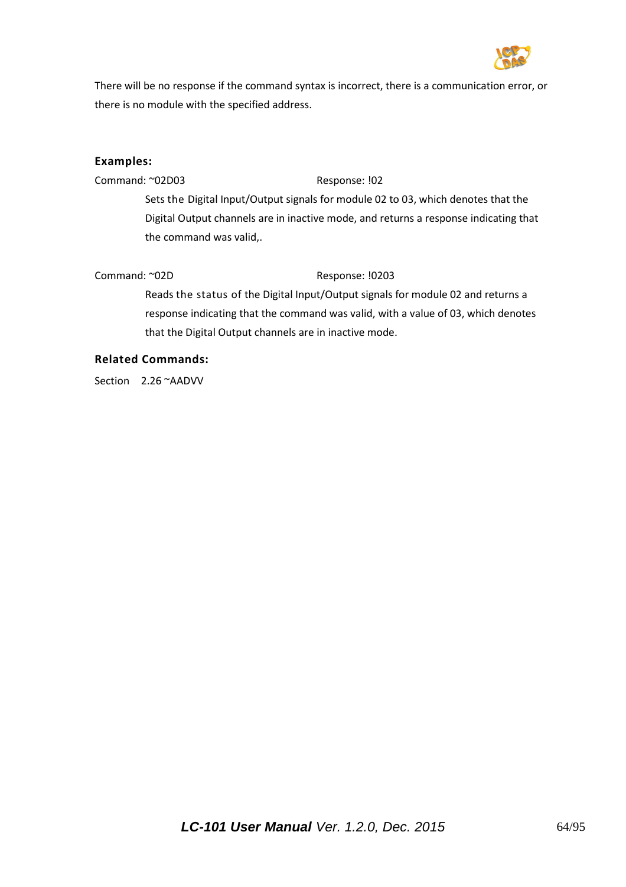There will be no response if the command syntax is incorrect, there is a communication error, or there is no module with the specified address.

### Examples:

Command: ~02D03 Response: !02

Sets the Digital Input/Output signals for module 02 to 03, which denotes that the Digital Output channels are in inactive mode, and returns a response indicating that the command was valid,.

Command: ~02D Response: !0203

Reads the status of the Digital Input/Output signals for module 02 and returns a response indicating that the command was valid, with a value of 03, which denotes that the Digital Output channels are in inactive mode.

### Related Commands:

Section 2.26 ~AADVV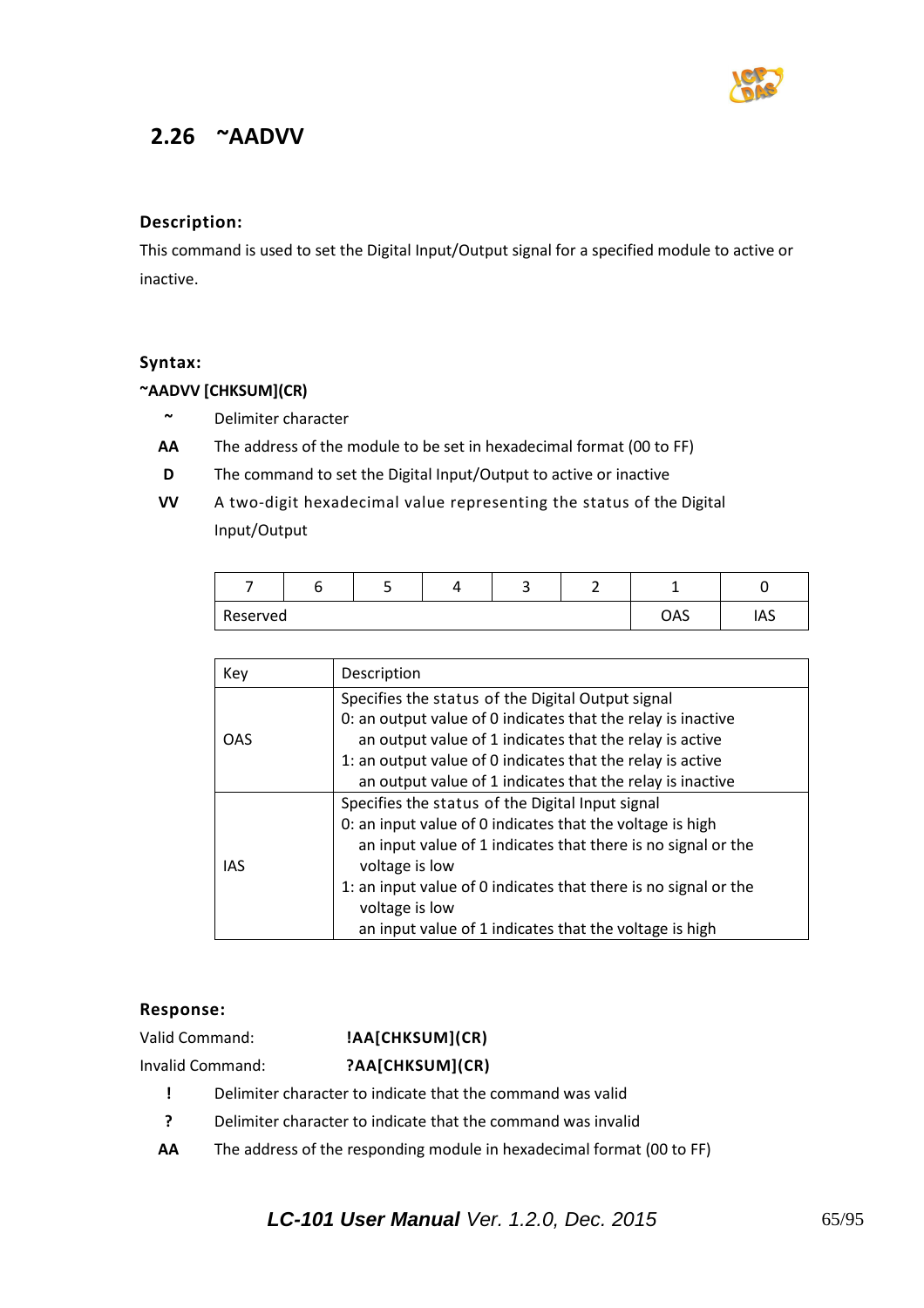## 2.26 ~AADVV

### Description:

This command is used to set the Digital Input/Output signal for a specified module to active or inactive.

### Syntax:

**~AADVV [CHKSUM](CR)**

- **~** Delimiter character
- **AA** The address of the module to be set in hexadecimal format (00 to FF)
- **D** The command to set the Digital Input/Output to active or inactive
- **VV** A two-digit hexadecimal value representing the status of the Digital Input/Output

| 7 | 6 | 5 | 4 | 3 | 2 | 1 | 0 |
|---|---|---|---|---|---|---|---|
| Reserved | | | | | | OAS | IAS |

| Key | Description |
|---|---|
| OAS | Specifies the status of the Digital Output signal<br>0: an output value of 0 indicates that the relay is inactive<br>an output value of 1 indicates that the relay is active<br>1: an output value of 0 indicates that the relay is active<br>an output value of 1 indicates that the relay is inactive |
| IAS | Specifies the status of the Digital Input signal<br>0: an input value of 0 indicates that the voltage is high<br>an input value of 1 indicates that there is no signal or the voltage is low<br>1: an input value of 0 indicates that there is no signal or the voltage is low<br>an input value of 1 indicates that the voltage is high |

### Response:

Valid Command: **!AA[CHKSUM](CR)**

Invalid Command: **?AA[CHKSUM](CR)**

- **!** Delimiter character to indicate that the command was valid
- **?** Delimiter character to indicate that the command was invalid
- **AA** The address of the responding module in hexadecimal format (00 to FF)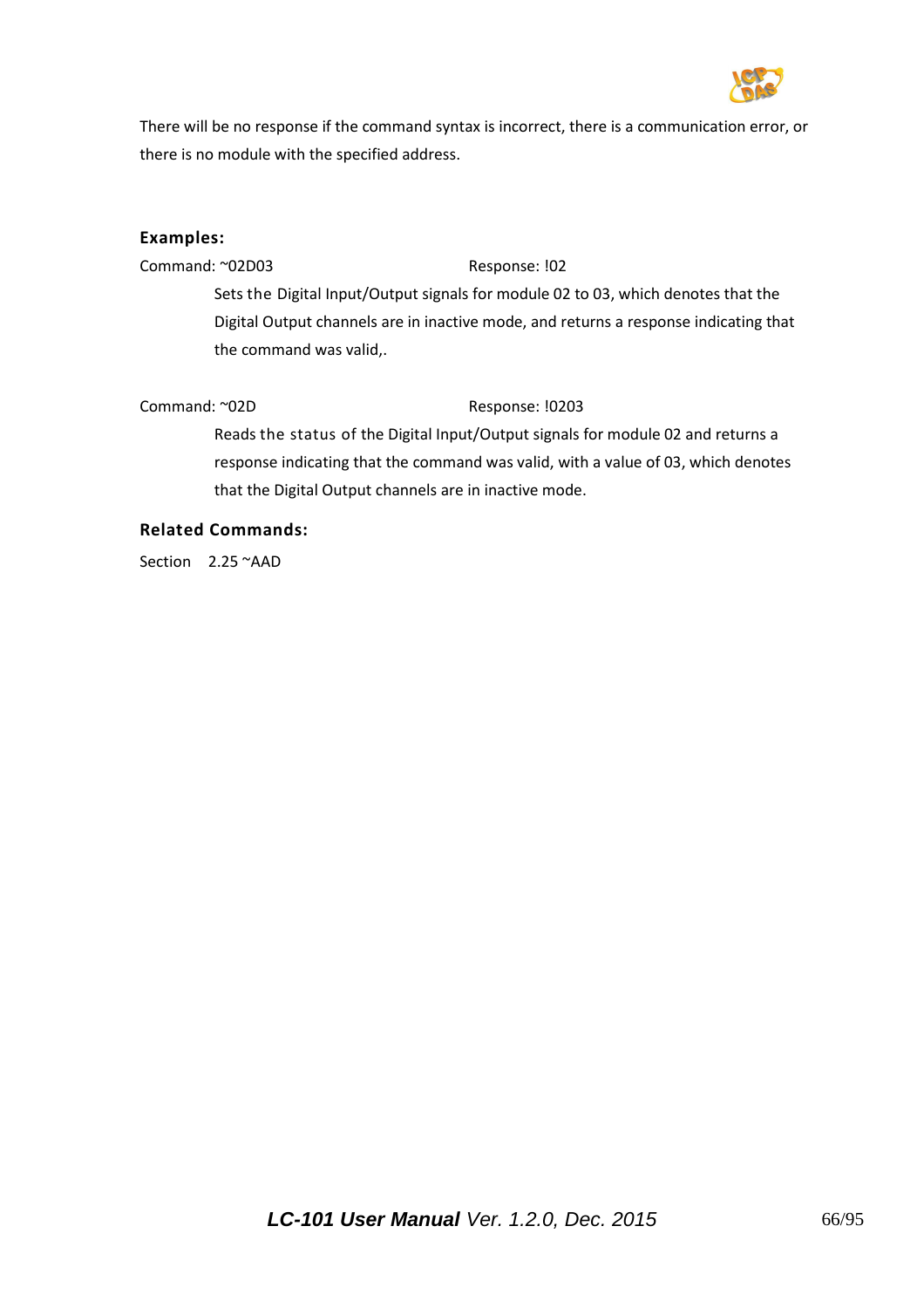There will be no response if the command syntax is incorrect, there is a communication error, or there is no module with the specified address.

**Examples:**

Command: ~02D03 Response: !02

Sets the Digital Input/Output signals for module 02 to 03, which denotes that the Digital Output channels are in inactive mode, and returns a response indicating that the command was valid,.

Command: ~02D Response: !0203

Reads the status of the Digital Input/Output signals for module 02 and returns a response indicating that the command was valid, with a value of 03, which denotes that the Digital Output channels are in inactive mode.

**Related Commands:**

Section 2.25 ~AAD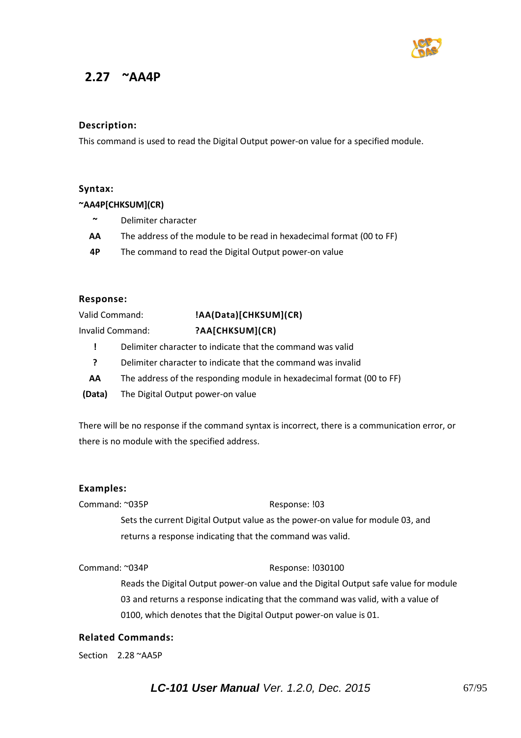## 2.27 ~AA4P

### Description:

This command is used to read the Digital Output power-on value for a specified module.

### Syntax:

**~AA4P[CHKSUM](CR)**

| | |
|---|---|
| **~** | Delimiter character |
| **AA** | The address of the module to be read in hexadecimal format (00 to FF) |
| **4P** | The command to read the Digital Output power-on value |

### Response:

Valid Command: **!AA(Data)[CHKSUM](CR)**

Invalid Command: **?AA[CHKSUM](CR)**

| | |
|---|---|
| **!** | Delimiter character to indicate that the command was valid |
| **?** | Delimiter character to indicate that the command was invalid |
| **AA** | The address of the responding module in hexadecimal format (00 to FF) |
| **(Data)** | The Digital Output power-on value |

There will be no response if the command syntax is incorrect, there is a communication error, or there is no module with the specified address.

### Examples:

Command: ~035P Response: !03

Sets the current Digital Output value as the power-on value for module 03, and returns a response indicating that the command was valid.

Command: ~034P Response: !030100

Reads the Digital Output power-on value and the Digital Output safe value for module 03 and returns a response indicating that the command was valid, with a value of 0100, which denotes that the Digital Output power-on value is 01.

### Related Commands:

Section 2.28 ~AA5P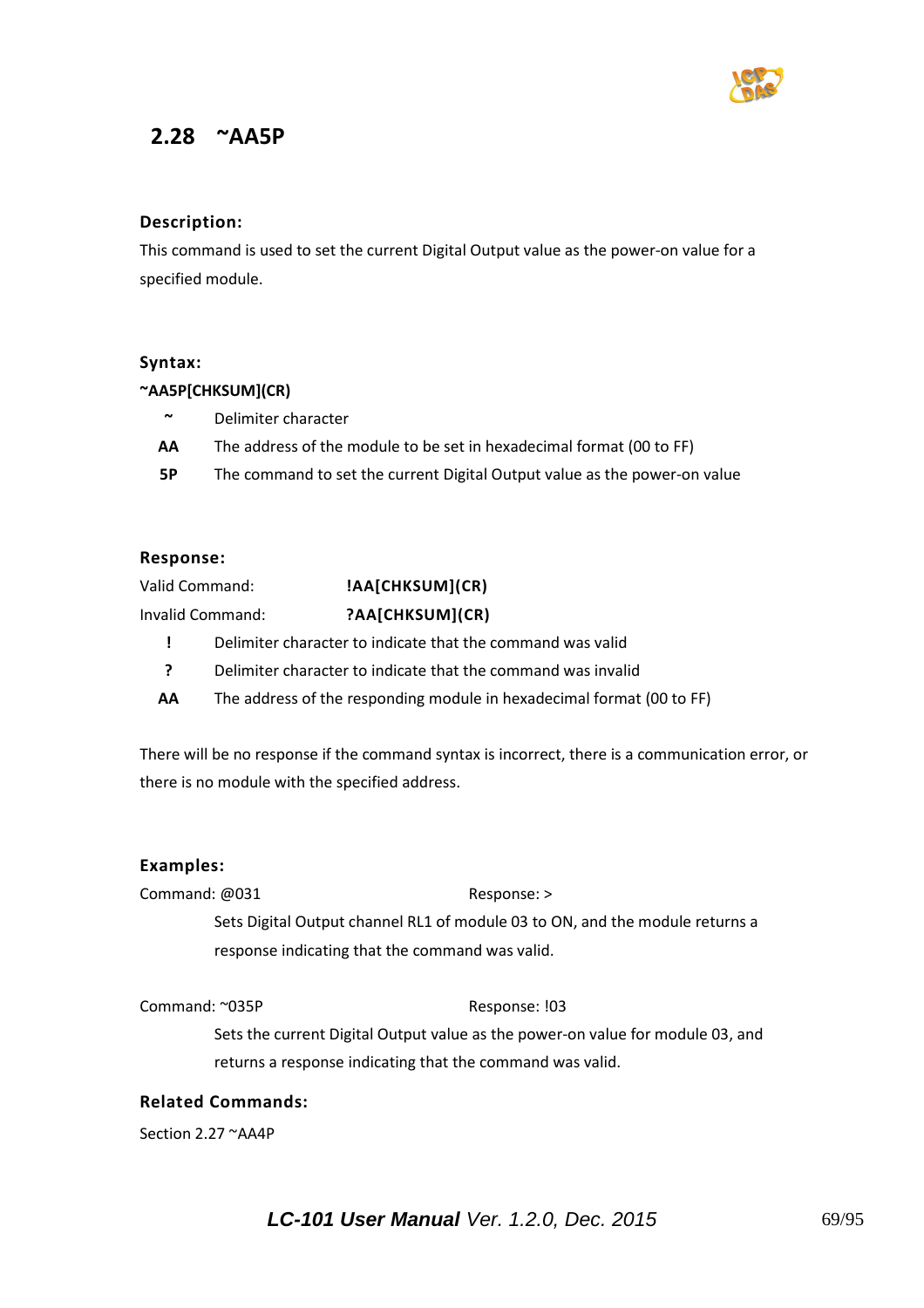## 2.28 ~AA5P

### Description:

This command is used to set the current Digital Output value as the power-on value for a specified module.

### Syntax:

**~AA5P[CHKSUM](CR)**

| | |
|---|---|
| **~** | Delimiter character |
| **AA** | The address of the module to be set in hexadecimal format (00 to FF) |
| **5P** | The command to set the current Digital Output value as the power-on value |

### Response:

Valid Command: **!AA[CHKSUM](CR)**

Invalid Command: **?AA[CHKSUM](CR)**

| | |
|---|---|
| **!** | Delimiter character to indicate that the command was valid |
| **?** | Delimiter character to indicate that the command was invalid |
| **AA** | The address of the responding module in hexadecimal format (00 to FF) |

There will be no response if the command syntax is incorrect, there is a communication error, or there is no module with the specified address.

### Examples:

Command: @031 Response: >

Sets Digital Output channel RL1 of module 03 to ON, and the module returns a response indicating that the command was valid.

Command: ~035P Response: !03

Sets the current Digital Output value as the power-on value for module 03, and returns a response indicating that the command was valid.

### Related Commands:

Section 2.27 ~AA4P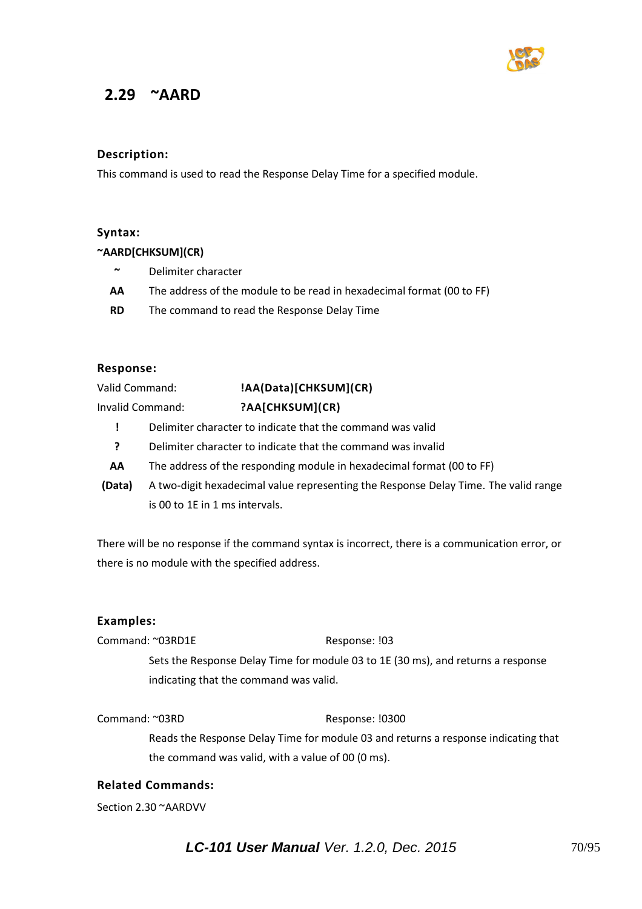## 2.29 ~AARD

### Description:

This command is used to read the Response Delay Time for a specified module.

### Syntax:

**~AARD[CHKSUM](CR)**

| | |
|---|---|
| **~** | Delimiter character |
| **AA** | The address of the module to be read in hexadecimal format (00 to FF) |
| **RD** | The command to read the Response Delay Time |

### Response:

Valid Command: **!AA(Data)[CHKSUM](CR)**

Invalid Command: **?AA[CHKSUM](CR)**

| | |
|---|---|
| **!** | Delimiter character to indicate that the command was valid |
| **?** | Delimiter character to indicate that the command was invalid |
| **AA** | The address of the responding module in hexadecimal format (00 to FF) |
| **(Data)** | A two-digit hexadecimal value representing the Response Delay Time. The valid range is 00 to 1E in 1 ms intervals. |

There will be no response if the command syntax is incorrect, there is a communication error, or there is no module with the specified address.

### Examples:

Command: ~03RD1E    Response: !03

Sets the Response Delay Time for module 03 to 1E (30 ms), and returns a response indicating that the command was valid.

Command: ~03RD    Response: !0300

Reads the Response Delay Time for module 03 and returns a response indicating that the command was valid, with a value of 00 (0 ms).

### Related Commands:

Section 2.30 ~AARDVV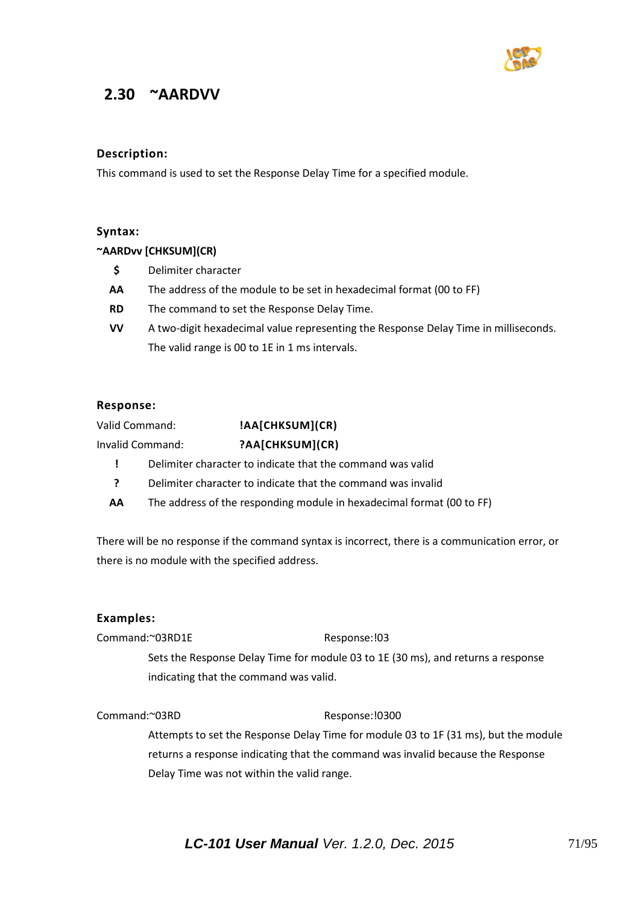## 2.30 ~AARDVV

### Description:

This command is used to set the Response Delay Time for a specified module.

### Syntax:

**~AARDvv [CHKSUM](CR)**

- **$** Delimiter character
- **AA** The address of the module to be set in hexadecimal format (00 to FF)
- **RD** The command to set the Response Delay Time.
- **VV** A two-digit hexadecimal value representing the Response Delay Time in milliseconds. The valid range is 00 to 1E in 1 ms intervals.

### Response:

Valid Command: **!AA[CHKSUM](CR)**

Invalid Command: **?AA[CHKSUM](CR)**

- **!** Delimiter character to indicate that the command was valid
- **?** Delimiter character to indicate that the command was invalid
- **AA** The address of the responding module in hexadecimal format (00 to FF)

There will be no response if the command syntax is incorrect, there is a communication error, or there is no module with the specified address.

### Examples:

Command:~03RD1E Response:!03

Sets the Response Delay Time for module 03 to 1E (30 ms), and returns a response indicating that the command was valid.

Command:~03RD Response:!0300

Attempts to set the Response Delay Time for module 03 to 1F (31 ms), but the module returns a response indicating that the command was invalid because the Response Delay Time was not within the valid range.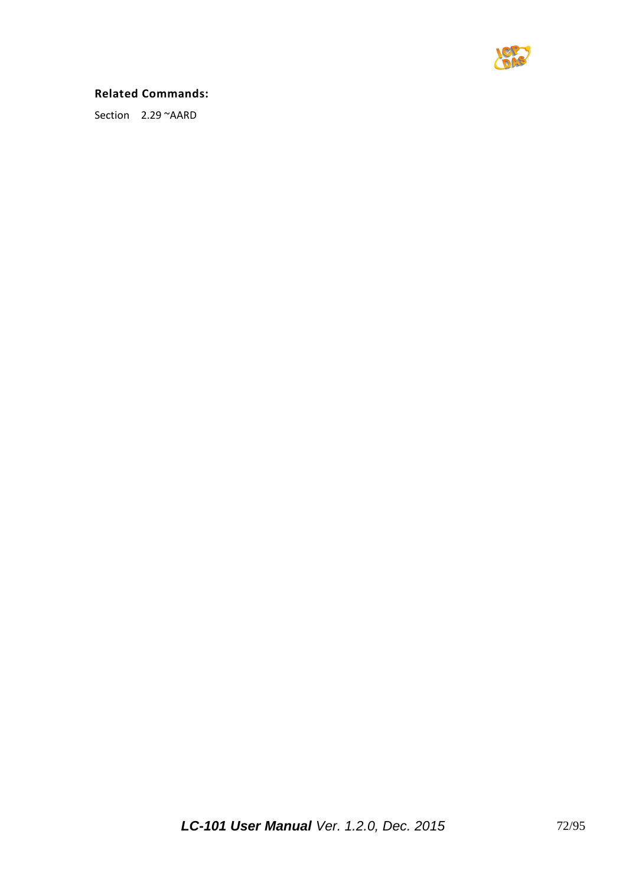**Related Commands:**

Section 2.29 ~AARD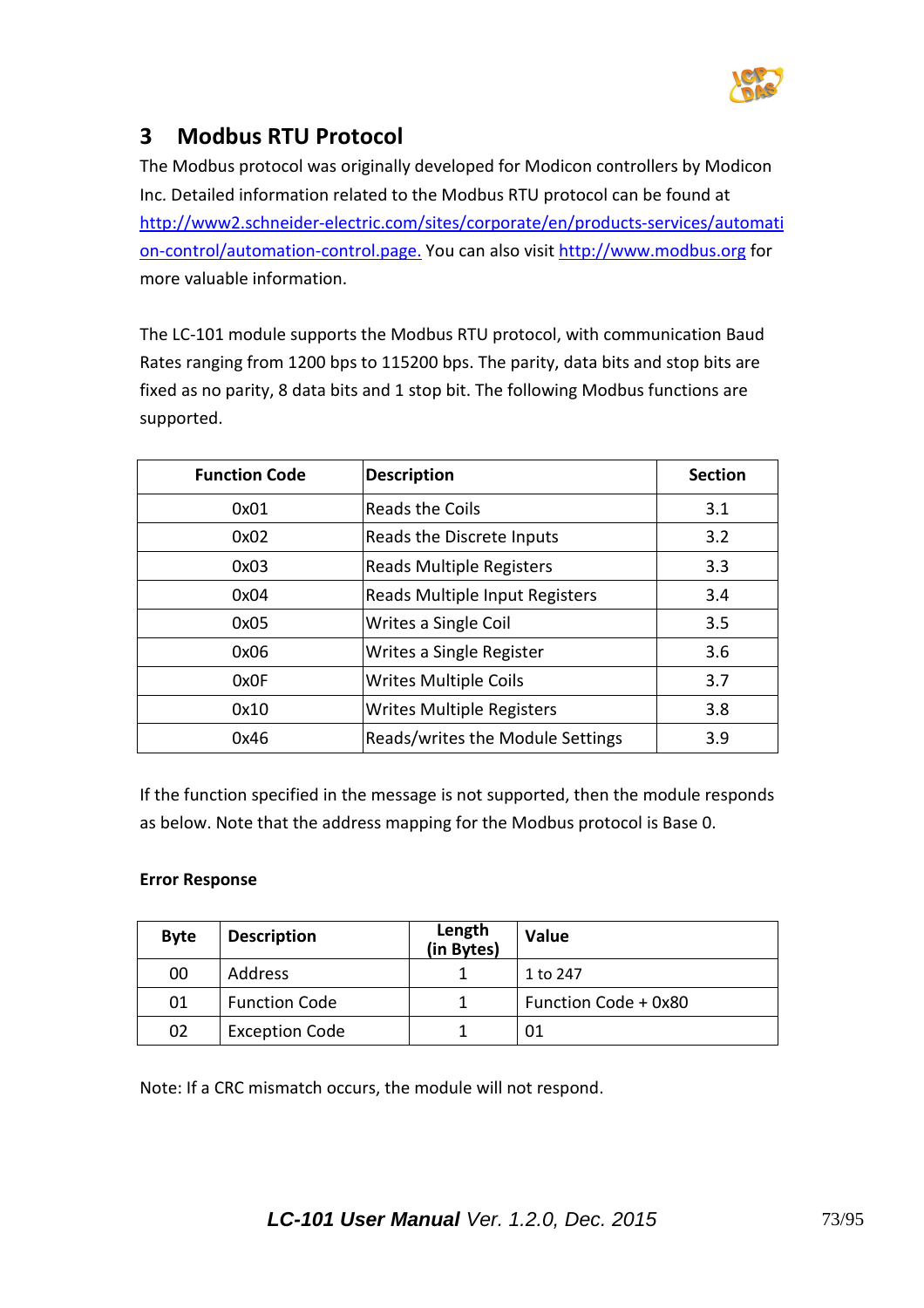# 3 Modbus RTU Protocol

The Modbus protocol was originally developed for Modicon controllers by Modicon Inc. Detailed information related to the Modbus RTU protocol can be found at http://www2.schneider-electric.com/sites/corporate/en/products-services/automation-control/automation-control.page. You can also visit http://www.modbus.org for more valuable information.

The LC-101 module supports the Modbus RTU protocol, with communication Baud Rates ranging from 1200 bps to 115200 bps. The parity, data bits and stop bits are fixed as no parity, 8 data bits and 1 stop bit. The following Modbus functions are supported.

| Function Code | Description | Section |
|---|---|---|
| 0x01 | Reads the Coils | 3.1 |
| 0x02 | Reads the Discrete Inputs | 3.2 |
| 0x03 | Reads Multiple Registers | 3.3 |
| 0x04 | Reads Multiple Input Registers | 3.4 |
| 0x05 | Writes a Single Coil | 3.5 |
| 0x06 | Writes a Single Register | 3.6 |
| 0x0F | Writes Multiple Coils | 3.7 |
| 0x10 | Writes Multiple Registers | 3.8 |
| 0x46 | Reads/writes the Module Settings | 3.9 |

If the function specified in the message is not supported, then the module responds as below. Note that the address mapping for the Modbus protocol is Base 0.

**Error Response**

| Byte | Description | Length (in Bytes) | Value |
|---|---|---|---|
| 00 | Address | 1 | 1 to 247 |
| 01 | Function Code | 1 | Function Code + 0x80 |
| 02 | Exception Code | 1 | 01 |

Note: If a CRC mismatch occurs, the module will not respond.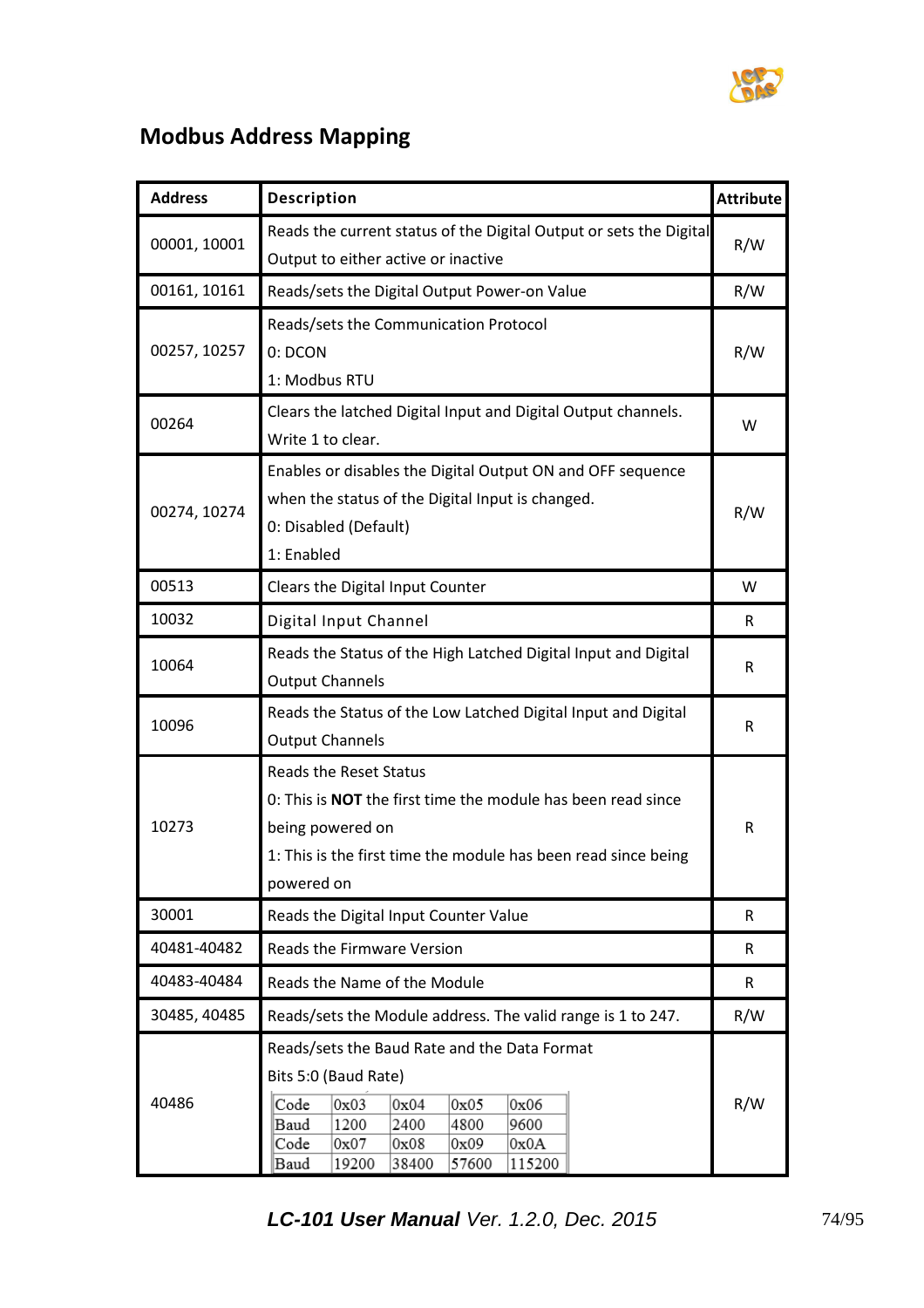## Modbus Address Mapping

| Address | Description | Attribute |
|---|---|---|
| 00001, 10001 | Reads the current status of the Digital Output or sets the Digital Output to either active or inactive | R/W |
| 00161, 10161 | Reads/sets the Digital Output Power-on Value | R/W |
| 00257, 10257 | Reads/sets the Communication Protocol<br>0: DCON<br>1: Modbus RTU | R/W |
| 00264 | Clears the latched Digital Input and Digital Output channels. Write 1 to clear. | W |
| 00274, 10274 | Enables or disables the Digital Output ON and OFF sequence when the status of the Digital Input is changed.<br>0: Disabled (Default)<br>1: Enabled | R/W |
| 00513 | Clears the Digital Input Counter | W |
| 10032 | Digital Input Channel | R |
| 10064 | Reads the Status of the High Latched Digital Input and Digital Output Channels | R |
| 10096 | Reads the Status of the Low Latched Digital Input and Digital Output Channels | R |
| 10273 | Reads the Reset Status<br>0: This is **NOT** the first time the module has been read since being powered on<br>1: This is the first time the module has been read since being powered on | R |
| 30001 | Reads the Digital Input Counter Value | R |
| 40481-40482 | Reads the Firmware Version | R |
| 40483-40484 | Reads the Name of the Module | R |
| 30485, 40485 | Reads/sets the Module address. The valid range is 1 to 247. | R/W |
| 40486 | Reads/sets the Baud Rate and the Data Format<br>Bits 5:0 (Baud Rate)<br>Code: 0x03, 0x04, 0x05, 0x06<br>Baud: 1200, 2400, 4800, 9600<br>Code: 0x07, 0x08, 0x09, 0x0A<br>Baud: 19200, 38400, 57600, 115200 | R/W |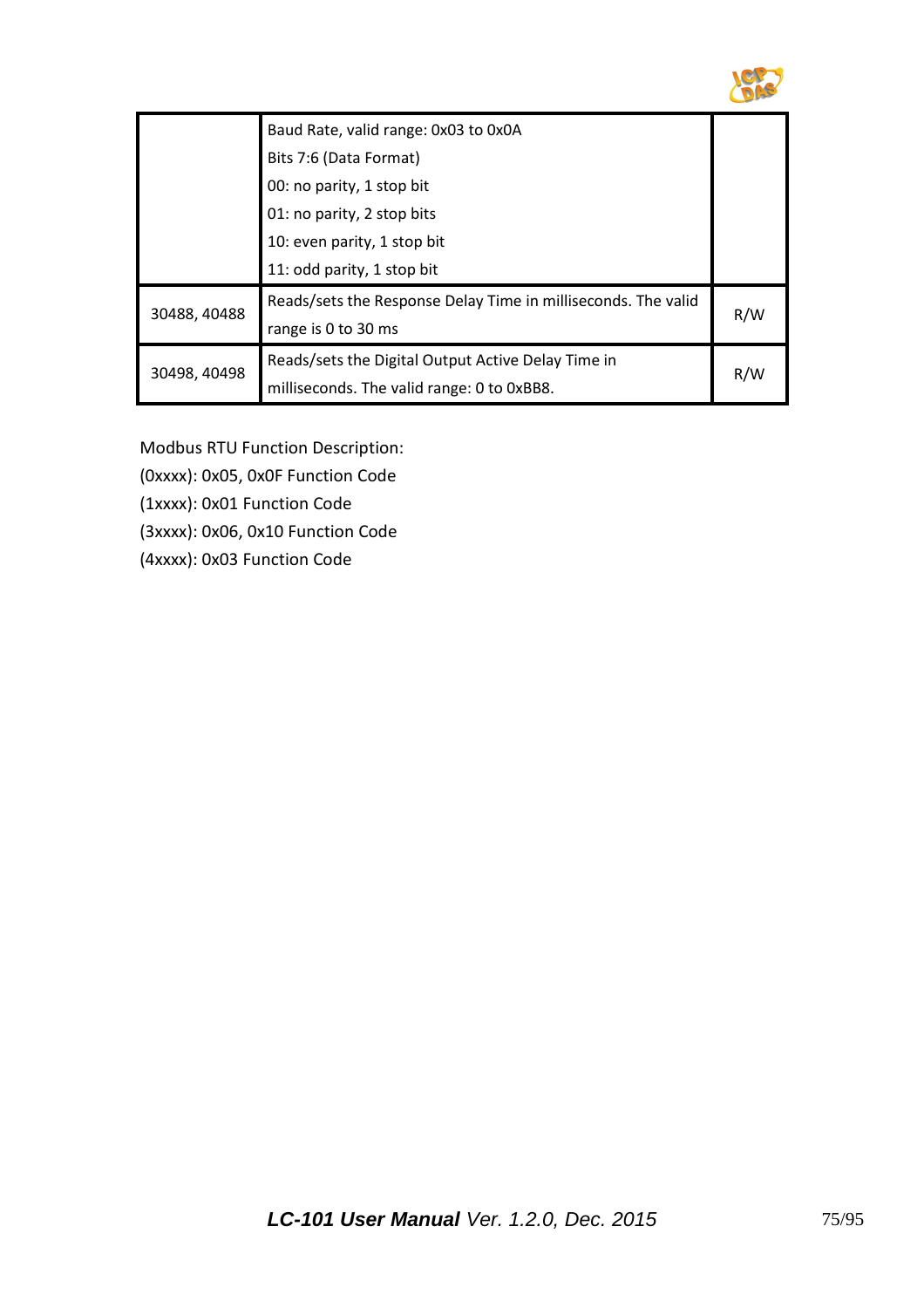| | | |
|---|---|---|
| | Baud Rate, valid range: 0x03 to 0x0A<br>Bits 7:6 (Data Format)<br>00: no parity, 1 stop bit<br>01: no parity, 2 stop bits<br>10: even parity, 1 stop bit<br>11: odd parity, 1 stop bit | |
| 30488, 40488 | Reads/sets the Response Delay Time in milliseconds. The valid range is 0 to 30 ms | R/W |
| 30498, 40498 | Reads/sets the Digital Output Active Delay Time in milliseconds. The valid range: 0 to 0xBB8. | R/W |

Modbus RTU Function Description:

(0xxxx): 0x05, 0x0F Function Code

(1xxxx): 0x01 Function Code

(3xxxx): 0x06, 0x10 Function Code

(4xxxx): 0x03 Function Code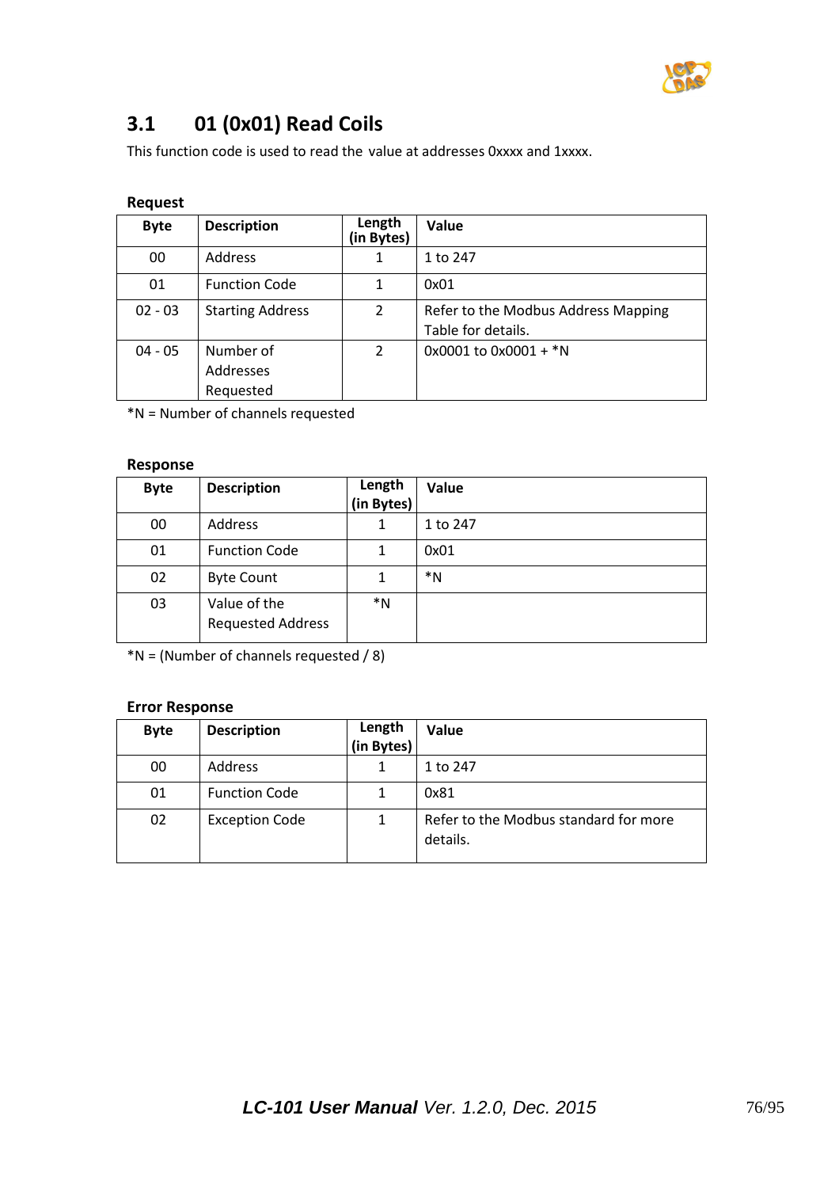## 3.1 01 (0x01) Read Coils

This function code is used to read the value at addresses 0xxxx and 1xxxx.

**Request**

| Byte | Description | Length (in Bytes) | Value |
|---|---|---|---|
| 00 | Address | 1 | 1 to 247 |
| 01 | Function Code | 1 | 0x01 |
| 02 - 03 | Starting Address | 2 | Refer to the Modbus Address Mapping Table for details. |
| 04 - 05 | Number of Addresses Requested | 2 | 0x0001 to 0x0001 + *N |

*N = Number of channels requested

**Response**

| Byte | Description | Length (in Bytes) | Value |
|---|---|---|---|
| 00 | Address | 1 | 1 to 247 |
| 01 | Function Code | 1 | 0x01 |
| 02 | Byte Count | 1 | *N |
| 03 | Value of the Requested Address | *N | |

*N = (Number of channels requested / 8)

**Error Response**

| Byte | Description | Length (in Bytes) | Value |
|---|---|---|---|
| 00 | Address | 1 | 1 to 247 |
| 01 | Function Code | 1 | 0x81 |
| 02 | Exception Code | 1 | Refer to the Modbus standard for more details. |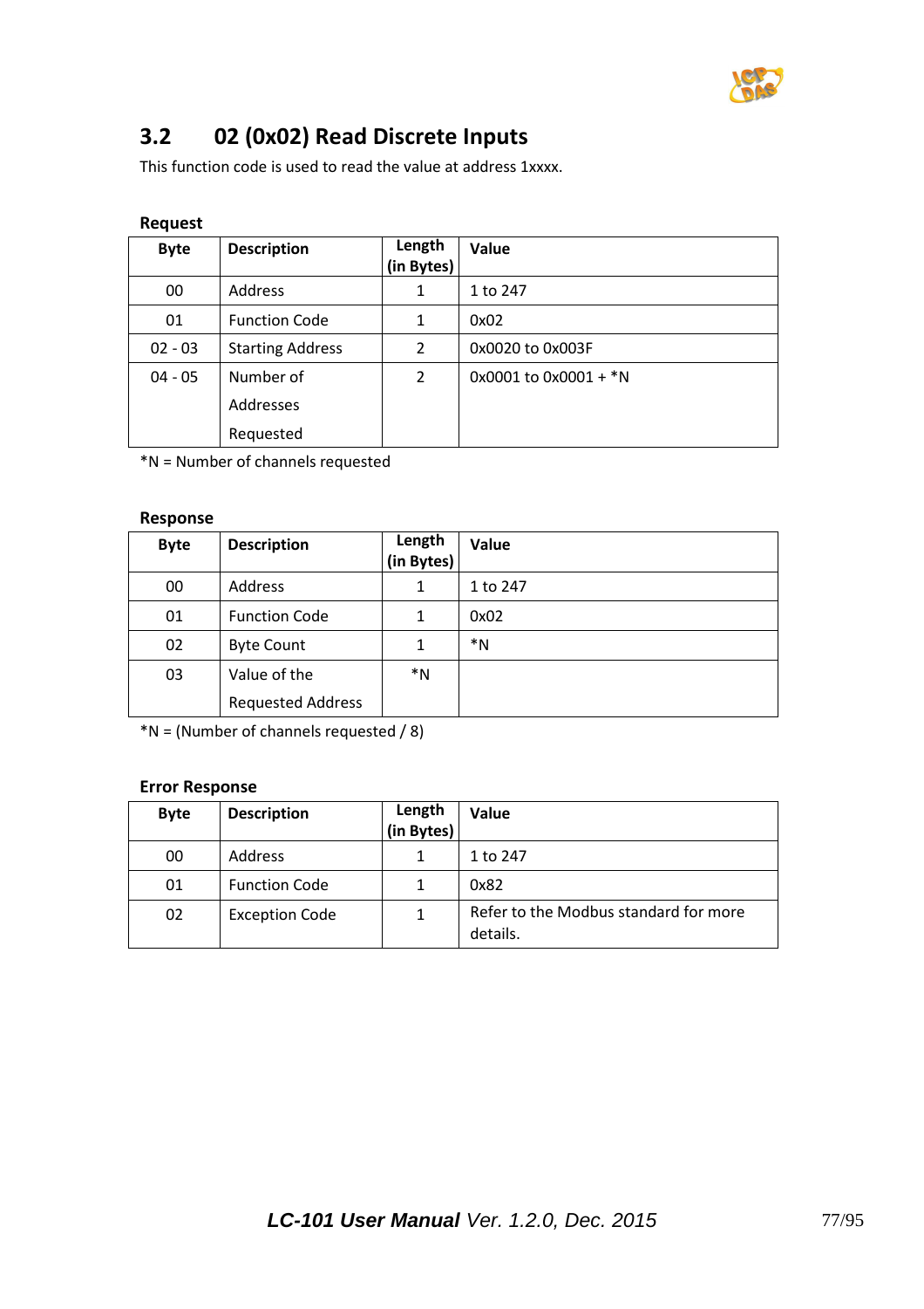## 3.2 02 (0x02) Read Discrete Inputs

This function code is used to read the value at address 1xxxx.

**Request**

| Byte | Description | Length (in Bytes) | Value |
|---|---|---|---|
| 00 | Address | 1 | 1 to 247 |
| 01 | Function Code | 1 | 0x02 |
| 02 - 03 | Starting Address | 2 | 0x0020 to 0x003F |
| 04 - 05 | Number of Addresses Requested | 2 | 0x0001 to 0x0001 + *N |

*N = Number of channels requested

**Response**

| Byte | Description | Length (in Bytes) | Value |
|---|---|---|---|
| 00 | Address | 1 | 1 to 247 |
| 01 | Function Code | 1 | 0x02 |
| 02 | Byte Count | 1 | *N |
| 03 | Value of the Requested Address | *N | |

*N = (Number of channels requested / 8)

**Error Response**

| Byte | Description | Length (in Bytes) | Value |
|---|---|---|---|
| 00 | Address | 1 | 1 to 247 |
| 01 | Function Code | 1 | 0x82 |
| 02 | Exception Code | 1 | Refer to the Modbus standard for more details. |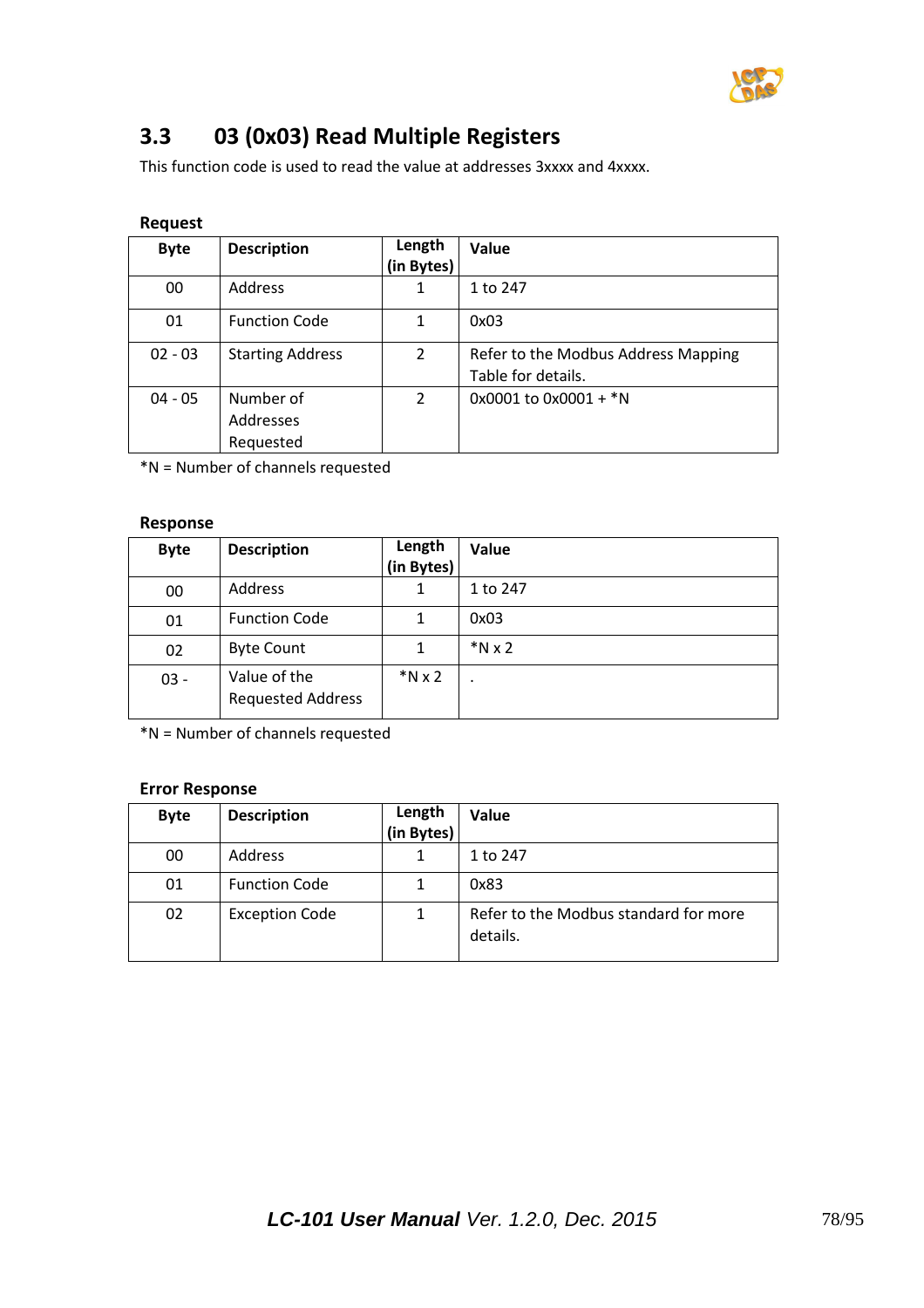## 3.3 03 (0x03) Read Multiple Registers

This function code is used to read the value at addresses 3xxxx and 4xxxx.

**Request**

| Byte | Description | Length (in Bytes) | Value |
|---|---|---|---|
| 00 | Address | 1 | 1 to 247 |
| 01 | Function Code | 1 | 0x03 |
| 02 - 03 | Starting Address | 2 | Refer to the Modbus Address Mapping Table for details. |
| 04 - 05 | Number of Addresses Requested | 2 | 0x0001 to 0x0001 + *N |

*N = Number of channels requested

**Response**

| Byte | Description | Length (in Bytes) | Value |
|---|---|---|---|
| 00 | Address | 1 | 1 to 247 |
| 01 | Function Code | 1 | 0x03 |
| 02 | Byte Count | 1 | *N x 2 |
| 03 - | Value of the Requested Address | *N x 2 | . |

*N = Number of channels requested

**Error Response**

| Byte | Description | Length (in Bytes) | Value |
|---|---|---|---|
| 00 | Address | 1 | 1 to 247 |
| 01 | Function Code | 1 | 0x83 |
| 02 | Exception Code | 1 | Refer to the Modbus standard for more details. |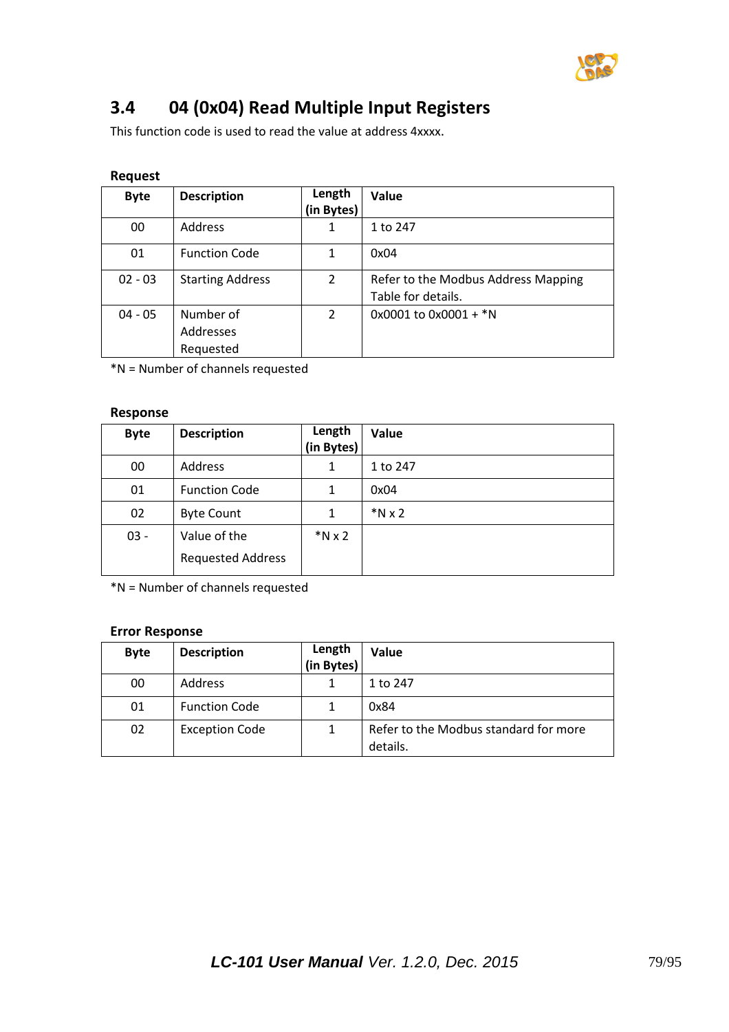## 3.4 04 (0x04) Read Multiple Input Registers

This function code is used to read the value at address 4xxxx.

**Request**

| Byte | Description | Length (in Bytes) | Value |
|---|---|---|---|
| 00 | Address | 1 | 1 to 247 |
| 01 | Function Code | 1 | 0x04 |
| 02 - 03 | Starting Address | 2 | Refer to the Modbus Address Mapping Table for details. |
| 04 - 05 | Number of Addresses Requested | 2 | 0x0001 to 0x0001 + *N |

*N = Number of channels requested

**Response**

| Byte | Description | Length (in Bytes) | Value |
|---|---|---|---|
| 00 | Address | 1 | 1 to 247 |
| 01 | Function Code | 1 | 0x04 |
| 02 | Byte Count | 1 | *N x 2 |
| 03 - | Value of the Requested Address | *N x 2 | |

*N = Number of channels requested

**Error Response**

| Byte | Description | Length (in Bytes) | Value |
|---|---|---|---|
| 00 | Address | 1 | 1 to 247 |
| 01 | Function Code | 1 | 0x84 |
| 02 | Exception Code | 1 | Refer to the Modbus standard for more details. |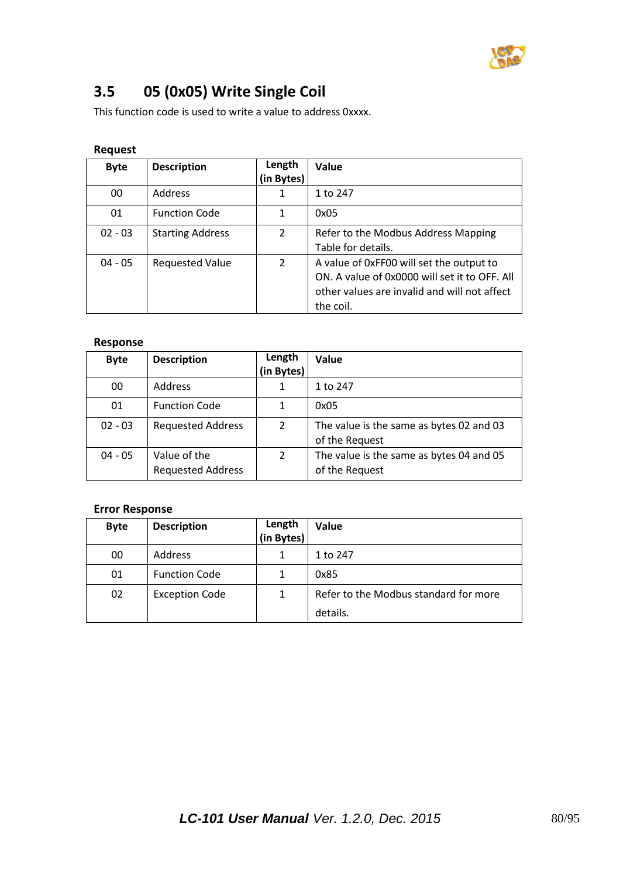## 3.5 05 (0x05) Write Single Coil

This function code is used to write a value to address 0xxxx.

**Request**

| Byte | Description | Length (in Bytes) | Value |
|---|---|---|---|
| 00 | Address | 1 | 1 to 247 |
| 01 | Function Code | 1 | 0x05 |
| 02 - 03 | Starting Address | 2 | Refer to the Modbus Address Mapping Table for details. |
| 04 - 05 | Requested Value | 2 | A value of 0xFF00 will set the output to ON. A value of 0x0000 will set it to OFF. All other values are invalid and will not affect the coil. |

**Response**

| Byte | Description | Length (in Bytes) | Value |
|---|---|---|---|
| 00 | Address | 1 | 1 to 247 |
| 01 | Function Code | 1 | 0x05 |
| 02 - 03 | Requested Address | 2 | The value is the same as bytes 02 and 03 of the Request |
| 04 - 05 | Value of the Requested Address | 2 | The value is the same as bytes 04 and 05 of the Request |

**Error Response**

| Byte | Description | Length (in Bytes) | Value |
|---|---|---|---|
| 00 | Address | 1 | 1 to 247 |
| 01 | Function Code | 1 | 0x85 |
| 02 | Exception Code | 1 | Refer to the Modbus standard for more details. |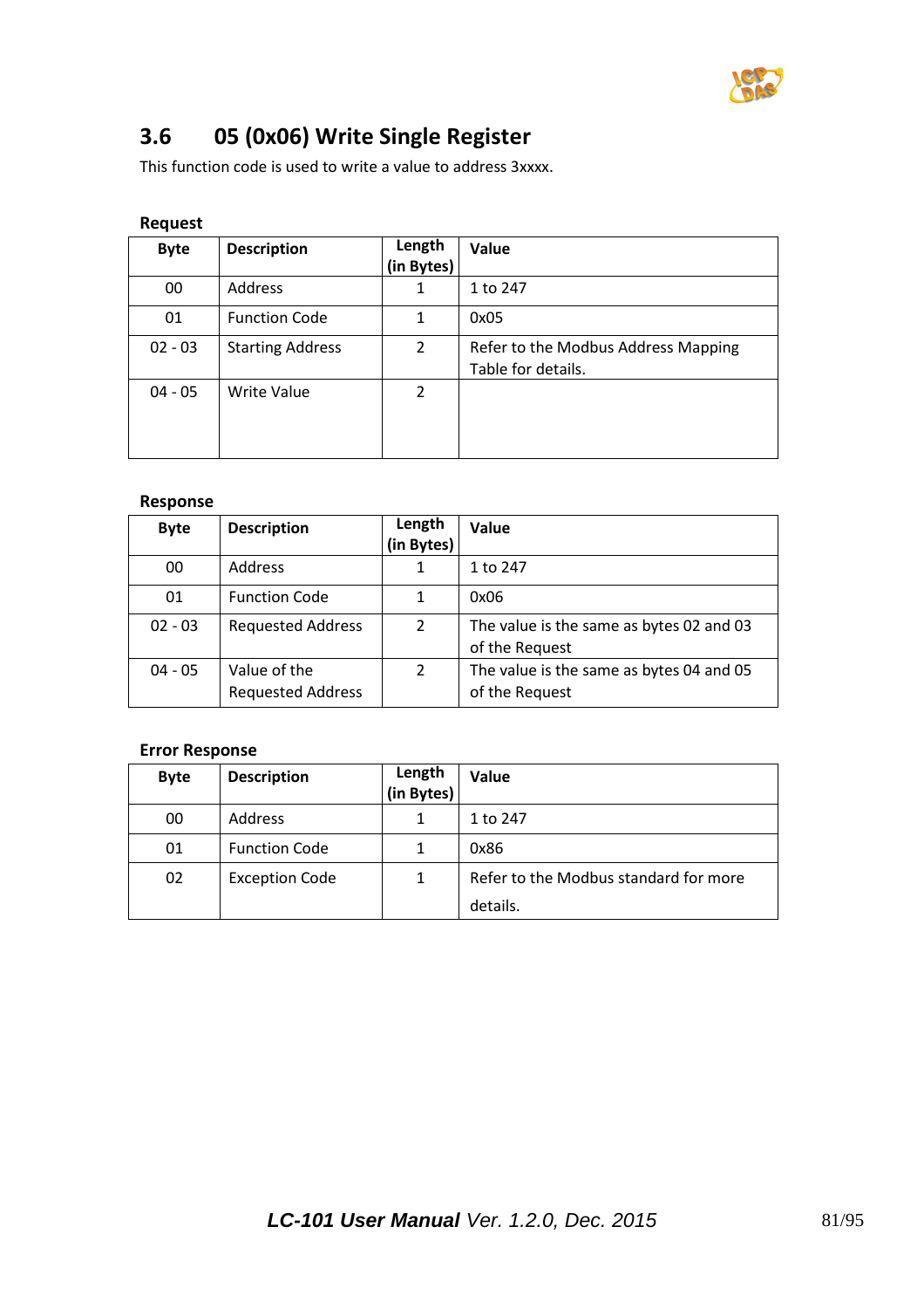## 3.6 05 (0x06) Write Single Register

This function code is used to write a value to address 3xxxx.

**Request**

| Byte | Description | Length (in Bytes) | Value |
|---|---|---|---|
| 00 | Address | 1 | 1 to 247 |
| 01 | Function Code | 1 | 0x05 |
| 02 - 03 | Starting Address | 2 | Refer to the Modbus Address Mapping Table for details. |
| 04 - 05 | Write Value | 2 | |

**Response**

| Byte | Description | Length (in Bytes) | Value |
|---|---|---|---|
| 00 | Address | 1 | 1 to 247 |
| 01 | Function Code | 1 | 0x06 |
| 02 - 03 | Requested Address | 2 | The value is the same as bytes 02 and 03 of the Request |
| 04 - 05 | Value of the Requested Address | 2 | The value is the same as bytes 04 and 05 of the Request |

**Error Response**

| Byte | Description | Length (in Bytes) | Value |
|---|---|---|---|
| 00 | Address | 1 | 1 to 247 |
| 01 | Function Code | 1 | 0x86 |
| 02 | Exception Code | 1 | Refer to the Modbus standard for more details. |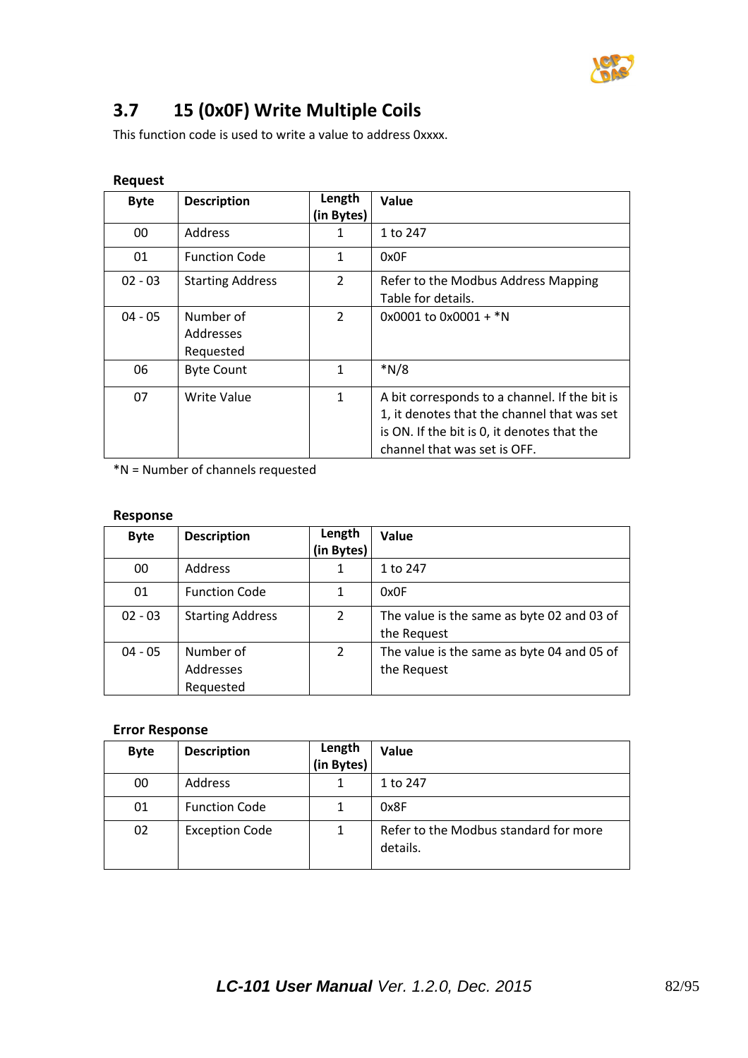## 3.7 15 (0x0F) Write Multiple Coils

This function code is used to write a value to address 0xxxx.

**Request**

| Byte | Description | Length (in Bytes) | Value |
|---|---|---|---|
| 00 | Address | 1 | 1 to 247 |
| 01 | Function Code | 1 | 0x0F |
| 02 - 03 | Starting Address | 2 | Refer to the Modbus Address Mapping Table for details. |
| 04 - 05 | Number of Addresses Requested | 2 | 0x0001 to 0x0001 + *N |
| 06 | Byte Count | 1 | *N/8 |
| 07 | Write Value | 1 | A bit corresponds to a channel. If the bit is 1, it denotes that the channel that was set is ON. If the bit is 0, it denotes that the channel that was set is OFF. |

*N = Number of channels requested

**Response**

| Byte | Description | Length (in Bytes) | Value |
|---|---|---|---|
| 00 | Address | 1 | 1 to 247 |
| 01 | Function Code | 1 | 0x0F |
| 02 - 03 | Starting Address | 2 | The value is the same as byte 02 and 03 of the Request |
| 04 - 05 | Number of Addresses Requested | 2 | The value is the same as byte 04 and 05 of the Request |

**Error Response**

| Byte | Description | Length (in Bytes) | Value |
|---|---|---|---|
| 00 | Address | 1 | 1 to 247 |
| 01 | Function Code | 1 | 0x8F |
| 02 | Exception Code | 1 | Refer to the Modbus standard for more details. |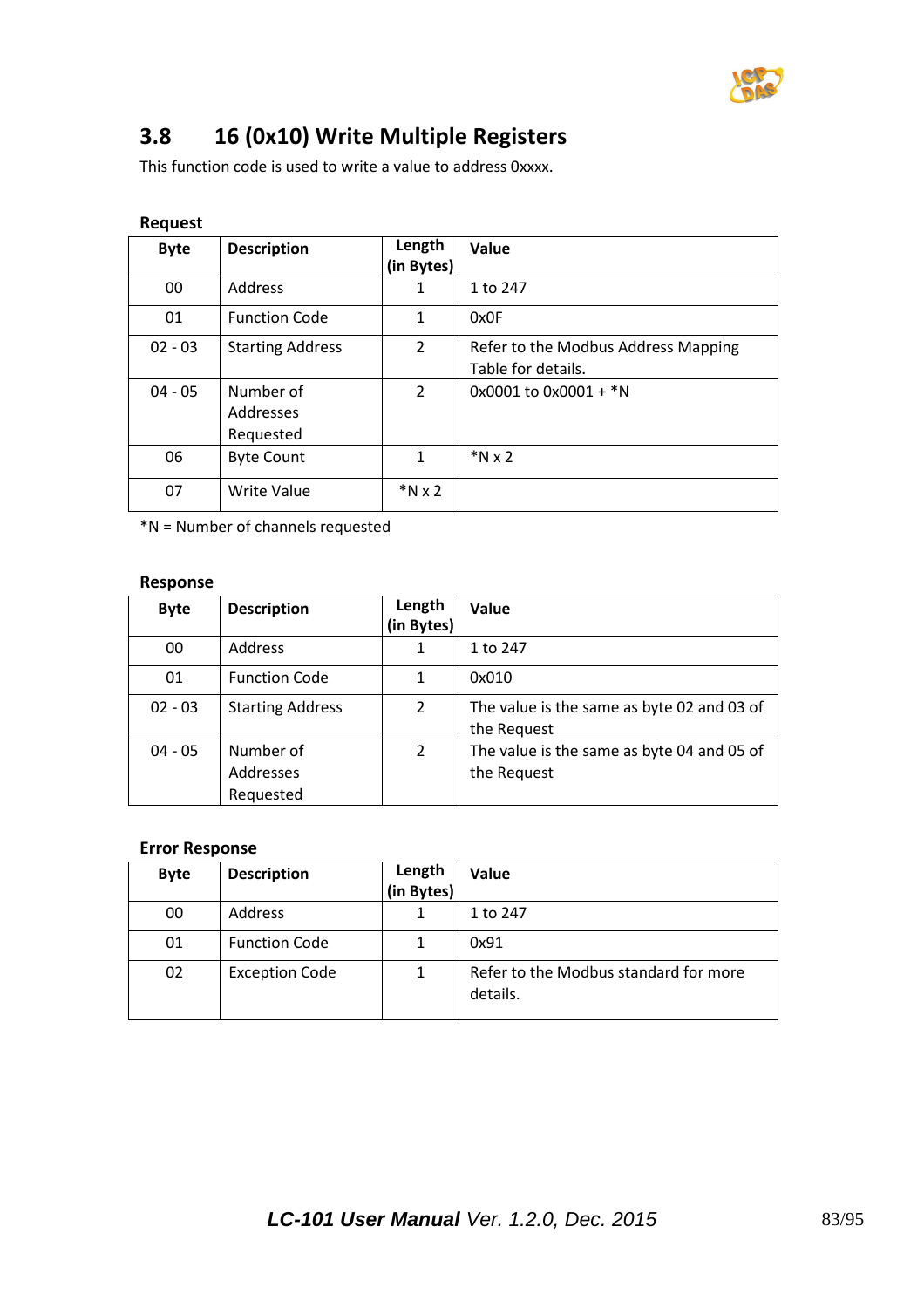## 3.8 16 (0x10) Write Multiple Registers

This function code is used to write a value to address 0xxxx.

**Request**

| Byte | Description | Length (in Bytes) | Value |
|---|---|---|---|
| 00 | Address | 1 | 1 to 247 |
| 01 | Function Code | 1 | 0x0F |
| 02 - 03 | Starting Address | 2 | Refer to the Modbus Address Mapping Table for details. |
| 04 - 05 | Number of Addresses Requested | 2 | 0x0001 to 0x0001 + *N |
| 06 | Byte Count | 1 | *N x 2 |
| 07 | Write Value | *N x 2 | |

*N = Number of channels requested

**Response**

| Byte | Description | Length (in Bytes) | Value |
|---|---|---|---|
| 00 | Address | 1 | 1 to 247 |
| 01 | Function Code | 1 | 0x010 |
| 02 - 03 | Starting Address | 2 | The value is the same as byte 02 and 03 of the Request |
| 04 - 05 | Number of Addresses Requested | 2 | The value is the same as byte 04 and 05 of the Request |

**Error Response**

| Byte | Description | Length (in Bytes) | Value |
|---|---|---|---|
| 00 | Address | 1 | 1 to 247 |
| 01 | Function Code | 1 | 0x91 |
| 02 | Exception Code | 1 | Refer to the Modbus standard for more details. |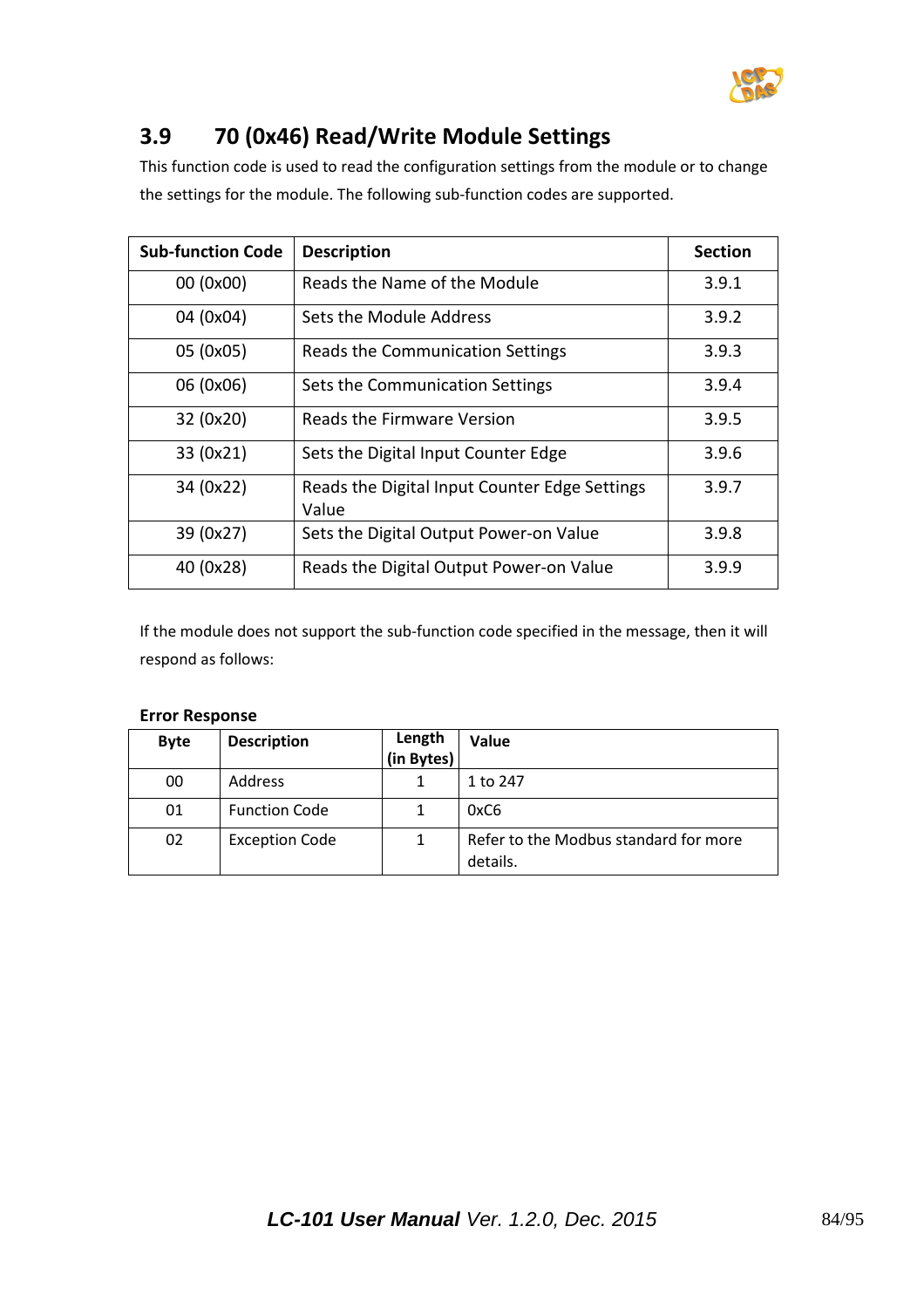## 3.9 70 (0x46) Read/Write Module Settings

This function code is used to read the configuration settings from the module or to change the settings for the module. The following sub-function codes are supported.

| Sub-function Code | Description | Section |
|---|---|---|
| 00 (0x00) | Reads the Name of the Module | 3.9.1 |
| 04 (0x04) | Sets the Module Address | 3.9.2 |
| 05 (0x05) | Reads the Communication Settings | 3.9.3 |
| 06 (0x06) | Sets the Communication Settings | 3.9.4 |
| 32 (0x20) | Reads the Firmware Version | 3.9.5 |
| 33 (0x21) | Sets the Digital Input Counter Edge | 3.9.6 |
| 34 (0x22) | Reads the Digital Input Counter Edge Settings Value | 3.9.7 |
| 39 (0x27) | Sets the Digital Output Power-on Value | 3.9.8 |
| 40 (0x28) | Reads the Digital Output Power-on Value | 3.9.9 |

If the module does not support the sub-function code specified in the message, then it will respond as follows:

**Error Response**

| Byte | Description | Length (in Bytes) | Value |
|---|---|---|---|
| 00 | Address | 1 | 1 to 247 |
| 01 | Function Code | 1 | 0xC6 |
| 02 | Exception Code | 1 | Refer to the Modbus standard for more details. |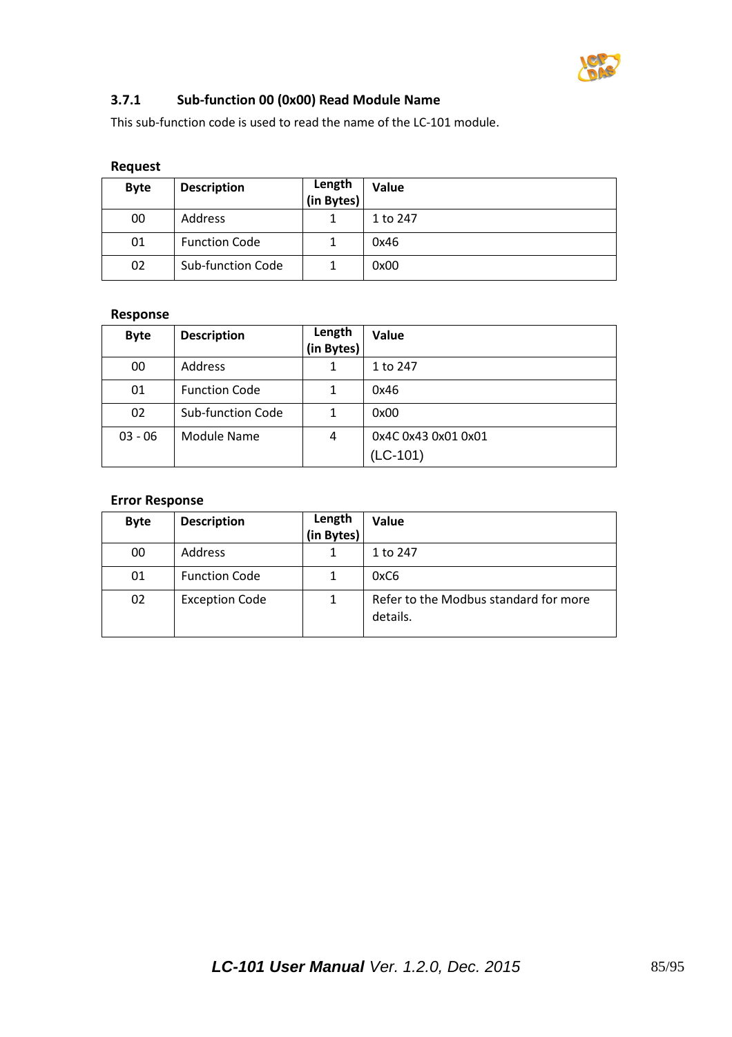### 3.7.1 Sub-function 00 (0x00) Read Module Name

This sub-function code is used to read the name of the LC-101 module.

**Request**

| Byte | Description | Length (in Bytes) | Value |
|---|---|---|---|
| 00 | Address | 1 | 1 to 247 |
| 01 | Function Code | 1 | 0x46 |
| 02 | Sub-function Code | 1 | 0x00 |

**Response**

| Byte | Description | Length (in Bytes) | Value |
|---|---|---|---|
| 00 | Address | 1 | 1 to 247 |
| 01 | Function Code | 1 | 0x46 |
| 02 | Sub-function Code | 1 | 0x00 |
| 03 - 06 | Module Name | 4 | 0x4C 0x43 0x01 0x01 (LC-101) |

**Error Response**

| Byte | Description | Length (in Bytes) | Value |
|---|---|---|---|
| 00 | Address | 1 | 1 to 247 |
| 01 | Function Code | 1 | 0xC6 |
| 02 | Exception Code | 1 | Refer to the Modbus standard for more details. |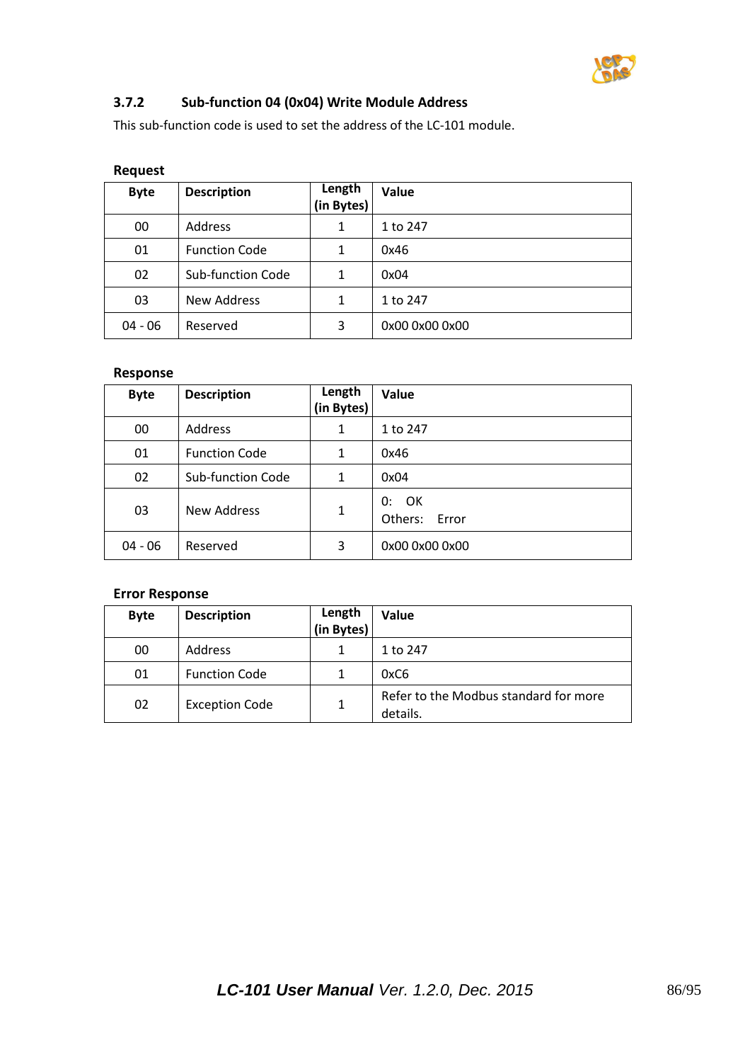### 3.7.2 Sub-function 04 (0x04) Write Module Address

This sub-function code is used to set the address of the LC-101 module.

**Request**

| Byte | Description | Length (in Bytes) | Value |
|---|---|---|---|
| 00 | Address | 1 | 1 to 247 |
| 01 | Function Code | 1 | 0x46 |
| 02 | Sub-function Code | 1 | 0x04 |
| 03 | New Address | 1 | 1 to 247 |
| 04 - 06 | Reserved | 3 | 0x00 0x00 0x00 |

**Response**

| Byte | Description | Length (in Bytes) | Value |
|---|---|---|---|
| 00 | Address | 1 | 1 to 247 |
| 01 | Function Code | 1 | 0x46 |
| 02 | Sub-function Code | 1 | 0x04 |
| 03 | New Address | 1 | 0: OK<br>Others: Error |
| 04 - 06 | Reserved | 3 | 0x00 0x00 0x00 |

**Error Response**

| Byte | Description | Length (in Bytes) | Value |
|---|---|---|---|
| 00 | Address | 1 | 1 to 247 |
| 01 | Function Code | 1 | 0xC6 |
| 02 | Exception Code | 1 | Refer to the Modbus standard for more details. |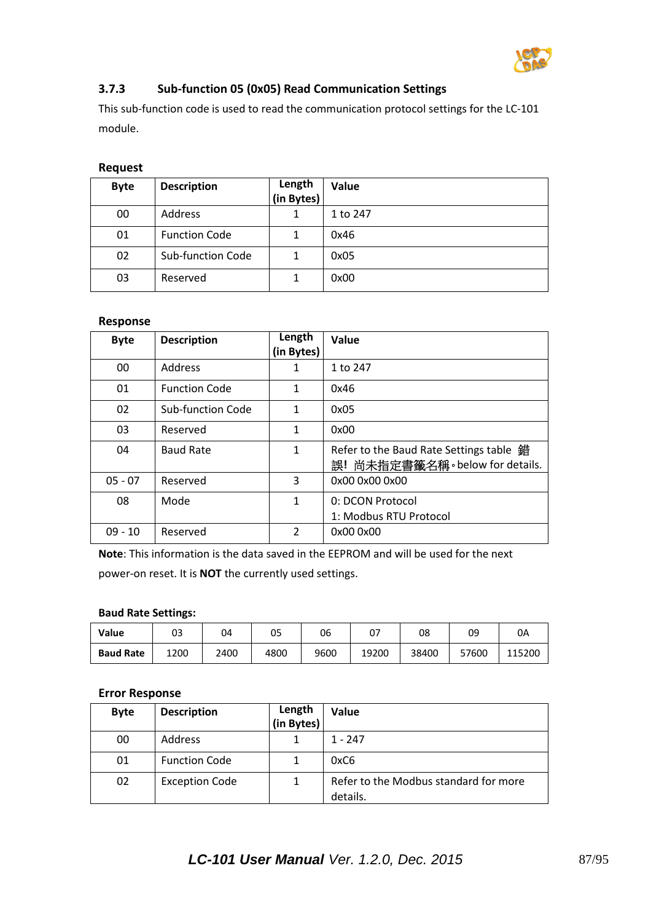### 3.7.3 Sub-function 05 (0x05) Read Communication Settings

This sub-function code is used to read the communication protocol settings for the LC-101 module.

**Request**

| Byte | Description | Length (in Bytes) | Value |
|---|---|---|---|
| 00 | Address | 1 | 1 to 247 |
| 01 | Function Code | 1 | 0x46 |
| 02 | Sub-function Code | 1 | 0x05 |
| 03 | Reserved | 1 | 0x00 |

**Response**

| Byte | Description | Length (in Bytes) | Value |
|---|---|---|---|
| 00 | Address | 1 | 1 to 247 |
| 01 | Function Code | 1 | 0x46 |
| 02 | Sub-function Code | 1 | 0x05 |
| 03 | Reserved | 1 | 0x00 |
| 04 | Baud Rate | 1 | Refer to the Baud Rate Settings table 錯誤! 尚未指定書籤名稱。below for details. |
| 05 - 07 | Reserved | 3 | 0x00 0x00 0x00 |
| 08 | Mode | 1 | 0: DCON Protocol<br>1: Modbus RTU Protocol |
| 09 - 10 | Reserved | 2 | 0x00 0x00 |

**Note**: This information is the data saved in the EEPROM and will be used for the next power-on reset. It is **NOT** the currently used settings.

**Baud Rate Settings:**

| **Value** | 03 | 04 | 05 | 06 | 07 | 08 | 09 | 0A |
|---|---|---|---|---|---|---|---|---|
| **Baud Rate** | 1200 | 2400 | 4800 | 9600 | 19200 | 38400 | 57600 | 115200 |

**Error Response**

| Byte | Description | Length (in Bytes) | Value |
|---|---|---|---|
| 00 | Address | 1 | 1 - 247 |
| 01 | Function Code | 1 | 0xC6 |
| 02 | Exception Code | 1 | Refer to the Modbus standard for more details. |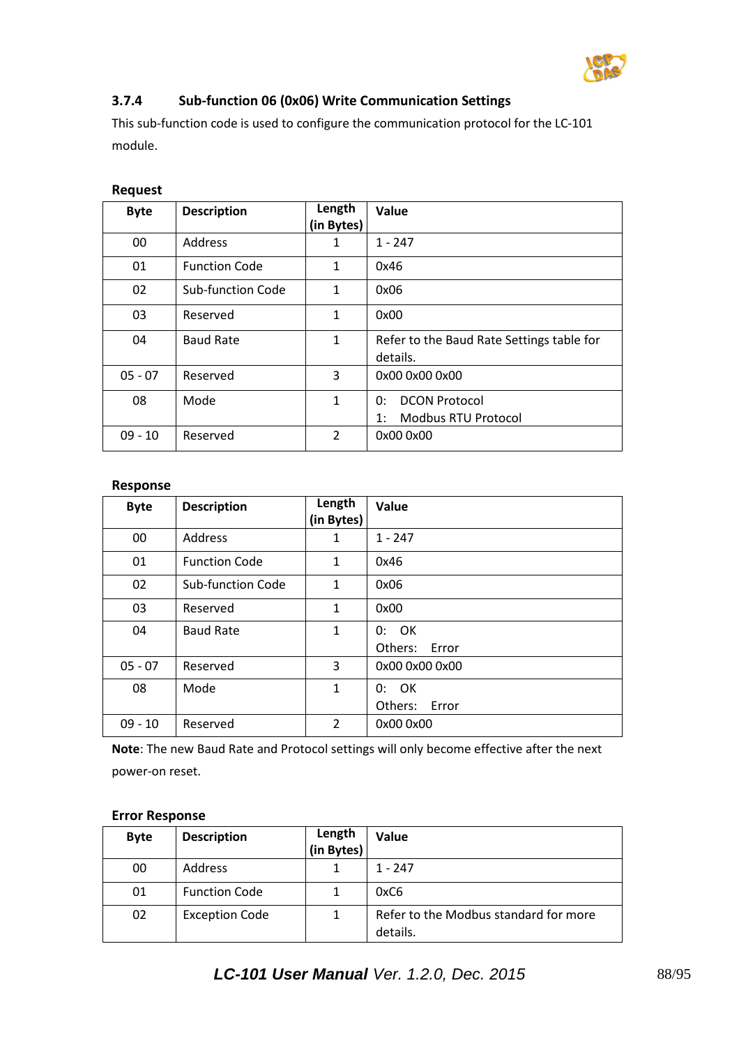### 3.7.4 Sub-function 06 (0x06) Write Communication Settings

This sub-function code is used to configure the communication protocol for the LC-101 module.

**Request**

| Byte | Description | Length (in Bytes) | Value |
|---|---|---|---|
| 00 | Address | 1 | 1 - 247 |
| 01 | Function Code | 1 | 0x46 |
| 02 | Sub-function Code | 1 | 0x06 |
| 03 | Reserved | 1 | 0x00 |
| 04 | Baud Rate | 1 | Refer to the Baud Rate Settings table for details. |
| 05 - 07 | Reserved | 3 | 0x00 0x00 0x00 |
| 08 | Mode | 1 | 0: DCON Protocol<br>1: Modbus RTU Protocol |
| 09 - 10 | Reserved | 2 | 0x00 0x00 |

**Response**

| Byte | Description | Length (in Bytes) | Value |
|---|---|---|---|
| 00 | Address | 1 | 1 - 247 |
| 01 | Function Code | 1 | 0x46 |
| 02 | Sub-function Code | 1 | 0x06 |
| 03 | Reserved | 1 | 0x00 |
| 04 | Baud Rate | 1 | 0: OK<br>Others: Error |
| 05 - 07 | Reserved | 3 | 0x00 0x00 0x00 |
| 08 | Mode | 1 | 0: OK<br>Others: Error |
| 09 - 10 | Reserved | 2 | 0x00 0x00 |

**Note**: The new Baud Rate and Protocol settings will only become effective after the next power-on reset.

**Error Response**

| Byte | Description | Length (in Bytes) | Value |
|---|---|---|---|
| 00 | Address | 1 | 1 - 247 |
| 01 | Function Code | 1 | 0xC6 |
| 02 | Exception Code | 1 | Refer to the Modbus standard for more details. |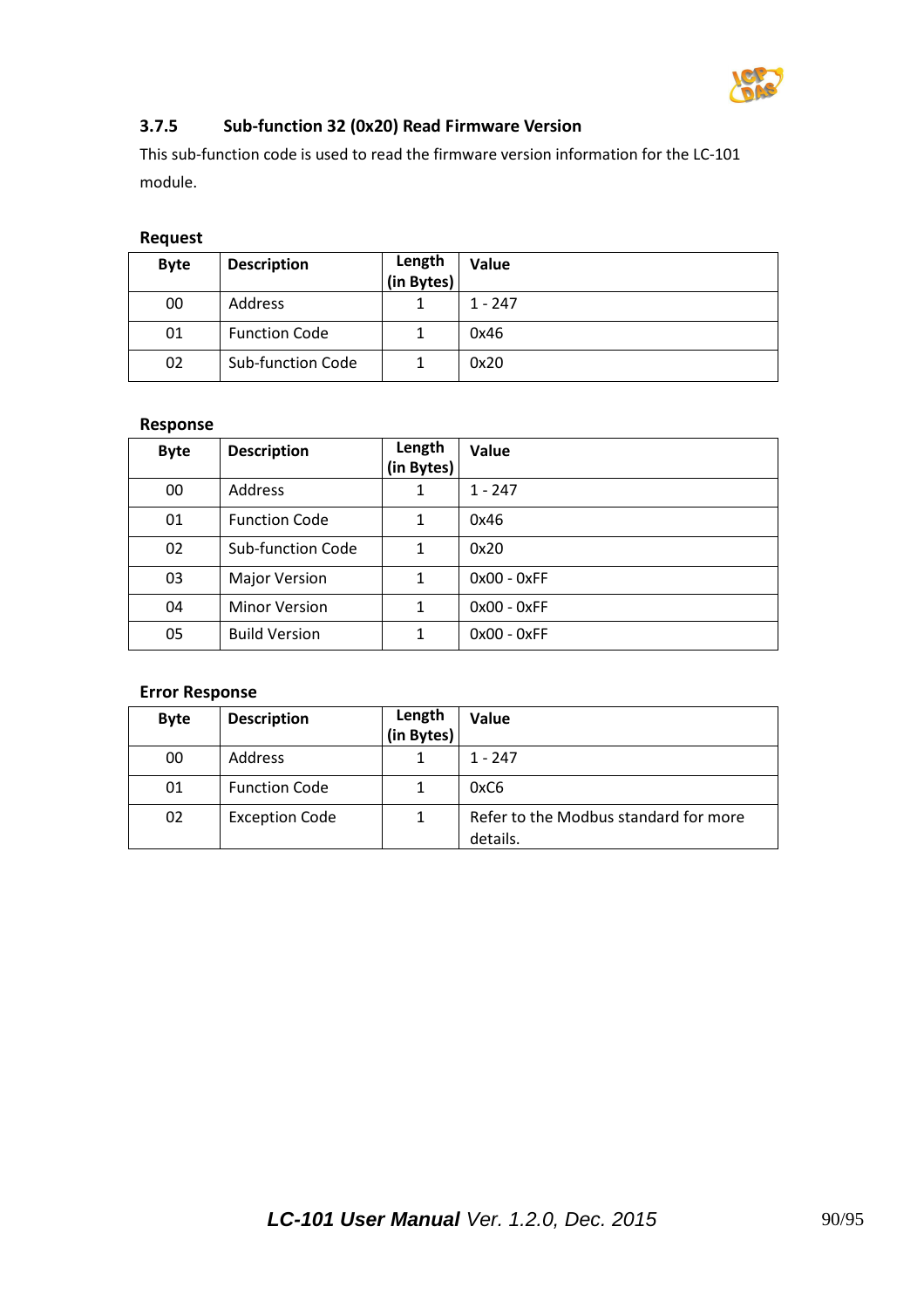### 3.7.5 Sub-function 32 (0x20) Read Firmware Version

This sub-function code is used to read the firmware version information for the LC-101 module.

**Request**

| Byte | Description | Length (in Bytes) | Value |
|---|---|---|---|
| 00 | Address | 1 | 1 - 247 |
| 01 | Function Code | 1 | 0x46 |
| 02 | Sub-function Code | 1 | 0x20 |

**Response**

| Byte | Description | Length (in Bytes) | Value |
|---|---|---|---|
| 00 | Address | 1 | 1 - 247 |
| 01 | Function Code | 1 | 0x46 |
| 02 | Sub-function Code | 1 | 0x20 |
| 03 | Major Version | 1 | 0x00 - 0xFF |
| 04 | Minor Version | 1 | 0x00 - 0xFF |
| 05 | Build Version | 1 | 0x00 - 0xFF |

**Error Response**

| Byte | Description | Length (in Bytes) | Value |
|---|---|---|---|
| 00 | Address | 1 | 1 - 247 |
| 01 | Function Code | 1 | 0xC6 |
| 02 | Exception Code | 1 | Refer to the Modbus standard for more details. |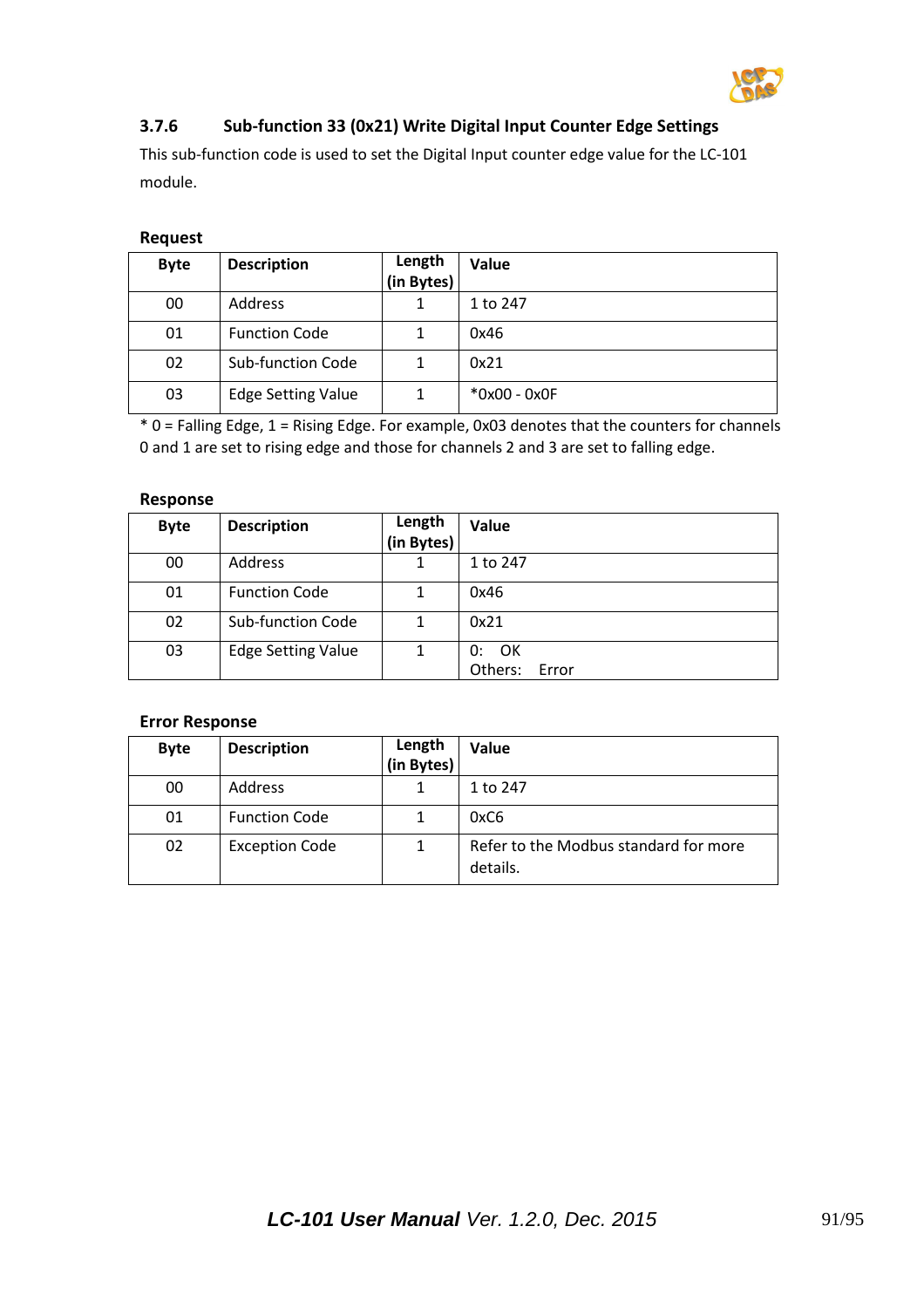### 3.7.6 Sub-function 33 (0x21) Write Digital Input Counter Edge Settings

This sub-function code is used to set the Digital Input counter edge value for the LC-101 module.

**Request**

| Byte | Description | Length (in Bytes) | Value |
|---|---|---|---|
| 00 | Address | 1 | 1 to 247 |
| 01 | Function Code | 1 | 0x46 |
| 02 | Sub-function Code | 1 | 0x21 |
| 03 | Edge Setting Value | 1 | *0x00 - 0x0F |

* 0 = Falling Edge, 1 = Rising Edge. For example, 0x03 denotes that the counters for channels 0 and 1 are set to rising edge and those for channels 2 and 3 are set to falling edge.

**Response**

| Byte | Description | Length (in Bytes) | Value |
|---|---|---|---|
| 00 | Address | 1 | 1 to 247 |
| 01 | Function Code | 1 | 0x46 |
| 02 | Sub-function Code | 1 | 0x21 |
| 03 | Edge Setting Value | 1 | 0: OK<br>Others: Error |

**Error Response**

| Byte | Description | Length (in Bytes) | Value |
|---|---|---|---|
| 00 | Address | 1 | 1 to 247 |
| 01 | Function Code | 1 | 0xC6 |
| 02 | Exception Code | 1 | Refer to the Modbus standard for more details. |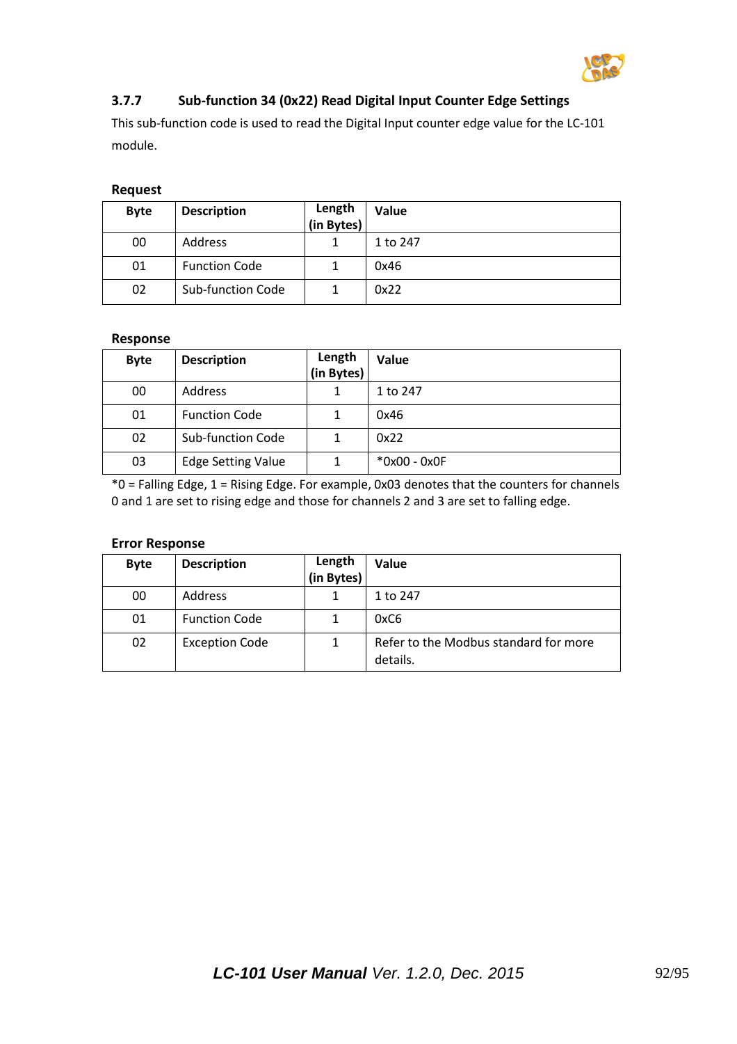### 3.7.7 Sub-function 34 (0x22) Read Digital Input Counter Edge Settings

This sub-function code is used to read the Digital Input counter edge value for the LC-101 module.

**Request**

| Byte | Description | Length (in Bytes) | Value |
|---|---|---|---|
| 00 | Address | 1 | 1 to 247 |
| 01 | Function Code | 1 | 0x46 |
| 02 | Sub-function Code | 1 | 0x22 |

**Response**

| Byte | Description | Length (in Bytes) | Value |
|---|---|---|---|
| 00 | Address | 1 | 1 to 247 |
| 01 | Function Code | 1 | 0x46 |
| 02 | Sub-function Code | 1 | 0x22 |
| 03 | Edge Setting Value | 1 | *0x00 - 0x0F |

*0 = Falling Edge, 1 = Rising Edge. For example, 0x03 denotes that the counters for channels 0 and 1 are set to rising edge and those for channels 2 and 3 are set to falling edge.

**Error Response**

| Byte | Description | Length (in Bytes) | Value |
|---|---|---|---|
| 00 | Address | 1 | 1 to 247 |
| 01 | Function Code | 1 | 0xC6 |
| 02 | Exception Code | 1 | Refer to the Modbus standard for more details. |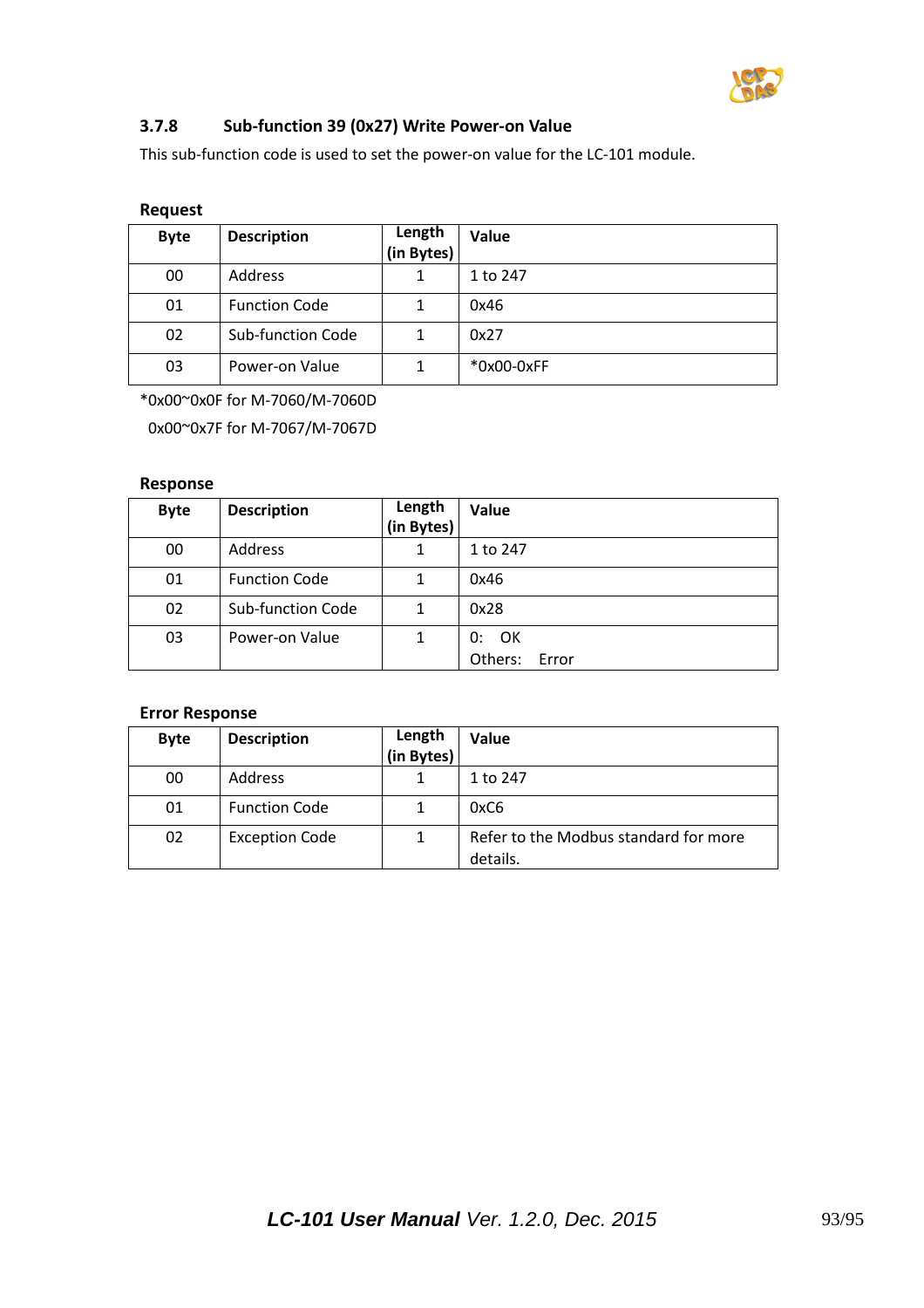### 3.7.8 Sub-function 39 (0x27) Write Power-on Value

This sub-function code is used to set the power-on value for the LC-101 module.

**Request**

| Byte | Description | Length (in Bytes) | Value |
|---|---|---|---|
| 00 | Address | 1 | 1 to 247 |
| 01 | Function Code | 1 | 0x46 |
| 02 | Sub-function Code | 1 | 0x27 |
| 03 | Power-on Value | 1 | *0x00-0xFF |

*0x00~0x0F for M-7060/M-7060D

0x00~0x7F for M-7067/M-7067D

**Response**

| Byte | Description | Length (in Bytes) | Value |
|---|---|---|---|
| 00 | Address | 1 | 1 to 247 |
| 01 | Function Code | 1 | 0x46 |
| 02 | Sub-function Code | 1 | 0x28 |
| 03 | Power-on Value | 1 | 0: OK<br>Others: Error |

**Error Response**

| Byte | Description | Length (in Bytes) | Value |
|---|---|---|---|
| 00 | Address | 1 | 1 to 247 |
| 01 | Function Code | 1 | 0xC6 |
| 02 | Exception Code | 1 | Refer to the Modbus standard for more details. |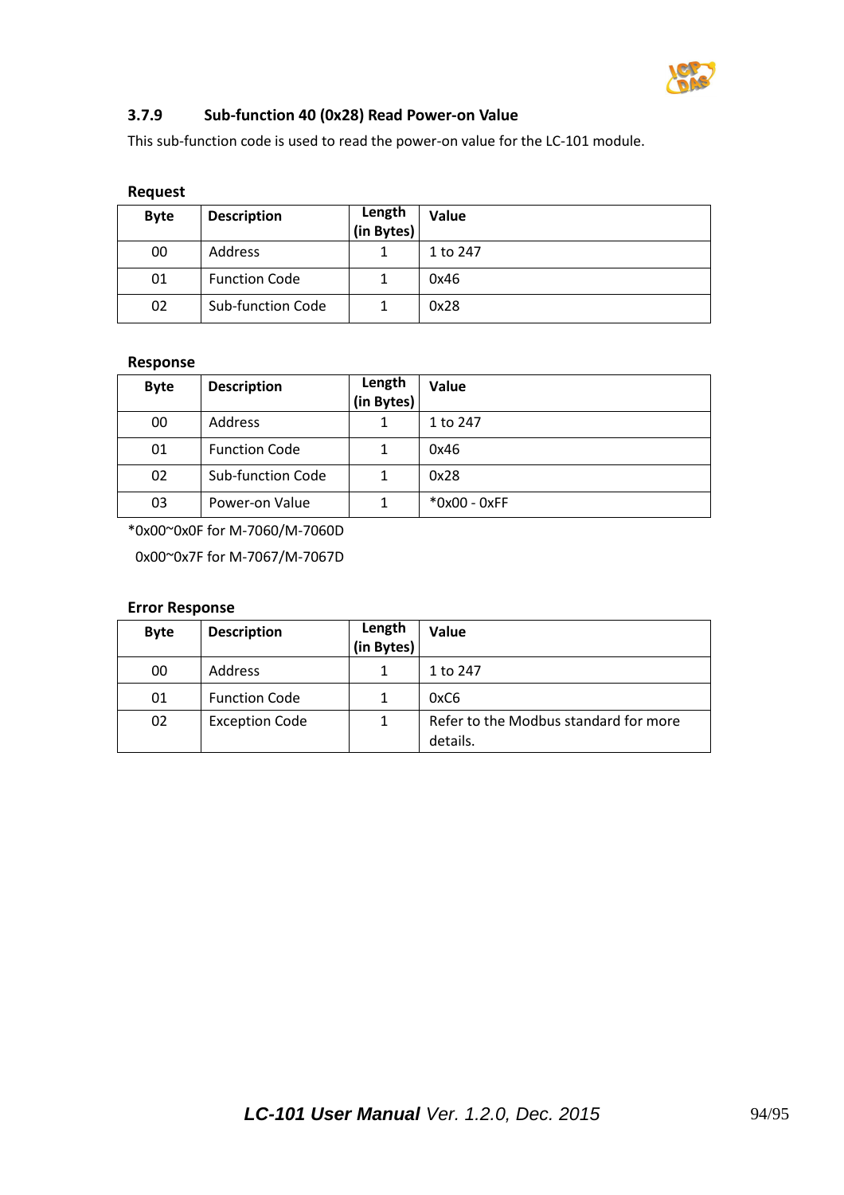### 3.7.9 Sub-function 40 (0x28) Read Power-on Value

This sub-function code is used to read the power-on value for the LC-101 module.

**Request**

| Byte | Description | Length (in Bytes) | Value |
|---|---|---|---|
| 00 | Address | 1 | 1 to 247 |
| 01 | Function Code | 1 | 0x46 |
| 02 | Sub-function Code | 1 | 0x28 |

**Response**

| Byte | Description | Length (in Bytes) | Value |
|---|---|---|---|
| 00 | Address | 1 | 1 to 247 |
| 01 | Function Code | 1 | 0x46 |
| 02 | Sub-function Code | 1 | 0x28 |
| 03 | Power-on Value | 1 | *0x00 - 0xFF |

*0x00~0x0F for M-7060/M-7060D

0x00~0x7F for M-7067/M-7067D

**Error Response**

| Byte | Description | Length (in Bytes) | Value |
|---|---|---|---|
| 00 | Address | 1 | 1 to 247 |
| 01 | Function Code | 1 | 0xC6 |
| 02 | Exception Code | 1 | Refer to the Modbus standard for more details. |